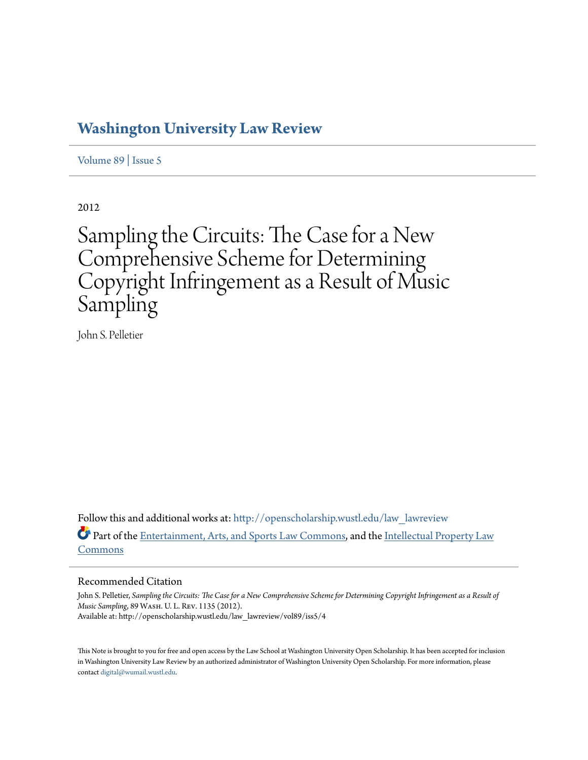# Washington University Law Review

Volume 89 | Issue 5

2012

# Sampling the Circuits: The Case for a New Comprehensive Scheme for Determining Copyright Infringement as a Result of Music Sampling

John S. Pelletier

Follow this and additional works at: http://openscholarship.wustl.edu/law_lawreview

Part of the Entertainment, Arts, and Sports Law Commons, and the Intellectual Property Law Commons

## Recommended Citation

John S. Pelletier, *Sampling the Circuits: The Case for a New Comprehensive Scheme for Determining Copyright Infringement as a Result of Music Sampling*, 89 Wash. U. L. Rev. 1135 (2012).
Available at: http://openscholarship.wustl.edu/law_lawreview/vol89/iss5/4

This Note is brought to you for free and open access by the Law School at Washington University Open Scholarship. It has been accepted for inclusion in Washington University Law Review by an authorized administrator of Washington University Open Scholarship. For more information, please contact digital@wumail.wustl.edu.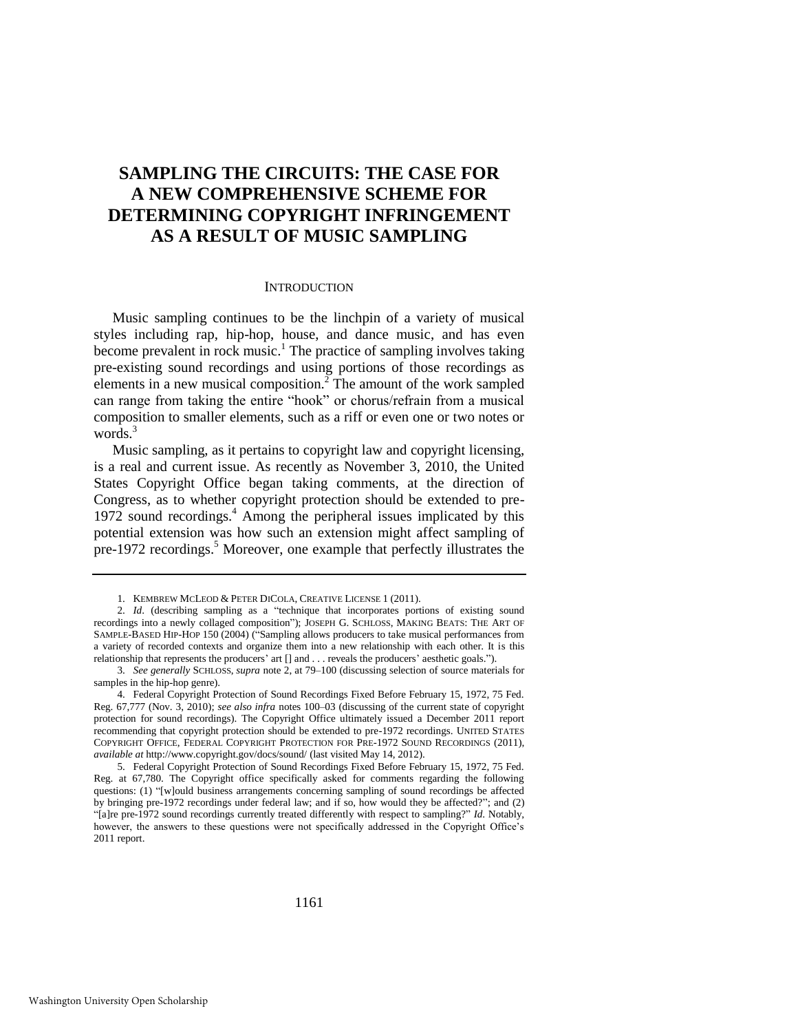# SAMPLING THE CIRCUITS: THE CASE FOR A NEW COMPREHENSIVE SCHEME FOR DETERMINING COPYRIGHT INFRINGEMENT AS A RESULT OF MUSIC SAMPLING

## INTRODUCTION

Music sampling continues to be the linchpin of a variety of musical styles including rap, hip-hop, house, and dance music, and has even become prevalent in rock music.[1] The practice of sampling involves taking pre-existing sound recordings and using portions of those recordings as elements in a new musical composition.[2] The amount of the work sampled can range from taking the entire "hook" or chorus/refrain from a musical composition to smaller elements, such as a riff or even one or two notes or words.[3]

Music sampling, as it pertains to copyright law and copyright licensing, is a real and current issue. As recently as November 3, 2010, the United States Copyright Office began taking comments, at the direction of Congress, as to whether copyright protection should be extended to pre-1972 sound recordings.[4] Among the peripheral issues implicated by this potential extension was how such an extension might affect sampling of pre-1972 recordings.[5] Moreover, one example that perfectly illustrates the

---

1. KEMBREW MCLEOD & PETER DICOLA, CREATIVE LICENSE 1 (2011).

2. *Id*. (describing sampling as a "technique that incorporates portions of existing sound recordings into a newly collaged composition"); JOSEPH G. SCHLOSS, MAKING BEATS: THE ART OF SAMPLE-BASED HIP-HOP 150 (2004) ("Sampling allows producers to take musical performances from a variety of recorded contexts and organize them into a new relationship with each other. It is this relationship that represents the producers' art [] and . . . reveals the producers' aesthetic goals.").

3. *See generally* SCHLOSS, *supra* note 2, at 79–100 (discussing selection of source materials for samples in the hip-hop genre).

4. Federal Copyright Protection of Sound Recordings Fixed Before February 15, 1972, 75 Fed. Reg. 67,777 (Nov. 3, 2010); *see also infra* notes 100–03 (discussing of the current state of copyright protection for sound recordings). The Copyright Office ultimately issued a December 2011 report recommending that copyright protection should be extended to pre-1972 recordings. UNITED STATES COPYRIGHT OFFICE, FEDERAL COPYRIGHT PROTECTION FOR PRE-1972 SOUND RECORDINGS (2011), *available at* http://www.copyright.gov/docs/sound/ (last visited May 14, 2012).

5. Federal Copyright Protection of Sound Recordings Fixed Before February 15, 1972, 75 Fed. Reg. at 67,780. The Copyright office specifically asked for comments regarding the following questions: (1) "[w]ould business arrangements concerning sampling of sound recordings be affected by bringing pre-1972 recordings under federal law; and if so, how would they be affected?"; and (2) "[a]re pre-1972 sound recordings currently treated differently with respect to sampling?" *Id.* Notably, however, the answers to these questions were not specifically addressed in the Copyright Office's 2011 report.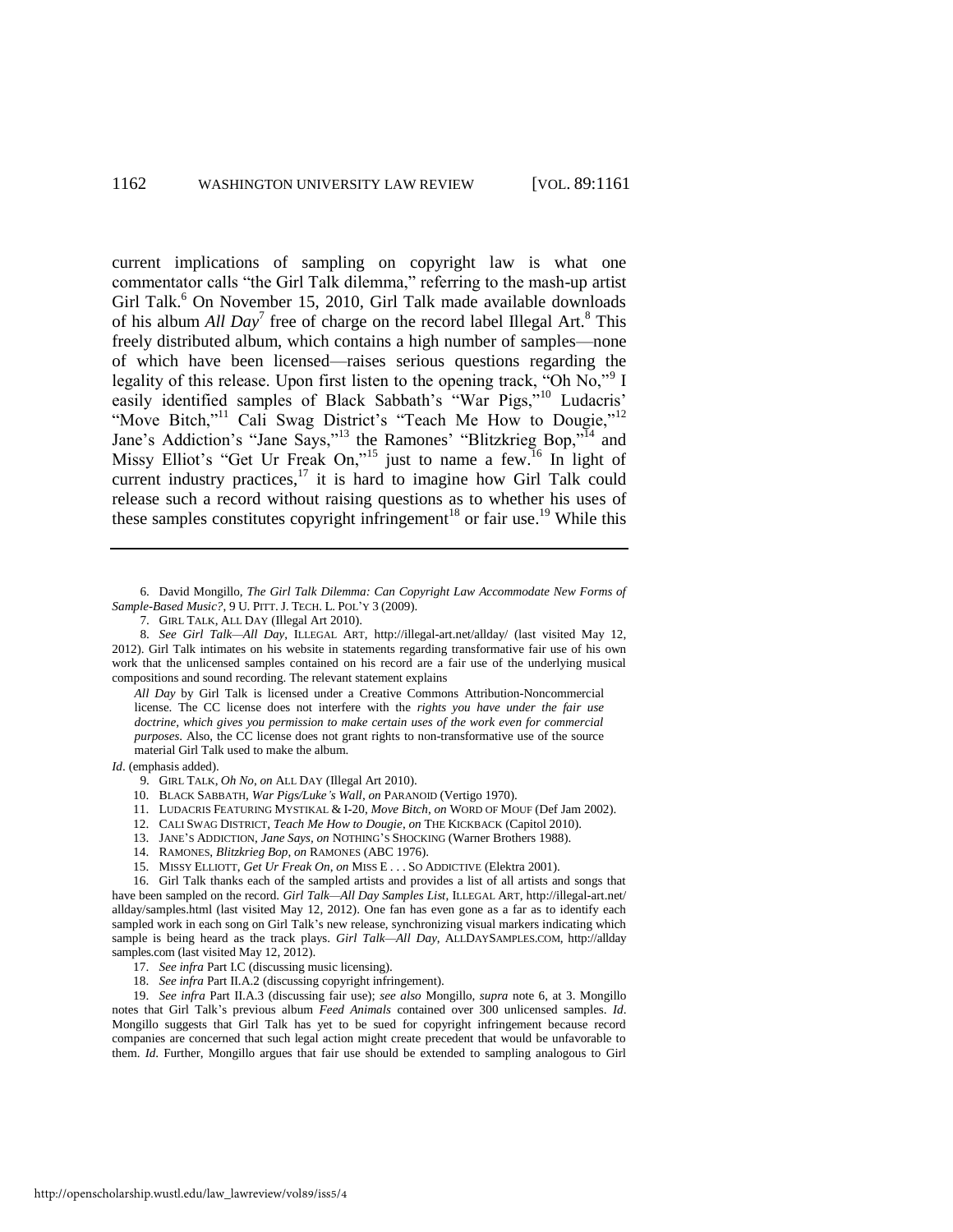current implications of sampling on copyright law is what one commentator calls "the Girl Talk dilemma," referring to the mash-up artist Girl Talk.[6] On November 15, 2010, Girl Talk made available downloads of his album *All Day*[7] free of charge on the record label Illegal Art.[8] This freely distributed album, which contains a high number of samples—none of which have been licensed—raises serious questions regarding the legality of this release. Upon first listen to the opening track, "Oh No,"[9] I easily identified samples of Black Sabbath's "War Pigs,"[10] Ludacris' "Move Bitch,"[11] Cali Swag District's "Teach Me How to Dougie,"[12] Jane's Addiction's "Jane Says,"[13] the Ramones' "Blitzkrieg Bop,"[14] and Missy Elliot's "Get Ur Freak On,"[15] just to name a few.[16] In light of current industry practices,[17] it is hard to imagine how Girl Talk could release such a record without raising questions as to whether his uses of these samples constitutes copyright infringement[18] or fair use.[19] While this

---

6. David Mongillo, *The Girl Talk Dilemma: Can Copyright Law Accommodate New Forms of Sample-Based Music?*, 9 U. PITT. J. TECH. L. POL'Y 3 (2009).

7. GIRL TALK, ALL DAY (Illegal Art 2010).

8. *See Girl Talk—All Day*, ILLEGAL ART, http://illegal-art.net/allday/ (last visited May 12, 2012). Girl Talk intimates on his website in statements regarding transformative fair use of his own work that the unlicensed samples contained on his record are a fair use of the underlying musical compositions and sound recording. The relevant statement explains

> *All Day* by Girl Talk is licensed under a Creative Commons Attribution-Noncommercial license. The CC license does not interfere with the *rights you have under the fair use doctrine, which gives you permission to make certain uses of the work even for commercial purposes*. Also, the CC license does not grant rights to non-transformative use of the source material Girl Talk used to make the album.

*Id*. (emphasis added).

9. GIRL TALK, *Oh No*, *on* ALL DAY (Illegal Art 2010).

10. BLACK SABBATH, *War Pigs/Luke's Wall*, *on* PARANOID (Vertigo 1970).

11. LUDACRIS FEATURING MYSTIKAL & I-20, *Move Bitch*, *on* WORD OF MOUF (Def Jam 2002).

12. CALI SWAG DISTRICT, *Teach Me How to Dougie*, *on* THE KICKBACK (Capitol 2010).

13. JANE'S ADDICTION, *Jane Says*, *on* NOTHING'S SHOCKING (Warner Brothers 1988).

14. RAMONES, *Blitzkrieg Bop*, *on* RAMONES (ABC 1976).

15. MISSY ELLIOTT, *Get Ur Freak On*, *on* MISS E . . . SO ADDICTIVE (Elektra 2001).

16. Girl Talk thanks each of the sampled artists and provides a list of all artists and songs that have been sampled on the record. *Girl Talk—All Day Samples List*, ILLEGAL ART, http://illegal-art.net/allday/samples.html (last visited May 12, 2012). One fan has even gone as a far as to identify each sampled work in each song on Girl Talk's new release, synchronizing visual markers indicating which sample is being heard as the track plays. *Girl Talk—All Day*, ALLDAYSAMPLES.COM, http://alldaysamples.com (last visited May 12, 2012).

17. *See infra* Part I.C (discussing music licensing).

18. *See infra* Part II.A.2 (discussing copyright infringement).

19. *See infra* Part II.A.3 (discussing fair use); *see also* Mongillo, *supra* note 6, at 3. Mongillo notes that Girl Talk's previous album *Feed Animals* contained over 300 unlicensed samples. *Id*. Mongillo suggests that Girl Talk has yet to be sued for copyright infringement because record companies are concerned that such legal action might create precedent that would be unfavorable to them. *Id*. Further, Mongillo argues that fair use should be extended to sampling analogous to Girl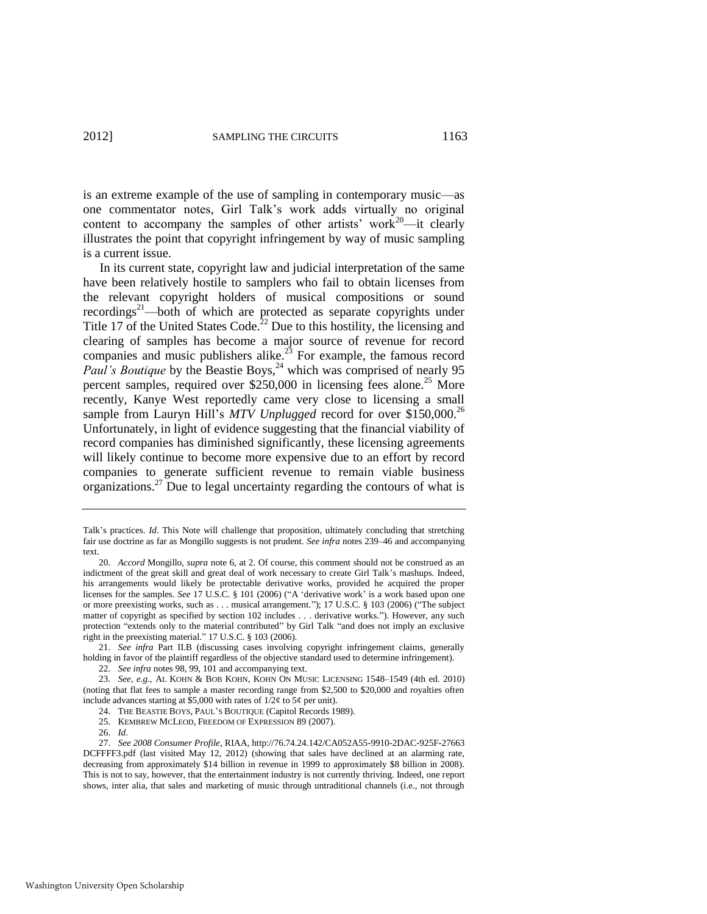is an extreme example of the use of sampling in contemporary music—as one commentator notes, Girl Talk's work adds virtually no original content to accompany the samples of other artists' work[20]—it clearly illustrates the point that copyright infringement by way of music sampling is a current issue.

In its current state, copyright law and judicial interpretation of the same have been relatively hostile to samplers who fail to obtain licenses from the relevant copyright holders of musical compositions or sound recordings[21]—both of which are protected as separate copyrights under Title 17 of the United States Code.[22] Due to this hostility, the licensing and clearing of samples has become a major source of revenue for record companies and music publishers alike.[23] For example, the famous record *Paul's Boutique* by the Beastie Boys,[24] which was comprised of nearly 95 percent samples, required over $250,000 in licensing fees alone.[25] More recently, Kanye West reportedly came very close to licensing a small sample from Lauryn Hill's *MTV Unplugged* record for over $150,000.[26] Unfortunately, in light of evidence suggesting that the financial viability of record companies has diminished significantly, these licensing agreements will likely continue to become more expensive due to an effort by record companies to generate sufficient revenue to remain viable business organizations.[27] Due to legal uncertainty regarding the contours of what is

---

Talk's practices. *Id.* This Note will challenge that proposition, ultimately concluding that stretching fair use doctrine as far as Mongillo suggests is not prudent. *See infra* notes 239–46 and accompanying text.

20. *Accord* Mongillo, *supra* note 6, at 2. Of course, this comment should not be construed as an indictment of the great skill and great deal of work necessary to create Girl Talk's mashups. Indeed, his arrangements would likely be protectable derivative works, provided he acquired the proper licenses for the samples. *See* 17 U.S.C. § 101 (2006) ("A 'derivative work' is a work based upon one or more preexisting works, such as . . . musical arrangement."); 17 U.S.C. § 103 (2006) ("The subject matter of copyright as specified by section 102 includes . . . derivative works."). However, any such protection "extends only to the material contributed" by Girl Talk "and does not imply an exclusive right in the preexisting material." 17 U.S.C. § 103 (2006).

21. *See infra* Part II.B (discussing cases involving copyright infringement claims, generally holding in favor of the plaintiff regardless of the objective standard used to determine infringement).

22. *See infra* notes 98, 99, 101 and accompanying text.

23. *See, e.g.*, AL KOHN & BOB KOHN, KOHN ON MUSIC LICENSING 1548–1549 (4th ed. 2010) (noting that flat fees to sample a master recording range from $2,500 to $20,000 and royalties often include advances starting at $5,000 with rates of 1/2¢ to 5¢ per unit).

24. THE BEASTIE BOYS, PAUL'S BOUTIQUE (Capitol Records 1989).

25. KEMBREW MCLEOD, FREEDOM OF EXPRESSION 89 (2007).

26. *Id.*

27. *See 2008 Consumer Profile*, RIAA, http://76.74.24.142/CA052A55-9910-2DAC-925F-27663DCFFFF3.pdf (last visited May 12, 2012) (showing that sales have declined at an alarming rate, decreasing from approximately $14 billion in revenue in 1999 to approximately $8 billion in 2008). This is not to say, however, that the entertainment industry is not currently thriving. Indeed, one report shows, inter alia, that sales and marketing of music through untraditional channels (i.e., not through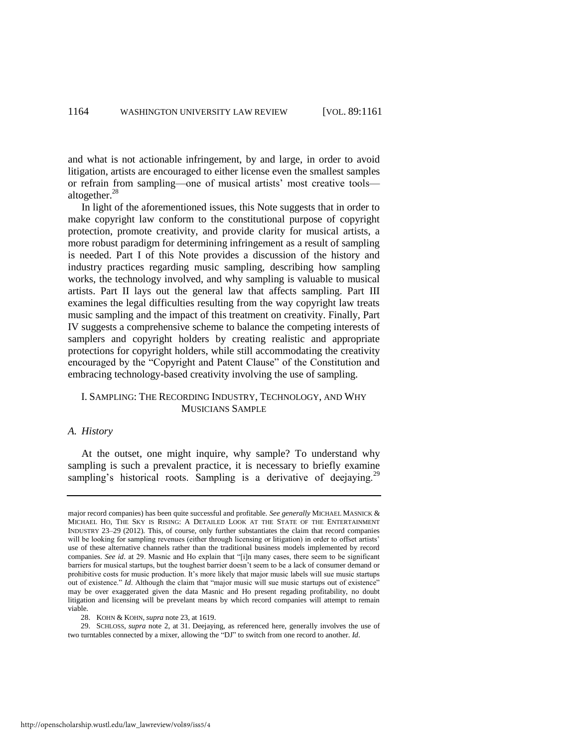and what is not actionable infringement, by and large, in order to avoid litigation, artists are encouraged to either license even the smallest samples or refrain from sampling—one of musical artists' most creative tools—altogether.[28]

In light of the aforementioned issues, this Note suggests that in order to make copyright law conform to the constitutional purpose of copyright protection, promote creativity, and provide clarity for musical artists, a more robust paradigm for determining infringement as a result of sampling is needed. Part I of this Note provides a discussion of the history and industry practices regarding music sampling, describing how sampling works, the technology involved, and why sampling is valuable to musical artists. Part II lays out the general law that affects sampling. Part III examines the legal difficulties resulting from the way copyright law treats music sampling and the impact of this treatment on creativity. Finally, Part IV suggests a comprehensive scheme to balance the competing interests of samplers and copyright holders by creating realistic and appropriate protections for copyright holders, while still accommodating the creativity encouraged by the "Copyright and Patent Clause" of the Constitution and embracing technology-based creativity involving the use of sampling.

## I. SAMPLING: THE RECORDING INDUSTRY, TECHNOLOGY, AND WHY MUSICIANS SAMPLE

### *A. History*

At the outset, one might inquire, why sample? To understand why sampling is such a prevalent practice, it is necessary to briefly examine sampling's historical roots. Sampling is a derivative of deejaying.[29]

---

major record companies) has been quite successful and profitable. *See generally* MICHAEL MASNICK & MICHAEL HO, THE SKY IS RISING: A DETAILED LOOK AT THE STATE OF THE ENTERTAINMENT INDUSTRY 23–29 (2012). This, of course, only further substantiates the claim that record companies will be looking for sampling revenues (either through licensing or litigation) in order to offset artists' use of these alternative channels rather than the traditional business models implemented by record companies. *See id*. at 29. Masnic and Ho explain that "[i]n many cases, there seem to be significant barriers for musical startups, but the toughest barrier doesn't seem to be a lack of consumer demand or prohibitive costs for music production. It's more likely that major music labels will sue music startups out of existence." *Id*. Although the claim that "major music will sue music startups out of existence" may be over exaggerated given the data Masnic and Ho present regading profitability, no doubt litigation and licensing will be prevelant means by which record companies will attempt to remain viable.

28. KOHN & KOHN, *supra* note 23, at 1619.

29. SCHLOSS, *supra* note 2, at 31. Deejaying, as referenced here, generally involves the use of two turntables connected by a mixer, allowing the "DJ" to switch from one record to another. *Id*.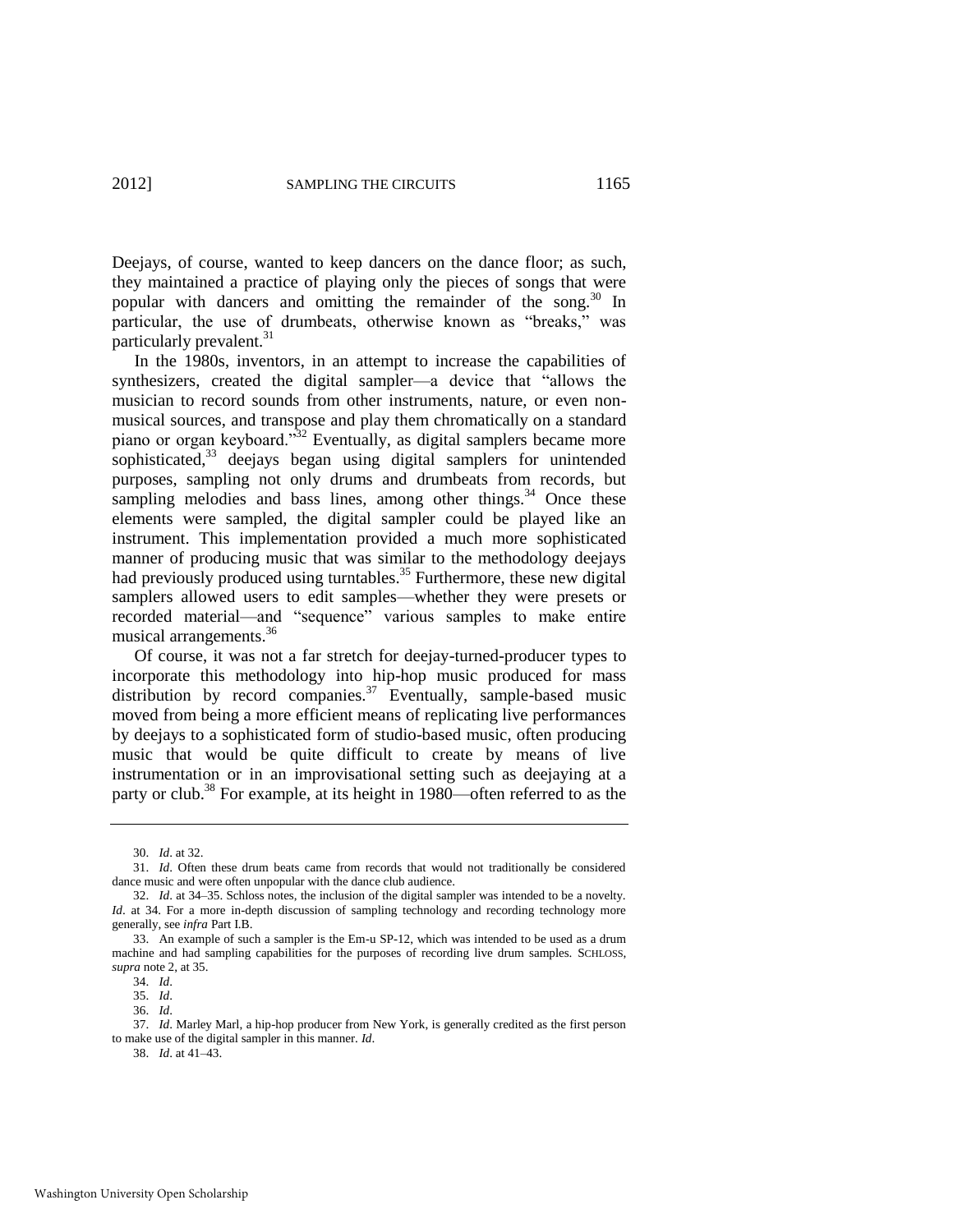Deejays, of course, wanted to keep dancers on the dance floor; as such, they maintained a practice of playing only the pieces of songs that were popular with dancers and omitting the remainder of the song.[30] In particular, the use of drumbeats, otherwise known as "breaks," was particularly prevalent.[31]

In the 1980s, inventors, in an attempt to increase the capabilities of synthesizers, created the digital sampler—a device that "allows the musician to record sounds from other instruments, nature, or even non-musical sources, and transpose and play them chromatically on a standard piano or organ keyboard."[32] Eventually, as digital samplers became more sophisticated,[33] deejays began using digital samplers for unintended purposes, sampling not only drums and drumbeats from records, but sampling melodies and bass lines, among other things.[34] Once these elements were sampled, the digital sampler could be played like an instrument. This implementation provided a much more sophisticated manner of producing music that was similar to the methodology deejays had previously produced using turntables.[35] Furthermore, these new digital samplers allowed users to edit samples—whether they were presets or recorded material—and "sequence" various samples to make entire musical arrangements.[36]

Of course, it was not a far stretch for deejay-turned-producer types to incorporate this methodology into hip-hop music produced for mass distribution by record companies.[37] Eventually, sample-based music moved from being a more efficient means of replicating live performances by deejays to a sophisticated form of studio-based music, often producing music that would be quite difficult to create by means of live instrumentation or in an improvisational setting such as deejaying at a party or club.[38] For example, at its height in 1980—often referred to as the

---

30. *Id*. at 32.

31. *Id*. Often these drum beats came from records that would not traditionally be considered dance music and were often unpopular with the dance club audience.

32. *Id*. at 34–35. Schloss notes, the inclusion of the digital sampler was intended to be a novelty. *Id*. at 34. For a more in-depth discussion of sampling technology and recording technology more generally, see *infra* Part I.B.

33. An example of such a sampler is the Em-u SP-12, which was intended to be used as a drum machine and had sampling capabilities for the purposes of recording live drum samples. SCHLOSS, *supra* note 2, at 35.

34. *Id*.

35. *Id*.

36. *Id*.

37. *Id*. Marley Marl, a hip-hop producer from New York, is generally credited as the first person to make use of the digital sampler in this manner. *Id*.

38. *Id*. at 41–43.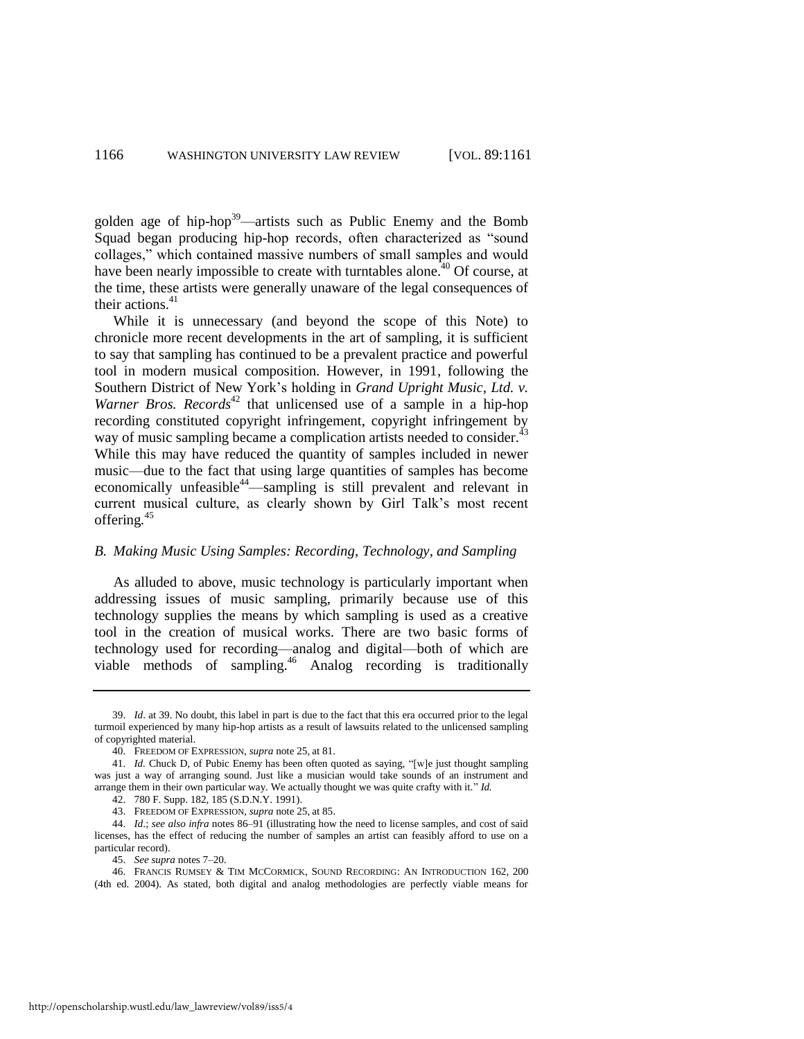golden age of hip-hop[39]—artists such as Public Enemy and the Bomb Squad began producing hip-hop records, often characterized as "sound collages," which contained massive numbers of small samples and would have been nearly impossible to create with turntables alone.[40] Of course, at the time, these artists were generally unaware of the legal consequences of their actions.[41]

While it is unnecessary (and beyond the scope of this Note) to chronicle more recent developments in the art of sampling, it is sufficient to say that sampling has continued to be a prevalent practice and powerful tool in modern musical composition. However, in 1991, following the Southern District of New York's holding in *Grand Upright Music, Ltd. v. Warner Bros. Records*[42] that unlicensed use of a sample in a hip-hop recording constituted copyright infringement, copyright infringement by way of music sampling became a complication artists needed to consider.[43] While this may have reduced the quantity of samples included in newer music—due to the fact that using large quantities of samples has become economically unfeasible[44]—sampling is still prevalent and relevant in current musical culture, as clearly shown by Girl Talk's most recent offering.[45]

### *B. Making Music Using Samples: Recording, Technology, and Sampling*

As alluded to above, music technology is particularly important when addressing issues of music sampling, primarily because use of this technology supplies the means by which sampling is used as a creative tool in the creation of musical works. There are two basic forms of technology used for recording—analog and digital—both of which are viable methods of sampling.[46] Analog recording is traditionally

---

39. *Id.* at 39. No doubt, this label in part is due to the fact that this era occurred prior to the legal turmoil experienced by many hip-hop artists as a result of lawsuits related to the unlicensed sampling of copyrighted material.

40. FREEDOM OF EXPRESSION, *supra* note 25, at 81.

41. *Id.* Chuck D, of Pubic Enemy has been often quoted as saying, "[w]e just thought sampling was just a way of arranging sound. Just like a musician would take sounds of an instrument and arrange them in their own particular way. We actually thought we was quite crafty with it." *Id.*

42. 780 F. Supp. 182, 185 (S.D.N.Y. 1991).

43. FREEDOM OF EXPRESSION, *supra* note 25, at 85.

44. *Id.*; *see also infra* notes 86–91 (illustrating how the need to license samples, and cost of said licenses, has the effect of reducing the number of samples an artist can feasibly afford to use on a particular record).

45. *See supra* notes 7–20.

46. FRANCIS RUMSEY & TIM MCCORMICK, SOUND RECORDING: AN INTRODUCTION 162, 200 (4th ed. 2004). As stated, both digital and analog methodologies are perfectly viable means for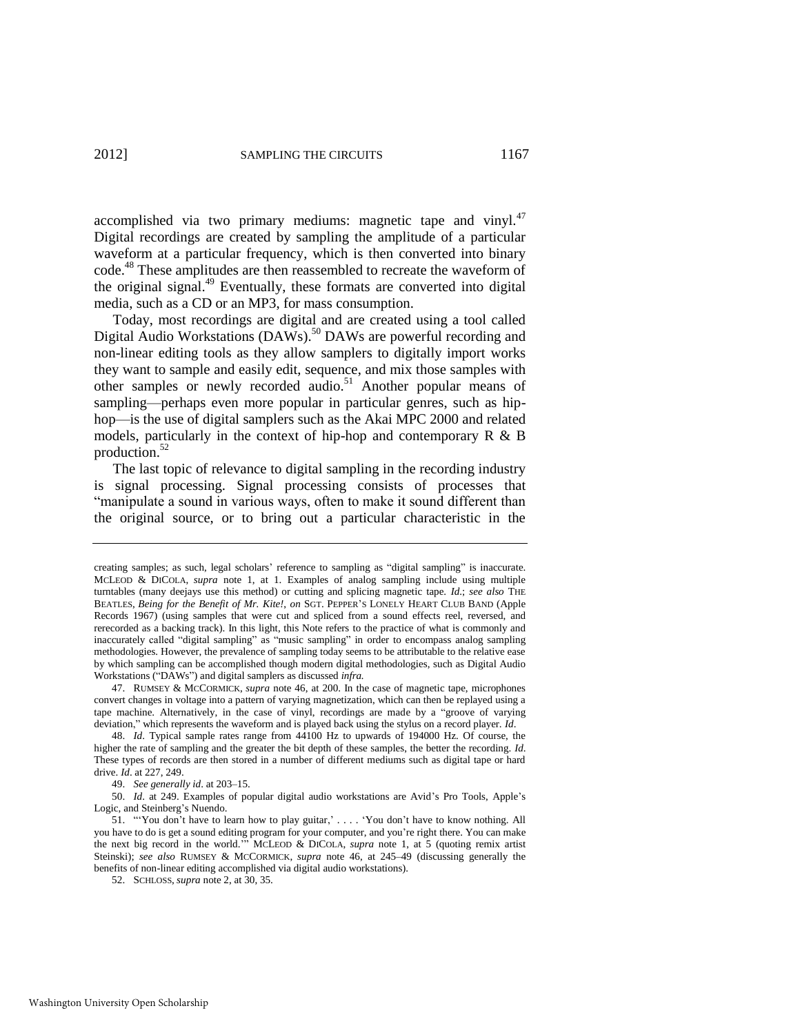accomplished via two primary mediums: magnetic tape and vinyl.[47] Digital recordings are created by sampling the amplitude of a particular waveform at a particular frequency, which is then converted into binary code.[48] These amplitudes are then reassembled to recreate the waveform of the original signal.[49] Eventually, these formats are converted into digital media, such as a CD or an MP3, for mass consumption.

Today, most recordings are digital and are created using a tool called Digital Audio Workstations (DAWs).[50] DAWs are powerful recording and non-linear editing tools as they allow samplers to digitally import works they want to sample and easily edit, sequence, and mix those samples with other samples or newly recorded audio.[51] Another popular means of sampling—perhaps even more popular in particular genres, such as hip-hop—is the use of digital samplers such as the Akai MPC 2000 and related models, particularly in the context of hip-hop and contemporary R & B production.[52]

The last topic of relevance to digital sampling in the recording industry is signal processing. Signal processing consists of processes that "manipulate a sound in various ways, often to make it sound different than the original source, or to bring out a particular characteristic in the

---

creating samples; as such, legal scholars' reference to sampling as "digital sampling" is inaccurate. MCLEOD & DICOLA, *supra* note 1, at 1. Examples of analog sampling include using multiple turntables (many deejays use this method) or cutting and splicing magnetic tape. *Id*.; *see also* THE BEATLES, *Being for the Benefit of Mr. Kite!*, *on* SGT. PEPPER'S LONELY HEART CLUB BAND (Apple Records 1967) (using samples that were cut and spliced from a sound effects reel, reversed, and rerecorded as a backing track). In this light, this Note refers to the practice of what is commonly and inaccurately called "digital sampling" as "music sampling" in order to encompass analog sampling methodologies. However, the prevalence of sampling today seems to be attributable to the relative ease by which sampling can be accomplished though modern digital methodologies, such as Digital Audio Workstations ("DAWs") and digital samplers as discussed *infra.*

47. RUMSEY & MCCORMICK, *supra* note 46, at 200. In the case of magnetic tape, microphones convert changes in voltage into a pattern of varying magnetization, which can then be replayed using a tape machine. Alternatively, in the case of vinyl, recordings are made by a "groove of varying deviation," which represents the waveform and is played back using the stylus on a record player. *Id*.

48. *Id*. Typical sample rates range from 44100 Hz to upwards of 194000 Hz. Of course, the higher the rate of sampling and the greater the bit depth of these samples, the better the recording. *Id*. These types of records are then stored in a number of different mediums such as digital tape or hard drive. *Id*. at 227, 249.

49. *See generally id*. at 203–15.

50. *Id*. at 249. Examples of popular digital audio workstations are Avid's Pro Tools, Apple's Logic, and Steinberg's Nuendo.

51. "'You don't have to learn how to play guitar,' . . . . 'You don't have to know nothing. All you have to do is get a sound editing program for your computer, and you're right there. You can make the next big record in the world.'" MCLEOD & DICOLA, *supra* note 1, at 5 (quoting remix artist Steinski); *see also* RUMSEY & MCCORMICK, *supra* note 46, at 245–49 (discussing generally the benefits of non-linear editing accomplished via digital audio workstations).

52. SCHLOSS, *supra* note 2, at 30, 35.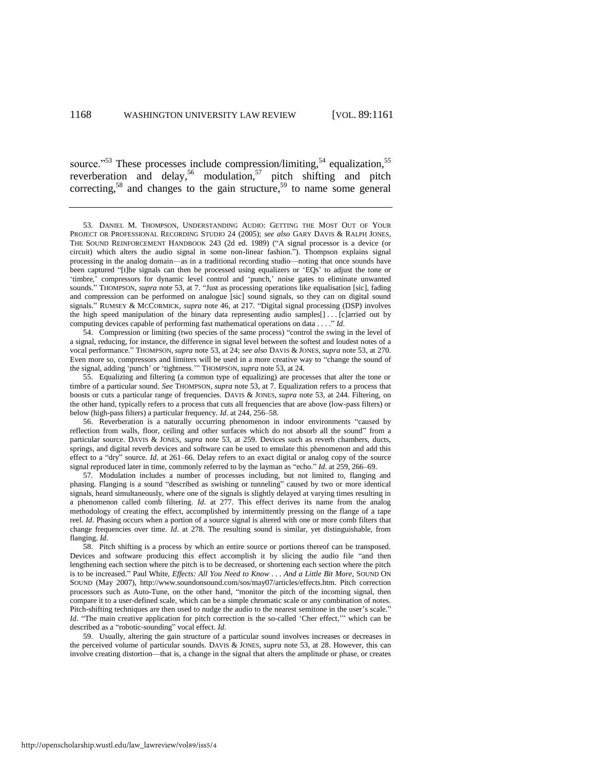source."[53] These processes include compression/limiting,[54] equalization,[55] reverberation and delay,[56] modulation,[57] pitch shifting and pitch correcting,[58] and changes to the gain structure,[59] to name some general

---

53. DANIEL M. THOMPSON, UNDERSTANDING AUDIO: GETTING THE MOST OUT OF YOUR PROJECT OR PROFESSIONAL RECORDING STUDIO 24 (2005); *see also* GARY DAVIS & RALPH JONES, THE SOUND REINFORCEMENT HANDBOOK 243 (2d ed. 1989) ("A signal processor is a device (or circuit) which alters the audio signal in some non-linear fashion."). Thompson explains signal processing in the analog domain—as in a traditional recording studio—noting that once sounds have been captured "[t]he signals can then be processed using equalizers or 'EQs' to adjust the tone or 'timbre,' compressors for dynamic level control and 'punch,' noise gates to eliminate unwanted sounds." THOMPSON, *supra* note 53, at 7. "Just as processing operations like equalisation [sic], fading and compression can be performed on analogue [sic] sound signals, so they can on digital sound signals." RUMSEY & MCCORMICK, *supra* note 46, at 217. "Digital signal processing (DSP) involves the high speed manipulation of the binary data representing audio samples[] . . . [c]arried out by computing devices capable of performing fast mathematical operations on data . . . ." *Id*.

54. Compression or limiting (two species of the same process) "control the swing in the level of a signal, reducing, for instance, the difference in signal level between the softest and loudest notes of a vocal performance." THOMPSON, *supra* note 53, at 24; *see also* DAVIS & JONES, *supra* note 53, at 270. Even more so, compressors and limiters will be used in a more creative way to "change the sound of the signal, adding 'punch' or 'tightness.'" THOMPSON, *supra* note 53, at 24.

55. Equalizing and filtering (a common type of equalizing) are processes that alter the tone or timbre of a particular sound. *See* THOMPSON, *supra* note 53, at 7. Equalization refers to a process that boosts or cuts a particular range of frequencies. DAVIS & JONES, *supra* note 53, at 244. Filtering, on the other hand, typically refers to a process that cuts all frequencies that are above (low-pass filters) or below (high-pass filters) a particular frequency. *Id*. at 244, 256–58.

56. Reverberation is a naturally occurring phenomenon in indoor environments "caused by reflection from walls, floor, ceiling and other surfaces which do not absorb all the sound" from a particular source. DAVIS & JONES, *supra* note 53, at 259. Devices such as reverb chambers, ducts, springs, and digital reverb devices and software can be used to emulate this phenomenon and add this effect to a "dry" source. *Id*. at 261–66. Delay refers to an exact digital or analog copy of the source signal reproduced later in time, commonly referred to by the layman as "echo." *Id*. at 259, 266–69.

57. Modulation includes a number of processes including, but not limited to, flanging and phasing. Flanging is a sound "described as swishing or tunneling" caused by two or more identical signals, heard simultaneously, where one of the signals is slightly delayed at varying times resulting in a phenomenon called comb filtering. *Id*. at 277. This effect derives its name from the analog methodology of creating the effect, accomplished by intermittently pressing on the flange of a tape reel. *Id*. Phasing occurs when a portion of a source signal is altered with one or more comb filters that change frequencies over time. *Id*. at 278. The resulting sound is similar, yet distinguishable, from flanging. *Id*.

58. Pitch shifting is a process by which an entire source or portions thereof can be transposed. Devices and software producing this effect accomplish it by slicing the audio file "and then lengthening each section where the pitch is to be decreased, or shortening each section where the pitch is to be increased." Paul White, *Effects: All You Need to Know . . . And a Little Bit More*, SOUND ON SOUND (May 2007), http://www.soundonsound.com/sos/may07/articles/effects.htm. Pitch correction processors such as Auto-Tune, on the other hand, "monitor the pitch of the incoming signal, then compare it to a user-defined scale, which can be a simple chromatic scale or any combination of notes. Pitch-shifting techniques are then used to nudge the audio to the nearest semitone in the user's scale." *Id*. "The main creative application for pitch correction is the so-called 'Cher effect,'" which can be described as a "robotic-sounding" vocal effect. *Id*.

59. Usually, altering the gain structure of a particular sound involves increases or decreases in the perceived volume of particular sounds. DAVIS & JONES, *supra* note 53, at 28. However, this can involve creating distortion—that is, a change in the signal that alters the amplitude or phase, or creates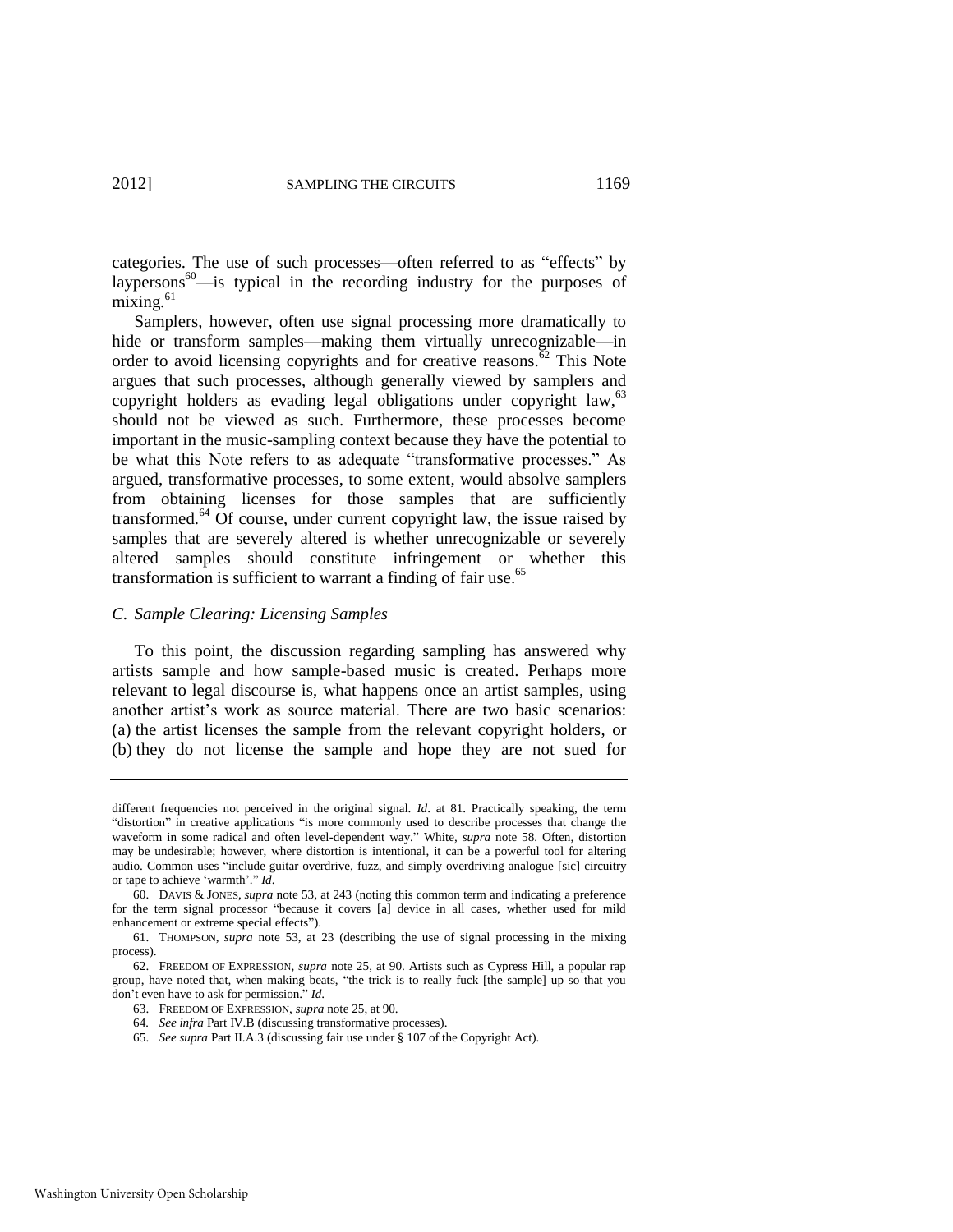categories. The use of such processes—often referred to as "effects" by laypersons[60]—is typical in the recording industry for the purposes of mixing.[61]

Samplers, however, often use signal processing more dramatically to hide or transform samples—making them virtually unrecognizable—in order to avoid licensing copyrights and for creative reasons.[62] This Note argues that such processes, although generally viewed by samplers and copyright holders as evading legal obligations under copyright law,[63] should not be viewed as such. Furthermore, these processes become important in the music-sampling context because they have the potential to be what this Note refers to as adequate "transformative processes." As argued, transformative processes, to some extent, would absolve samplers from obtaining licenses for those samples that are sufficiently transformed.[64] Of course, under current copyright law, the issue raised by samples that are severely altered is whether unrecognizable or severely altered samples should constitute infringement or whether this transformation is sufficient to warrant a finding of fair use.[65]

### *C. Sample Clearing: Licensing Samples*

To this point, the discussion regarding sampling has answered why artists sample and how sample-based music is created. Perhaps more relevant to legal discourse is, what happens once an artist samples, using another artist's work as source material. There are two basic scenarios: (a) the artist licenses the sample from the relevant copyright holders, or (b) they do not license the sample and hope they are not sued for

---

different frequencies not perceived in the original signal. *Id*. at 81. Practically speaking, the term "distortion" in creative applications "is more commonly used to describe processes that change the waveform in some radical and often level-dependent way." White, *supra* note 58. Often, distortion may be undesirable; however, where distortion is intentional, it can be a powerful tool for altering audio. Common uses "include guitar overdrive, fuzz, and simply overdriving analogue [sic] circuitry or tape to achieve 'warmth'." *Id*.

60. DAVIS & JONES, *supra* note 53, at 243 (noting this common term and indicating a preference for the term signal processor "because it covers [a] device in all cases, whether used for mild enhancement or extreme special effects").

61. THOMPSON, *supra* note 53, at 23 (describing the use of signal processing in the mixing process).

62. FREEDOM OF EXPRESSION, *supra* note 25, at 90. Artists such as Cypress Hill, a popular rap group, have noted that, when making beats, "the trick is to really fuck [the sample] up so that you don't even have to ask for permission." *Id.*

63. FREEDOM OF EXPRESSION, *supra* note 25, at 90.

64. *See infra* Part IV.B (discussing transformative processes).

65. *See supra* Part II.A.3 (discussing fair use under § 107 of the Copyright Act).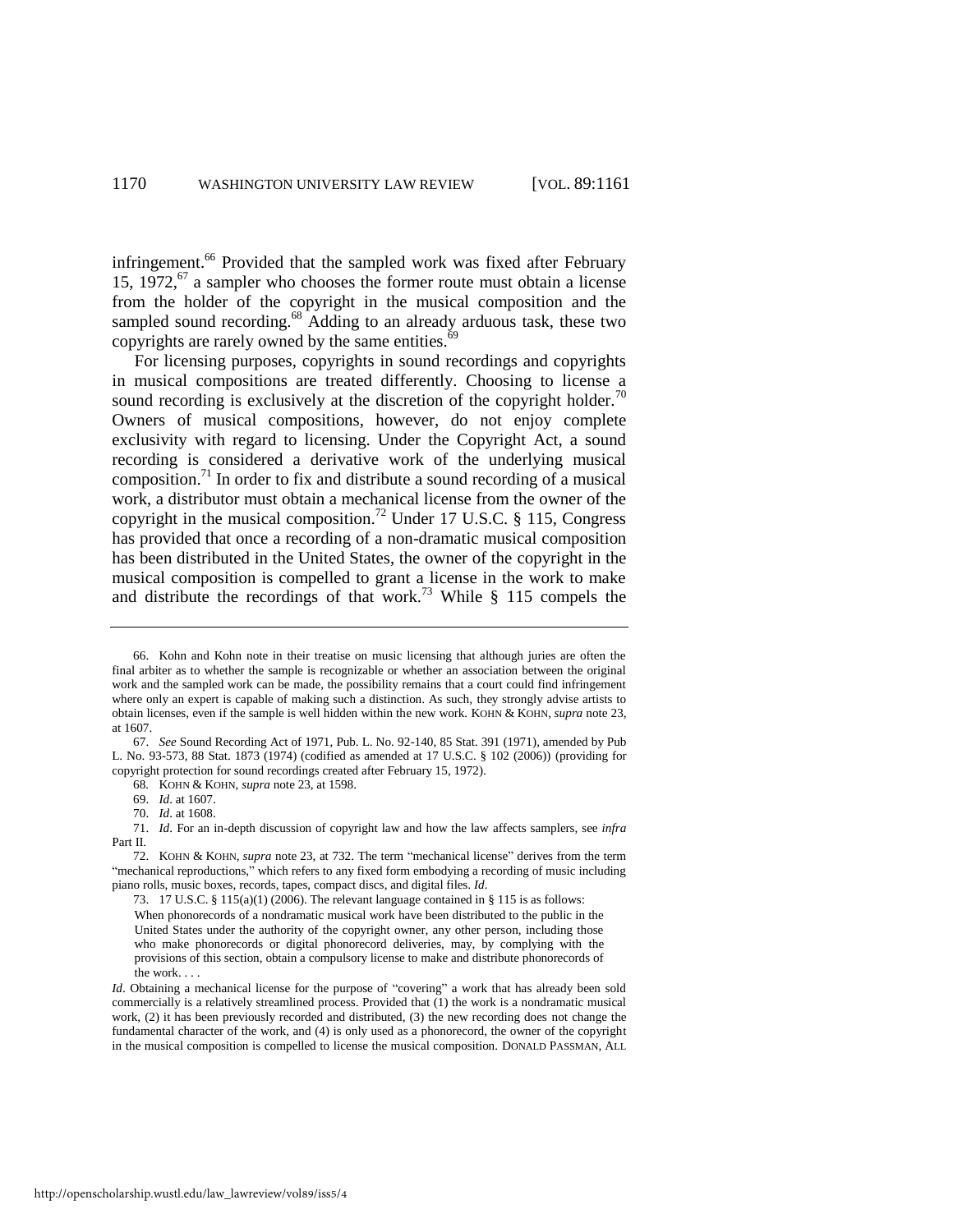infringement.[66] Provided that the sampled work was fixed after February 15, 1972,[67] a sampler who chooses the former route must obtain a license from the holder of the copyright in the musical composition and the sampled sound recording.[68] Adding to an already arduous task, these two copyrights are rarely owned by the same entities.[69]

For licensing purposes, copyrights in sound recordings and copyrights in musical compositions are treated differently. Choosing to license a sound recording is exclusively at the discretion of the copyright holder.[70] Owners of musical compositions, however, do not enjoy complete exclusivity with regard to licensing. Under the Copyright Act, a sound recording is considered a derivative work of the underlying musical composition.[71] In order to fix and distribute a sound recording of a musical work, a distributor must obtain a mechanical license from the owner of the copyright in the musical composition.[72] Under 17 U.S.C. § 115, Congress has provided that once a recording of a non-dramatic musical composition has been distributed in the United States, the owner of the copyright in the musical composition is compelled to grant a license in the work to make and distribute the recordings of that work.[73] While § 115 compels the

---

66. Kohn and Kohn note in their treatise on music licensing that although juries are often the final arbiter as to whether the sample is recognizable or whether an association between the original work and the sampled work can be made, the possibility remains that a court could find infringement where only an expert is capable of making such a distinction. As such, they strongly advise artists to obtain licenses, even if the sample is well hidden within the new work. KOHN & KOHN, *supra* note 23, at 1607.

67. *See* Sound Recording Act of 1971, Pub. L. No. 92-140, 85 Stat. 391 (1971), amended by Pub L. No. 93-573, 88 Stat. 1873 (1974) (codified as amended at 17 U.S.C. § 102 (2006)) (providing for copyright protection for sound recordings created after February 15, 1972).

68. KOHN & KOHN, *supra* note 23, at 1598.

69. *Id*. at 1607.

70. *Id*. at 1608.

71. *Id*. For an in-depth discussion of copyright law and how the law affects samplers, see *infra* Part II.

72. KOHN & KOHN, *supra* note 23, at 732. The term "mechanical license" derives from the term "mechanical reproductions," which refers to any fixed form embodying a recording of music including piano rolls, music boxes, records, tapes, compact discs, and digital files. *Id*.

73. 17 U.S.C. § 115(a)(1) (2006). The relevant language contained in § 115 is as follows:

> When phonorecords of a nondramatic musical work have been distributed to the public in the United States under the authority of the copyright owner, any other person, including those who make phonorecords or digital phonorecord deliveries, may, by complying with the provisions of this section, obtain a compulsory license to make and distribute phonorecords of the work. . . .

*Id*. Obtaining a mechanical license for the purpose of "covering" a work that has already been sold commercially is a relatively streamlined process. Provided that (1) the work is a nondramatic musical work, (2) it has been previously recorded and distributed, (3) the new recording does not change the fundamental character of the work, and (4) is only used as a phonorecord, the owner of the copyright in the musical composition is compelled to license the musical composition. DONALD PASSMAN, ALL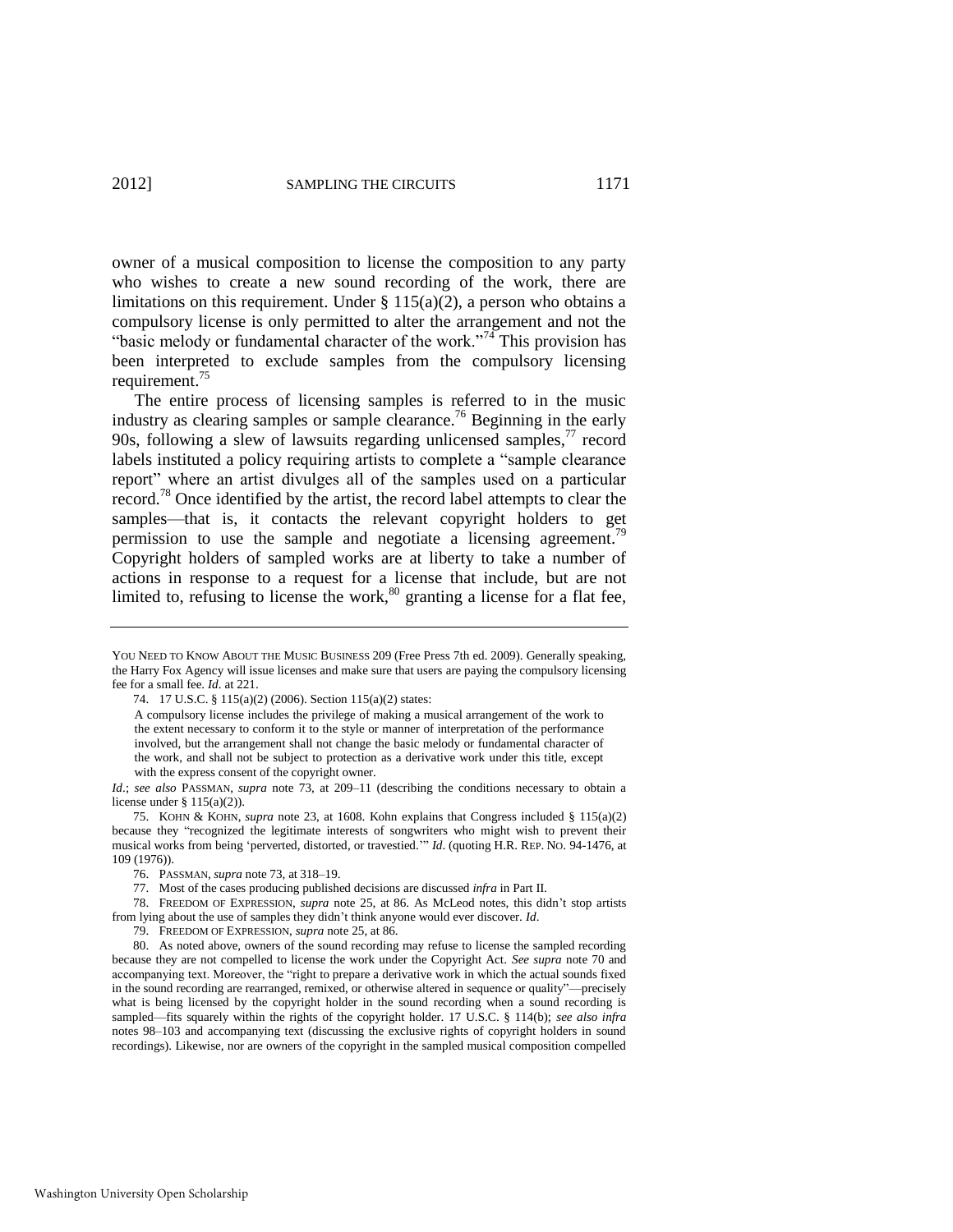owner of a musical composition to license the composition to any party who wishes to create a new sound recording of the work, there are limitations on this requirement. Under § 115(a)(2), a person who obtains a compulsory license is only permitted to alter the arrangement and not the "basic melody or fundamental character of the work."[74] This provision has been interpreted to exclude samples from the compulsory licensing requirement.[75]

The entire process of licensing samples is referred to in the music industry as clearing samples or sample clearance.[76] Beginning in the early 90s, following a slew of lawsuits regarding unlicensed samples,[77] record labels instituted a policy requiring artists to complete a "sample clearance report" where an artist divulges all of the samples used on a particular record.[78] Once identified by the artist, the record label attempts to clear the samples—that is, it contacts the relevant copyright holders to get permission to use the sample and negotiate a licensing agreement.[79] Copyright holders of sampled works are at liberty to take a number of actions in response to a request for a license that include, but are not limited to, refusing to license the work,[80] granting a license for a flat fee,

---

YOU NEED TO KNOW ABOUT THE MUSIC BUSINESS 209 (Free Press 7th ed. 2009). Generally speaking, the Harry Fox Agency will issue licenses and make sure that users are paying the compulsory licensing fee for a small fee. *Id*. at 221.

74. 17 U.S.C. § 115(a)(2) (2006). Section 115(a)(2) states:

> A compulsory license includes the privilege of making a musical arrangement of the work to the extent necessary to conform it to the style or manner of interpretation of the performance involved, but the arrangement shall not change the basic melody or fundamental character of the work, and shall not be subject to protection as a derivative work under this title, except with the express consent of the copyright owner.

*Id*.; *see also* PASSMAN, *supra* note 73, at 209–11 (describing the conditions necessary to obtain a license under § 115(a)(2)).

75. KOHN & KOHN, *supra* note 23, at 1608. Kohn explains that Congress included § 115(a)(2) because they "recognized the legitimate interests of songwriters who might wish to prevent their musical works from being 'perverted, distorted, or travestied.'" *Id*. (quoting H.R. REP. NO. 94-1476, at 109 (1976)).

76. PASSMAN, *supra* note 73, at 318–19.

77. Most of the cases producing published decisions are discussed *infra* in Part II.

78. FREEDOM OF EXPRESSION, *supra* note 25, at 86. As McLeod notes, this didn't stop artists from lying about the use of samples they didn't think anyone would ever discover. *Id*.

79. FREEDOM OF EXPRESSION, *supra* note 25, at 86.

80. As noted above, owners of the sound recording may refuse to license the sampled recording because they are not compelled to license the work under the Copyright Act. *See supra* note 70 and accompanying text. Moreover, the "right to prepare a derivative work in which the actual sounds fixed in the sound recording are rearranged, remixed, or otherwise altered in sequence or quality"—precisely what is being licensed by the copyright holder in the sound recording when a sound recording is sampled—fits squarely within the rights of the copyright holder. 17 U.S.C. § 114(b); *see also infra* notes 98–103 and accompanying text (discussing the exclusive rights of copyright holders in sound recordings). Likewise, nor are owners of the copyright in the sampled musical composition compelled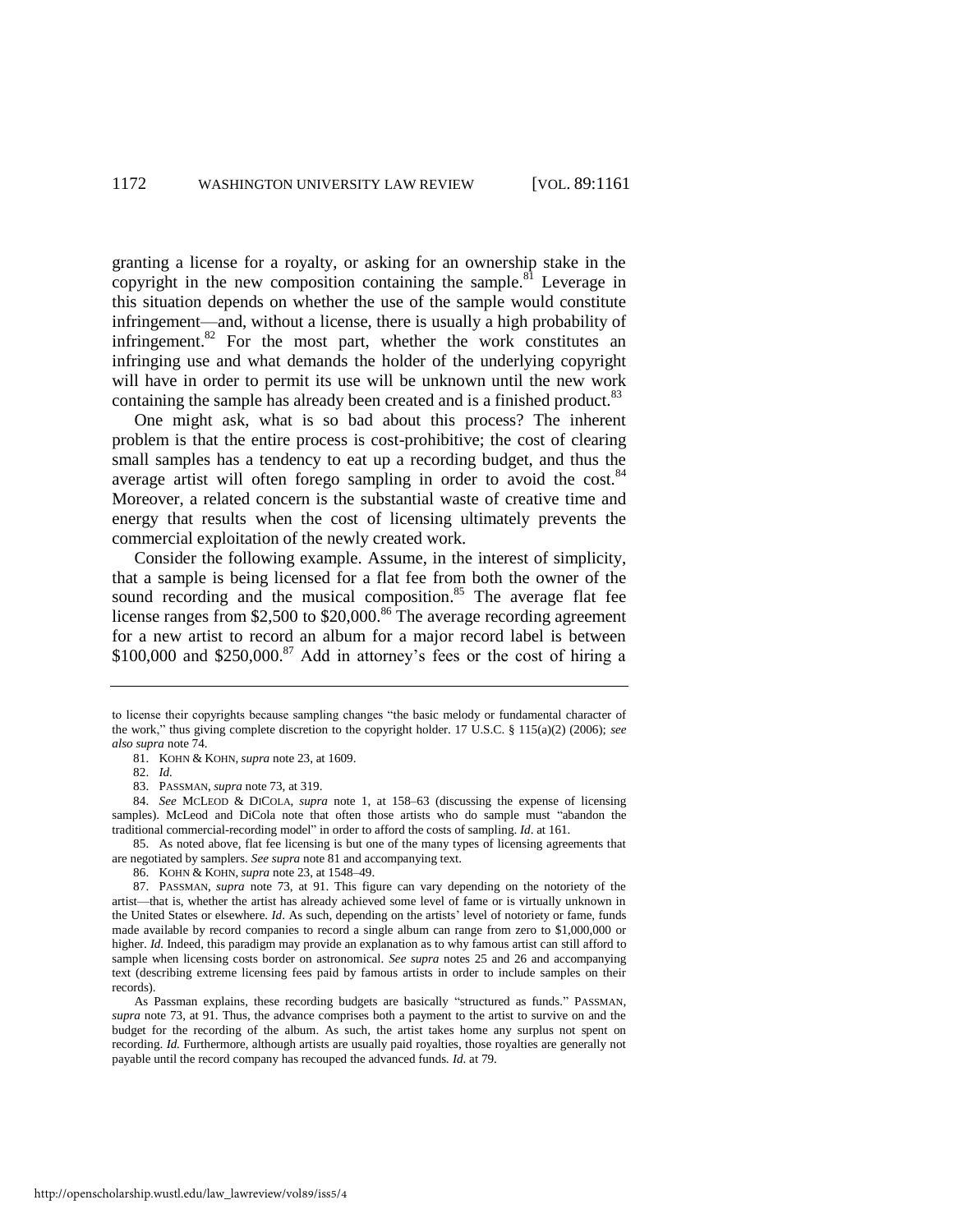granting a license for a royalty, or asking for an ownership stake in the copyright in the new composition containing the sample.[81] Leverage in this situation depends on whether the use of the sample would constitute infringement—and, without a license, there is usually a high probability of infringement.[82] For the most part, whether the work constitutes an infringing use and what demands the holder of the underlying copyright will have in order to permit its use will be unknown until the new work containing the sample has already been created and is a finished product.[83]

One might ask, what is so bad about this process? The inherent problem is that the entire process is cost-prohibitive; the cost of clearing small samples has a tendency to eat up a recording budget, and thus the average artist will often forego sampling in order to avoid the cost.[84] Moreover, a related concern is the substantial waste of creative time and energy that results when the cost of licensing ultimately prevents the commercial exploitation of the newly created work.

Consider the following example. Assume, in the interest of simplicity, that a sample is being licensed for a flat fee from both the owner of the sound recording and the musical composition.[85] The average flat fee license ranges from $2,500 to $20,000.[86] The average recording agreement for a new artist to record an album for a major record label is between $100,000 and $250,000.[87] Add in attorney's fees or the cost of hiring a

---

to license their copyrights because sampling changes "the basic melody or fundamental character of the work," thus giving complete discretion to the copyright holder. 17 U.S.C. § 115(a)(2) (2006); *see also supra* note 74.

81. KOHN & KOHN, *supra* note 23, at 1609.

82. *Id.*

83. PASSMAN, *supra* note 73, at 319.

84. *See* MCLEOD & DICOLA, *supra* note 1, at 158–63 (discussing the expense of licensing samples). McLeod and DiCola note that often those artists who do sample must "abandon the traditional commercial-recording model" in order to afford the costs of sampling. *Id*. at 161.

85. As noted above, flat fee licensing is but one of the many types of licensing agreements that are negotiated by samplers. *See supra* note 81 and accompanying text.

86. KOHN & KOHN, *supra* note 23, at 1548–49.

87. PASSMAN, *supra* note 73, at 91. This figure can vary depending on the notoriety of the artist—that is, whether the artist has already achieved some level of fame or is virtually unknown in the United States or elsewhere. *Id*. As such, depending on the artists' level of notoriety or fame, funds made available by record companies to record a single album can range from zero to $1,000,000 or higher. *Id.* Indeed, this paradigm may provide an explanation as to why famous artist can still afford to sample when licensing costs border on astronomical. *See supra* notes 25 and 26 and accompanying text (describing extreme licensing fees paid by famous artists in order to include samples on their records).

As Passman explains, these recording budgets are basically "structured as funds." PASSMAN, *supra* note 73, at 91. Thus, the advance comprises both a payment to the artist to survive on and the budget for the recording of the album. As such, the artist takes home any surplus not spent on recording. *Id.* Furthermore, although artists are usually paid royalties, those royalties are generally not payable until the record company has recouped the advanced funds. *Id*. at 79.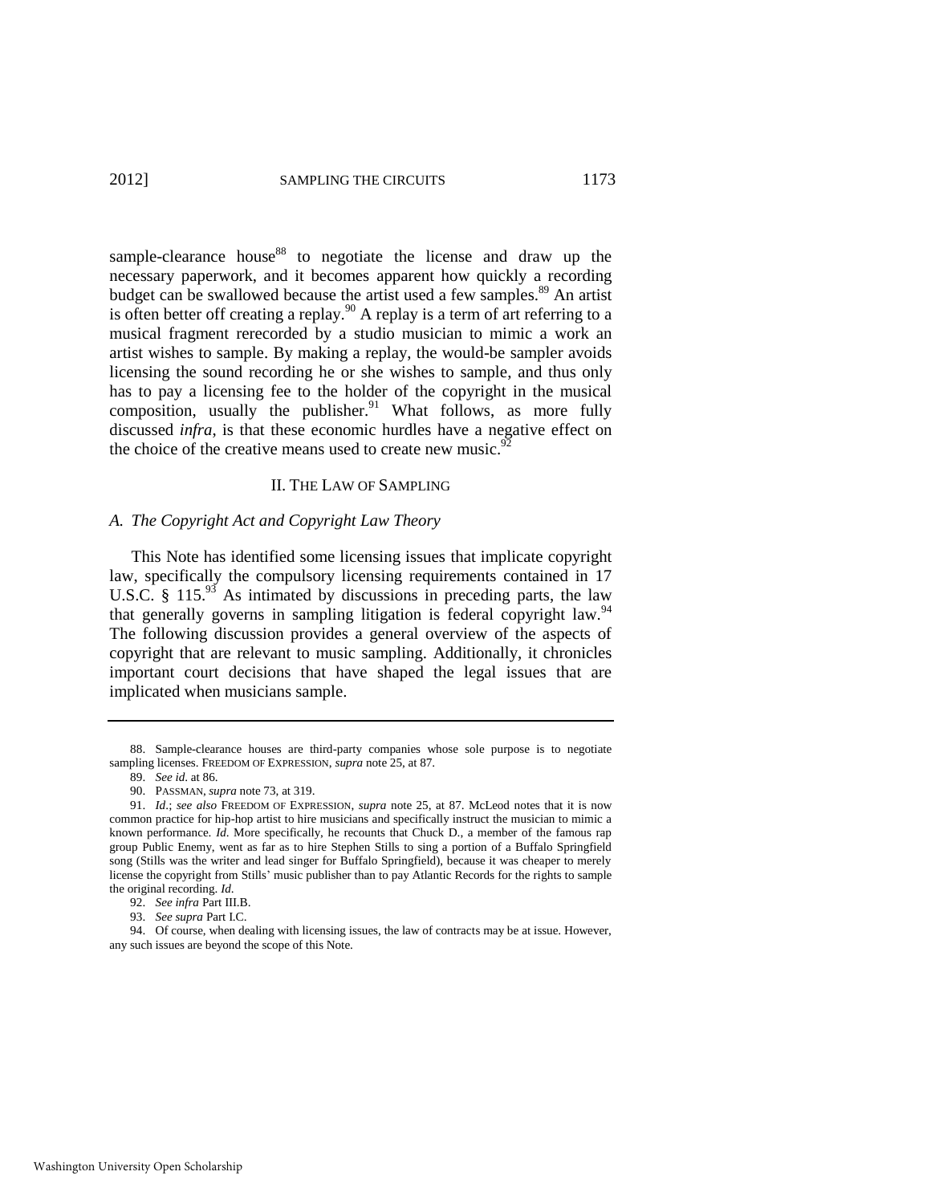sample-clearance house[88] to negotiate the license and draw up the necessary paperwork, and it becomes apparent how quickly a recording budget can be swallowed because the artist used a few samples.[89] An artist is often better off creating a replay.[90] A replay is a term of art referring to a musical fragment rerecorded by a studio musician to mimic a work an artist wishes to sample. By making a replay, the would-be sampler avoids licensing the sound recording he or she wishes to sample, and thus only has to pay a licensing fee to the holder of the copyright in the musical composition, usually the publisher.[91] What follows, as more fully discussed *infra*, is that these economic hurdles have a negative effect on the choice of the creative means used to create new music.[92]

## II. THE LAW OF SAMPLING

### *A. The Copyright Act and Copyright Law Theory*

This Note has identified some licensing issues that implicate copyright law, specifically the compulsory licensing requirements contained in 17 U.S.C. § 115.[93] As intimated by discussions in preceding parts, the law that generally governs in sampling litigation is federal copyright law.[94] The following discussion provides a general overview of the aspects of copyright that are relevant to music sampling. Additionally, it chronicles important court decisions that have shaped the legal issues that are implicated when musicians sample.

---

88. Sample-clearance houses are third-party companies whose sole purpose is to negotiate sampling licenses. FREEDOM OF EXPRESSION, *supra* note 25, at 87.

89. *See id.* at 86.

90. PASSMAN, *supra* note 73, at 319.

91. *Id.*; *see also* FREEDOM OF EXPRESSION, *supra* note 25, at 87. McLeod notes that it is now common practice for hip-hop artist to hire musicians and specifically instruct the musician to mimic a known performance. *Id.* More specifically, he recounts that Chuck D., a member of the famous rap group Public Enemy, went as far as to hire Stephen Stills to sing a portion of a Buffalo Springfield song (Stills was the writer and lead singer for Buffalo Springfield), because it was cheaper to merely license the copyright from Stills' music publisher than to pay Atlantic Records for the rights to sample the original recording. *Id.*

92. *See infra* Part III.B.

93. *See supra* Part I.C.

94. Of course, when dealing with licensing issues, the law of contracts may be at issue. However, any such issues are beyond the scope of this Note.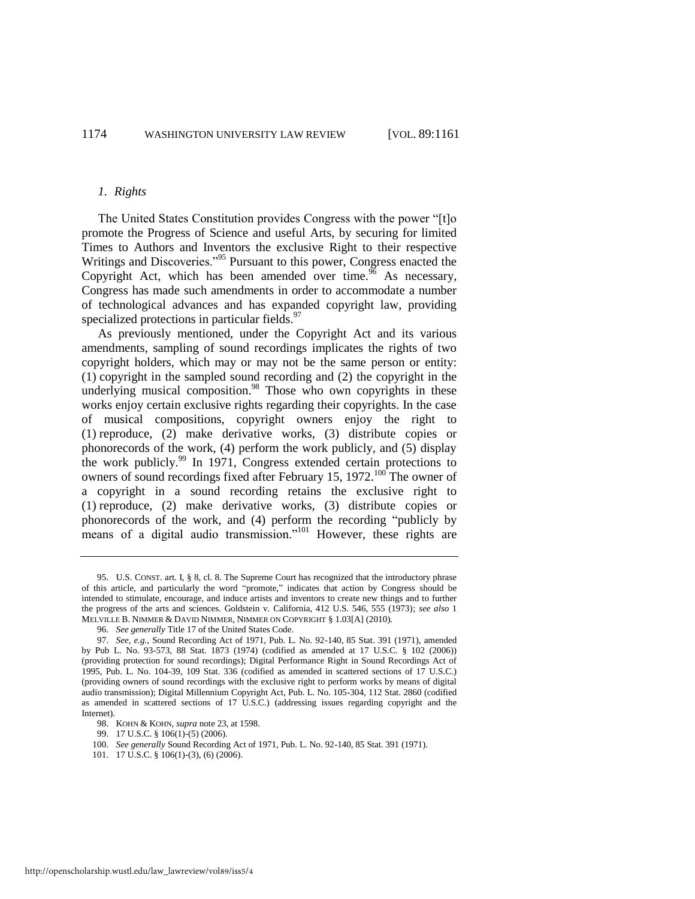### *1. Rights*

The United States Constitution provides Congress with the power "[t]o promote the Progress of Science and useful Arts, by securing for limited Times to Authors and Inventors the exclusive Right to their respective Writings and Discoveries."[95] Pursuant to this power, Congress enacted the Copyright Act, which has been amended over time.[96] As necessary, Congress has made such amendments in order to accommodate a number of technological advances and has expanded copyright law, providing specialized protections in particular fields.[97]

As previously mentioned, under the Copyright Act and its various amendments, sampling of sound recordings implicates the rights of two copyright holders, which may or may not be the same person or entity: (1) copyright in the sampled sound recording and (2) the copyright in the underlying musical composition.[98] Those who own copyrights in these works enjoy certain exclusive rights regarding their copyrights. In the case of musical compositions, copyright owners enjoy the right to (1) reproduce, (2) make derivative works, (3) distribute copies or phonorecords of the work, (4) perform the work publicly, and (5) display the work publicly.[99] In 1971, Congress extended certain protections to owners of sound recordings fixed after February 15, 1972.[100] The owner of a copyright in a sound recording retains the exclusive right to (1) reproduce, (2) make derivative works, (3) distribute copies or phonorecords of the work, and (4) perform the recording "publicly by means of a digital audio transmission."[101] However, these rights are

---

95. U.S. CONST. art. I, § 8, cl. 8. The Supreme Court has recognized that the introductory phrase of this article, and particularly the word "promote," indicates that action by Congress should be intended to stimulate, encourage, and induce artists and inventors to create new things and to further the progress of the arts and sciences. Goldstein v. California, 412 U.S. 546, 555 (1973); *see also* 1 MELVILLE B. NIMMER & DAVID NIMMER, NIMMER ON COPYRIGHT § 1.03[A] (2010).

96. *See generally* Title 17 of the United States Code.

97. *See, e.g.*, Sound Recording Act of 1971, Pub. L. No. 92-140, 85 Stat. 391 (1971), amended by Pub L. No. 93-573, 88 Stat. 1873 (1974) (codified as amended at 17 U.S.C. § 102 (2006)) (providing protection for sound recordings); Digital Performance Right in Sound Recordings Act of 1995, Pub. L. No. 104-39, 109 Stat. 336 (codified as amended in scattered sections of 17 U.S.C.) (providing owners of sound recordings with the exclusive right to perform works by means of digital audio transmission); Digital Millennium Copyright Act, Pub. L. No. 105-304, 112 Stat. 2860 (codified as amended in scattered sections of 17 U.S.C.) (addressing issues regarding copyright and the Internet).

98. KOHN & KOHN, *supra* note 23, at 1598.

99. 17 U.S.C. § 106(1)-(5) (2006).

100. *See generally* Sound Recording Act of 1971, Pub. L. No. 92-140, 85 Stat. 391 (1971).

101. 17 U.S.C. § 106(1)-(3), (6) (2006).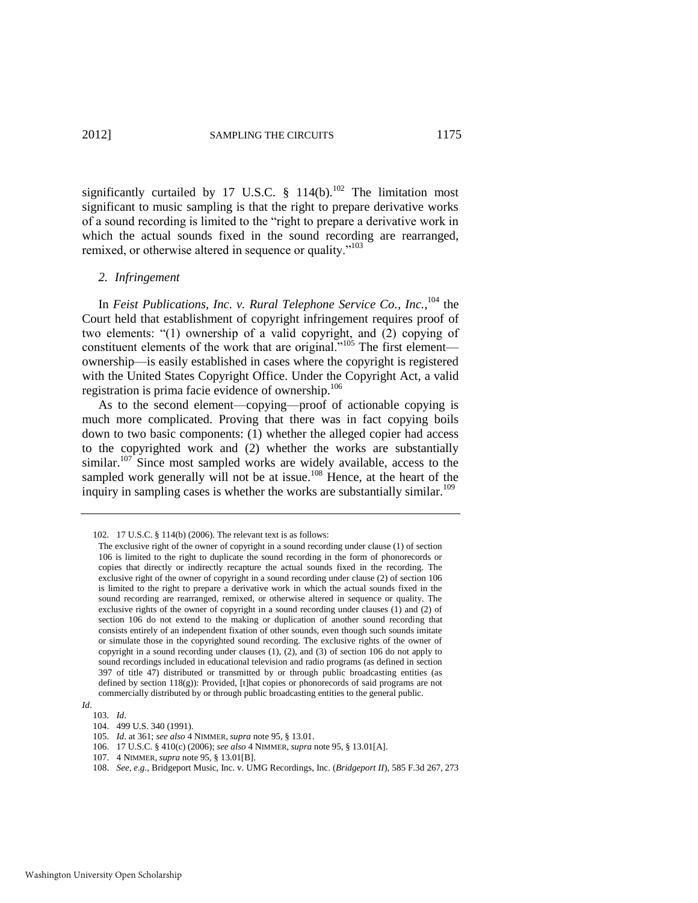significantly curtailed by 17 U.S.C. § 114(b).[102] The limitation most significant to music sampling is that the right to prepare derivative works of a sound recording is limited to the "right to prepare a derivative work in which the actual sounds fixed in the sound recording are rearranged, remixed, or otherwise altered in sequence or quality."[103]

### *2. Infringement*

In *Feist Publications, Inc. v. Rural Telephone Service Co., Inc.*,[104] the Court held that establishment of copyright infringement requires proof of two elements: "(1) ownership of a valid copyright, and (2) copying of constituent elements of the work that are original."[105] The first element—ownership—is easily established in cases where the copyright is registered with the United States Copyright Office. Under the Copyright Act, a valid registration is prima facie evidence of ownership.[106]

As to the second element—copying—proof of actionable copying is much more complicated. Proving that there was in fact copying boils down to two basic components: (1) whether the alleged copier had access to the copyrighted work and (2) whether the works are substantially similar.[107] Since most sampled works are widely available, access to the sampled work generally will not be at issue.[108] Hence, at the heart of the inquiry in sampling cases is whether the works are substantially similar.[109]

---

102. 17 U.S.C. § 114(b) (2006). The relevant text is as follows:

> The exclusive right of the owner of copyright in a sound recording under clause (1) of section 106 is limited to the right to duplicate the sound recording in the form of phonorecords or copies that directly or indirectly recapture the actual sounds fixed in the recording. The exclusive right of the owner of copyright in a sound recording under clause (2) of section 106 is limited to the right to prepare a derivative work in which the actual sounds fixed in the sound recording are rearranged, remixed, or otherwise altered in sequence or quality. The exclusive rights of the owner of copyright in a sound recording under clauses (1) and (2) of section 106 do not extend to the making or duplication of another sound recording that consists entirely of an independent fixation of other sounds, even though such sounds imitate or simulate those in the copyrighted sound recording. The exclusive rights of the owner of copyright in a sound recording under clauses (1), (2), and (3) of section 106 do not apply to sound recordings included in educational television and radio programs (as defined in section 397 of title 47) distributed or transmitted by or through public broadcasting entities (as defined by section 118(g)): Provided, [t]hat copies or phonorecords of said programs are not commercially distributed by or through public broadcasting entities to the general public.

*Id*.

103. *Id*.

104. 499 U.S. 340 (1991).

105. *Id*. at 361; *see also* 4 NIMMER, *supra* note 95, § 13.01.

106. 17 U.S.C. § 410(c) (2006); *see also* 4 NIMMER, *supra* note 95, § 13.01[A].

107. 4 NIMMER, *supra* note 95, § 13.01[B].

108. *See, e.g.*, Bridgeport Music, Inc. v. UMG Recordings, Inc. (*Bridgeport II*), 585 F.3d 267, 273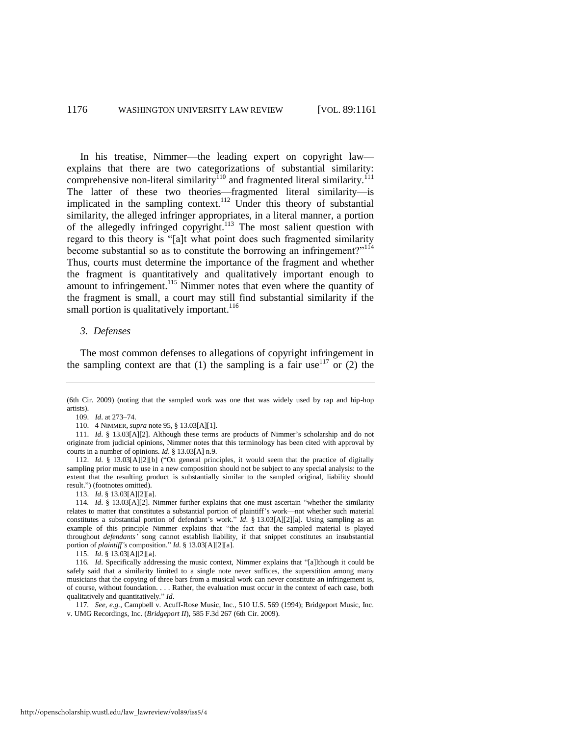In his treatise, Nimmer—the leading expert on copyright law—explains that there are two categorizations of substantial similarity: comprehensive non-literal similarity[110] and fragmented literal similarity.[111] The latter of these two theories—fragmented literal similarity—is implicated in the sampling context.[112] Under this theory of substantial similarity, the alleged infringer appropriates, in a literal manner, a portion of the allegedly infringed copyright.[113] The most salient question with regard to this theory is "[a]t what point does such fragmented similarity become substantial so as to constitute the borrowing an infringement?"[114] Thus, courts must determine the importance of the fragment and whether the fragment is quantitatively and qualitatively important enough to amount to infringement.[115] Nimmer notes that even where the quantity of the fragment is small, a court may still find substantial similarity if the small portion is qualitatively important.[116]

### 3. *Defenses*

The most common defenses to allegations of copyright infringement in the sampling context are that (1) the sampling is a fair use[117] or (2) the

---

(6th Cir. 2009) (noting that the sampled work was one that was widely used by rap and hip-hop artists).

109. *Id*. at 273–74.

110. 4 NIMMER, *supra* note 95, § 13.03[A][1].

111. *Id*. § 13.03[A][2]. Although these terms are products of Nimmer's scholarship and do not originate from judicial opinions, Nimmer notes that this terminology has been cited with approval by courts in a number of opinions. *Id*. § 13.03[A] n.9.

112. *Id*. § 13.03[A][2][b] ("On general principles, it would seem that the practice of digitally sampling prior music to use in a new composition should not be subject to any special analysis: to the extent that the resulting product is substantially similar to the sampled original, liability should result.") (footnotes omitted).

113. *Id*. § 13.03[A][2][a].

114. *Id*. § 13.03[A][2]. Nimmer further explains that one must ascertain "whether the similarity relates to matter that constitutes a substantial portion of plaintiff's work—not whether such material constitutes a substantial portion of defendant's work." *Id*. § 13.03[A][2][a]. Using sampling as an example of this principle Nimmer explains that "the fact that the sampled material is played throughout *defendants'* song cannot establish liability, if that snippet constitutes an insubstantial portion of *plaintiff's* composition." *Id*. § 13.03[A][2][a].

115. *Id*. § 13.03[A][2][a].

116. *Id*. Specifically addressing the music context, Nimmer explains that "[a]lthough it could be safely said that a similarity limited to a single note never suffices, the superstition among many musicians that the copying of three bars from a musical work can never constitute an infringement is, of course, without foundation. . . . Rather, the evaluation must occur in the context of each case, both qualitatively and quantitatively." *Id*.

117. *See, e.g.*, Campbell v. Acuff-Rose Music, Inc., 510 U.S. 569 (1994); Bridgeport Music, Inc. v. UMG Recordings, Inc. (*Bridgeport II*), 585 F.3d 267 (6th Cir. 2009).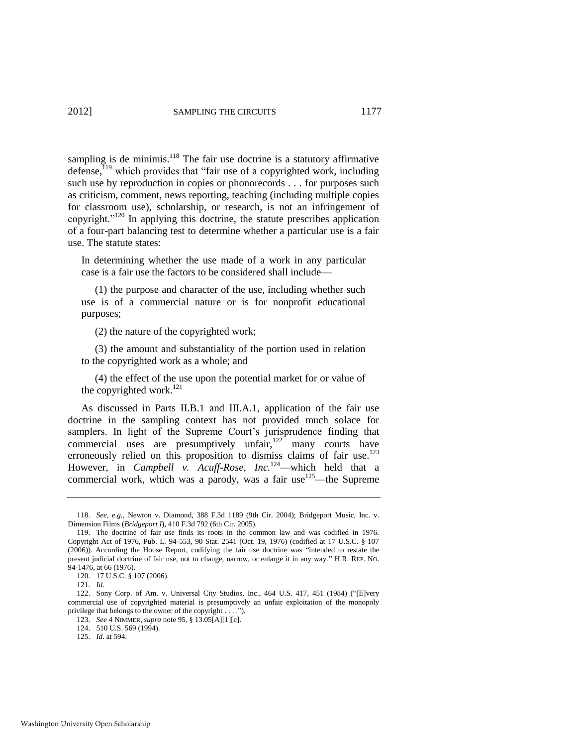sampling is de minimis.[118] The fair use doctrine is a statutory affirmative defense,[119] which provides that "fair use of a copyrighted work, including such use by reproduction in copies or phonorecords . . . for purposes such as criticism, comment, news reporting, teaching (including multiple copies for classroom use), scholarship, or research, is not an infringement of copyright."[120] In applying this doctrine, the statute prescribes application of a four-part balancing test to determine whether a particular use is a fair use. The statute states:

> In determining whether the use made of a work in any particular case is a fair use the factors to be considered shall include—
>
> (1) the purpose and character of the use, including whether such use is of a commercial nature or is for nonprofit educational purposes;
>
> (2) the nature of the copyrighted work;
>
> (3) the amount and substantiality of the portion used in relation to the copyrighted work as a whole; and
>
> (4) the effect of the use upon the potential market for or value of the copyrighted work.[121]

As discussed in Parts II.B.1 and III.A.1, application of the fair use doctrine in the sampling context has not provided much solace for samplers. In light of the Supreme Court's jurisprudence finding that commercial uses are presumptively unfair,[122] many courts have erroneously relied on this proposition to dismiss claims of fair use.[123] However, in *Campbell v. Acuff-Rose, Inc.*[124]—which held that a commercial work, which was a parody, was a fair use[125]—the Supreme

---

118. *See, e.g.*, Newton v. Diamond, 388 F.3d 1189 (9th Cir. 2004); Bridgeport Music, Inc. v. Dimension Films (*Bridgeport I*), 410 F.3d 792 (6th Cir. 2005).

119. The doctrine of fair use finds its roots in the common law and was codified in 1976. Copyright Act of 1976, Pub. L. 94-553, 90 Stat. 2541 (Oct. 19, 1976) (codified at 17 U.S.C. § 107 (2006)). According the House Report, codifying the fair use doctrine was "intended to restate the present judicial doctrine of fair use, not to change, narrow, or enlarge it in any way." H.R. REP. NO. 94-1476, at 66 (1976).

120. 17 U.S.C. § 107 (2006).

121. *Id*.

122. Sony Corp. of Am. v. Universal City Studios, Inc., 464 U.S. 417, 451 (1984) ("[E]very commercial use of copyrighted material is presumptively an unfair exploitation of the monopoly privilege that belongs to the owner of the copyright . . . .").

123. *See* 4 NIMMER, *supra* note 95, § 13.05[A][1][c].

124. 510 U.S. 569 (1994).

125. *Id*. at 594.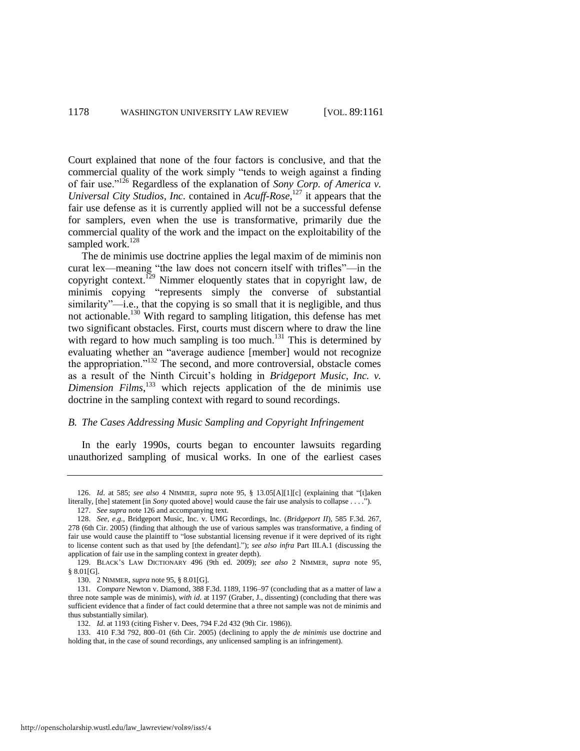Court explained that none of the four factors is conclusive, and that the commercial quality of the work simply "tends to weigh against a finding of fair use."[126] Regardless of the explanation of *Sony Corp. of America v. Universal City Studios, Inc.* contained in *Acuff-Rose*,[127] it appears that the fair use defense as it is currently applied will not be a successful defense for samplers, even when the use is transformative, primarily due the commercial quality of the work and the impact on the exploitability of the sampled work.[128]

The de minimis use doctrine applies the legal maxim of de miminis non curat lex—meaning "the law does not concern itself with trifles"—in the copyright context.[129] Nimmer eloquently states that in copyright law, de minimis copying "represents simply the converse of substantial similarity"—i.e., that the copying is so small that it is negligible, and thus not actionable.[130] With regard to sampling litigation, this defense has met two significant obstacles. First, courts must discern where to draw the line with regard to how much sampling is too much.[131] This is determined by evaluating whether an "average audience [member] would not recognize the appropriation."[132] The second, and more controversial, obstacle comes as a result of the Ninth Circuit's holding in *Bridgeport Music, Inc. v. Dimension Films*,[133] which rejects application of the de minimis use doctrine in the sampling context with regard to sound recordings.

### *B. The Cases Addressing Music Sampling and Copyright Infringement*

In the early 1990s, courts began to encounter lawsuits regarding unauthorized sampling of musical works. In one of the earliest cases

---

126. *Id*. at 585; *see also* 4 NIMMER, *supra* note 95, § 13.05[A][1][c] (explaining that "[t]aken literally, [the] statement [in *Sony* quoted above] would cause the fair use analysis to collapse . . . .").

127. *See supra* note 126 and accompanying text.

128. *See, e.g.*, Bridgeport Music, Inc. v. UMG Recordings, Inc. (*Bridgeport II*), 585 F.3d. 267, 278 (6th Cir. 2005) (finding that although the use of various samples was transformative, a finding of fair use would cause the plaintiff to "lose substantial licensing revenue if it were deprived of its right to license content such as that used by [the defendant]."); *see also infra* Part III.A.1 (discussing the application of fair use in the sampling context in greater depth).

129. BLACK'S LAW DICTIONARY 496 (9th ed. 2009); *see also* 2 NIMMER, *supra* note 95, § 8.01[G].

130. 2 NIMMER, *supra* note 95, § 8.01[G].

131. *Compare* Newton v. Diamond, 388 F.3d. 1189, 1196–97 (concluding that as a matter of law a three note sample was de minimis), *with id*. at 1197 (Graber, J., dissenting) (concluding that there was sufficient evidence that a finder of fact could determine that a three not sample was not de minimis and thus substantially similar).

132. *Id*. at 1193 (citing Fisher v. Dees, 794 F.2d 432 (9th Cir. 1986)).

133. 410 F.3d 792, 800–01 (6th Cir. 2005) (declining to apply the *de minimis* use doctrine and holding that, in the case of sound recordings, any unlicensed sampling is an infringement).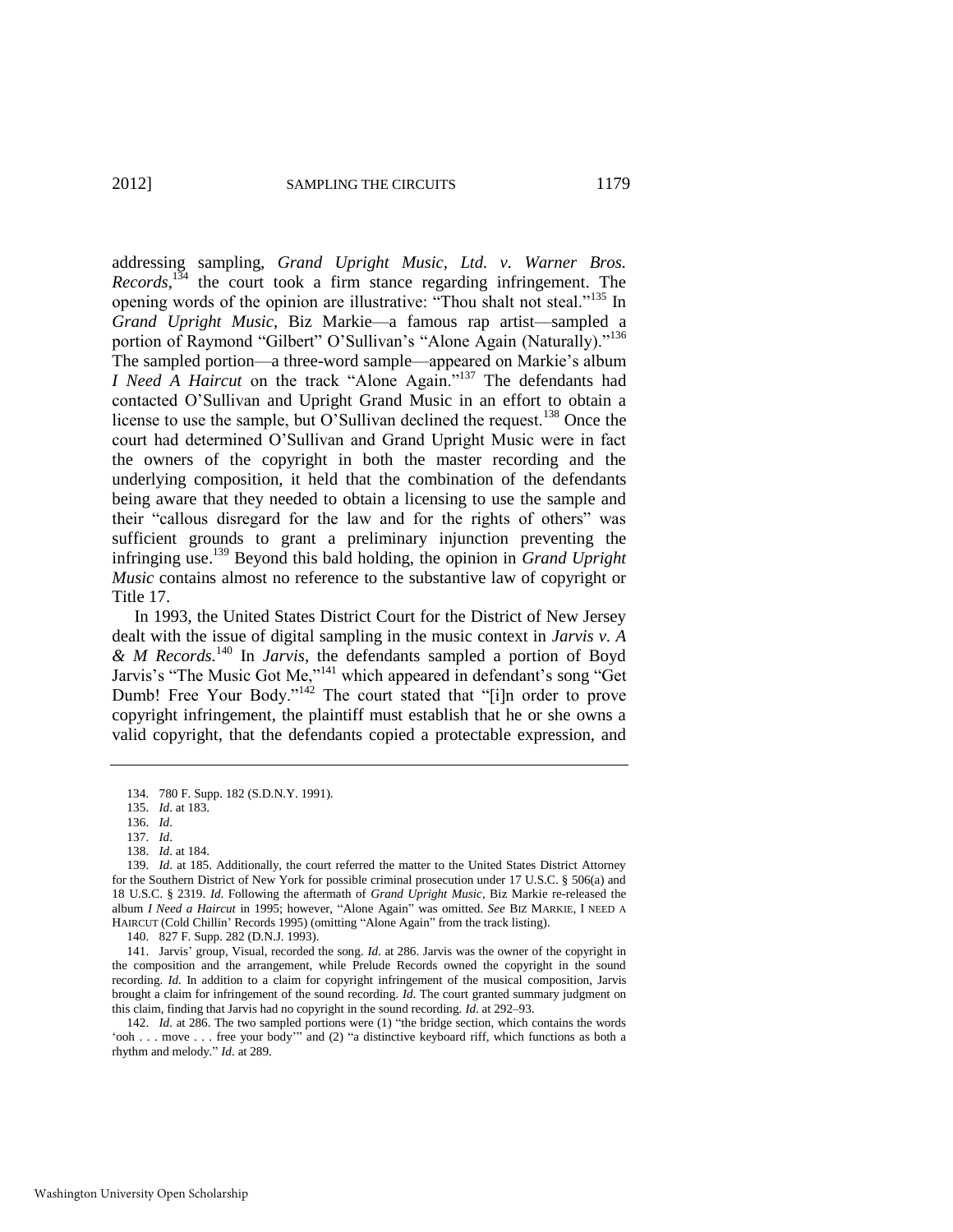addressing sampling, *Grand Upright Music, Ltd. v. Warner Bros. Records*,[134] the court took a firm stance regarding infringement. The opening words of the opinion are illustrative: "Thou shalt not steal."[135] In *Grand Upright Music*, Biz Markie—a famous rap artist—sampled a portion of Raymond "Gilbert" O'Sullivan's "Alone Again (Naturally)."[136] The sampled portion—a three-word sample—appeared on Markie's album *I Need A Haircut* on the track "Alone Again."[137] The defendants had contacted O'Sullivan and Upright Grand Music in an effort to obtain a license to use the sample, but O'Sullivan declined the request.[138] Once the court had determined O'Sullivan and Grand Upright Music were in fact the owners of the copyright in both the master recording and the underlying composition, it held that the combination of the defendants being aware that they needed to obtain a licensing to use the sample and their "callous disregard for the law and for the rights of others" was sufficient grounds to grant a preliminary injunction preventing the infringing use.[139] Beyond this bald holding, the opinion in *Grand Upright Music* contains almost no reference to the substantive law of copyright or Title 17.

In 1993, the United States District Court for the District of New Jersey dealt with the issue of digital sampling in the music context in *Jarvis v. A & M Records.*[140] In *Jarvis*, the defendants sampled a portion of Boyd Jarvis's "The Music Got Me,"[141] which appeared in defendant's song "Get Dumb! Free Your Body."[142] The court stated that "[i]n order to prove copyright infringement, the plaintiff must establish that he or she owns a valid copyright, that the defendants copied a protectable expression, and

---

134. 780 F. Supp. 182 (S.D.N.Y. 1991).

135. *Id*. at 183.

136. *Id*.

137. *Id*.

138. *Id*. at 184.

139. *Id*. at 185. Additionally, the court referred the matter to the United States District Attorney for the Southern District of New York for possible criminal prosecution under 17 U.S.C. § 506(a) and 18 U.S.C. § 2319. *Id.* Following the aftermath of *Grand Upright Music*, Biz Markie re-released the album *I Need a Haircut* in 1995; however, "Alone Again" was omitted. *See* BIZ MARKIE, I NEED A HAIRCUT (Cold Chillin' Records 1995) (omitting "Alone Again" from the track listing).

140. 827 F. Supp. 282 (D.N.J. 1993).

141. Jarvis' group, Visual, recorded the song. *Id*. at 286. Jarvis was the owner of the copyright in the composition and the arrangement, while Prelude Records owned the copyright in the sound recording. *Id.* In addition to a claim for copyright infringement of the musical composition, Jarvis brought a claim for infringement of the sound recording. *Id*. The court granted summary judgment on this claim, finding that Jarvis had no copyright in the sound recording. *Id.* at 292–93.

142. *Id*. at 286. The two sampled portions were (1) "the bridge section, which contains the words 'ooh . . . move . . . free your body'" and (2) "a distinctive keyboard riff, which functions as both a rhythm and melody." *Id*. at 289.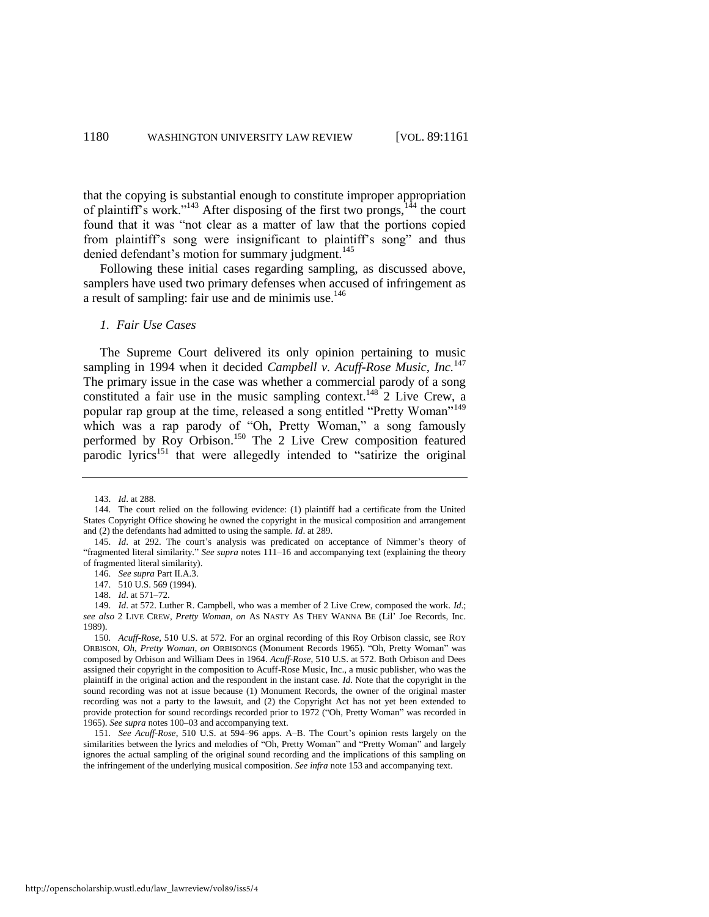that the copying is substantial enough to constitute improper appropriation of plaintiff's work."[143] After disposing of the first two prongs,[144] the court found that it was "not clear as a matter of law that the portions copied from plaintiff's song were insignificant to plaintiff's song" and thus denied defendant's motion for summary judgment.[145]

Following these initial cases regarding sampling, as discussed above, samplers have used two primary defenses when accused of infringement as a result of sampling: fair use and de minimis use.[146]

*1. Fair Use Cases*

The Supreme Court delivered its only opinion pertaining to music sampling in 1994 when it decided *Campbell v. Acuff-Rose Music, Inc.*[147] The primary issue in the case was whether a commercial parody of a song constituted a fair use in the music sampling context.[148] 2 Live Crew, a popular rap group at the time, released a song entitled "Pretty Woman"[149] which was a rap parody of "Oh, Pretty Woman," a song famously performed by Roy Orbison.[150] The 2 Live Crew composition featured parodic lyrics[151] that were allegedly intended to "satirize the original

---

143. *Id*. at 288.

144. The court relied on the following evidence: (1) plaintiff had a certificate from the United States Copyright Office showing he owned the copyright in the musical composition and arrangement and (2) the defendants had admitted to using the sample. *Id*. at 289.

145. *Id*. at 292. The court's analysis was predicated on acceptance of Nimmer's theory of "fragmented literal similarity." *See supra* notes 111–16 and accompanying text (explaining the theory of fragmented literal similarity).

146. *See supra* Part II.A.3.

147. 510 U.S. 569 (1994).

148. *Id*. at 571–72.

149. *Id*. at 572. Luther R. Campbell, who was a member of 2 Live Crew, composed the work. *Id*.; *see also* 2 LIVE CREW, *Pretty Woman*, *on* AS NASTY AS THEY WANNA BE (Lil' Joe Records, Inc. 1989).

150. *Acuff-Rose*, 510 U.S. at 572. For an orginal recording of this Roy Orbison classic, see ROY ORBISON, *Oh, Pretty Woman*, *on* ORBISONGS (Monument Records 1965). "Oh, Pretty Woman" was composed by Orbison and William Dees in 1964. *Acuff-Rose*, 510 U.S. at 572. Both Orbison and Dees assigned their copyright in the composition to Acuff-Rose Music, Inc., a music publisher, who was the plaintiff in the original action and the respondent in the instant case. *Id*. Note that the copyright in the sound recording was not at issue because (1) Monument Records, the owner of the original master recording was not a party to the lawsuit, and (2) the Copyright Act has not yet been extended to provide protection for sound recordings recorded prior to 1972 ("Oh, Pretty Woman" was recorded in 1965). *See supra* notes 100–03 and accompanying text.

151. *See Acuff-Rose*, 510 U.S. at 594–96 apps. A–B. The Court's opinion rests largely on the similarities between the lyrics and melodies of "Oh, Pretty Woman" and "Pretty Woman" and largely ignores the actual sampling of the original sound recording and the implications of this sampling on the infringement of the underlying musical composition. *See infra* note 153 and accompanying text.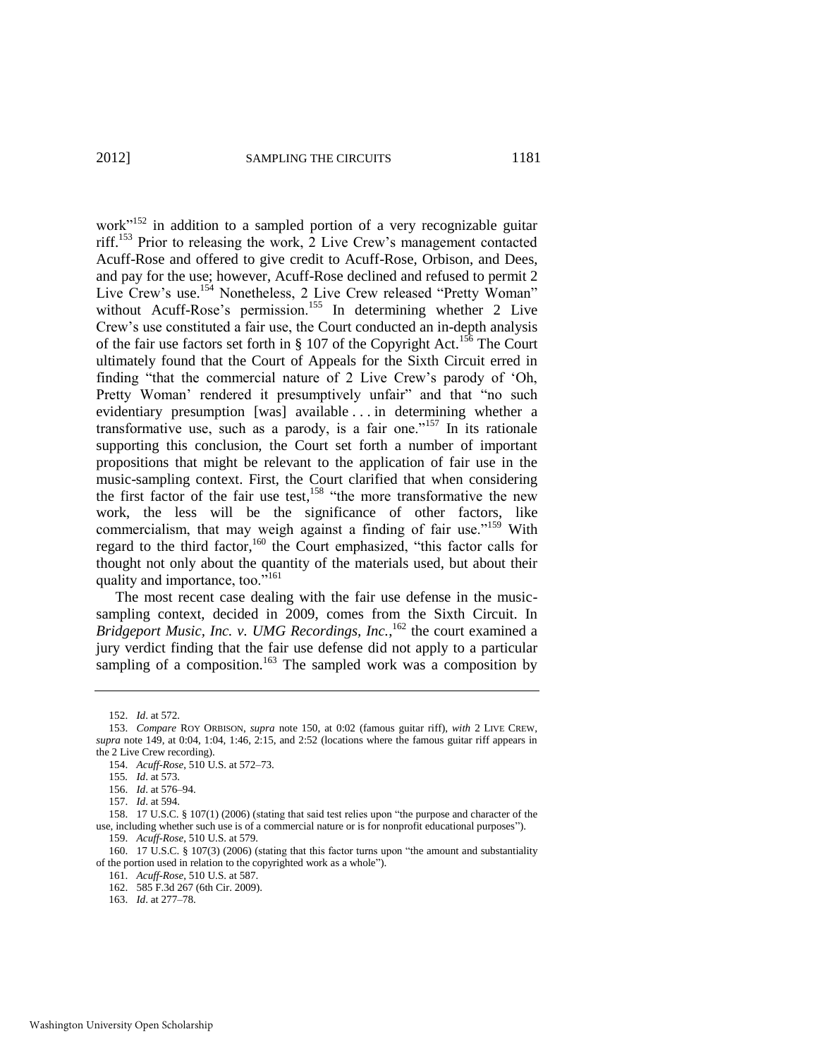work"[152] in addition to a sampled portion of a very recognizable guitar riff.[153] Prior to releasing the work, 2 Live Crew's management contacted Acuff-Rose and offered to give credit to Acuff-Rose, Orbison, and Dees, and pay for the use; however, Acuff-Rose declined and refused to permit 2 Live Crew's use.[154] Nonetheless, 2 Live Crew released "Pretty Woman" without Acuff-Rose's permission.[155] In determining whether 2 Live Crew's use constituted a fair use, the Court conducted an in-depth analysis of the fair use factors set forth in § 107 of the Copyright Act.[156] The Court ultimately found that the Court of Appeals for the Sixth Circuit erred in finding "that the commercial nature of 2 Live Crew's parody of 'Oh, Pretty Woman' rendered it presumptively unfair" and that "no such evidentiary presumption [was] available . . . in determining whether a transformative use, such as a parody, is a fair one."[157] In its rationale supporting this conclusion, the Court set forth a number of important propositions that might be relevant to the application of fair use in the music-sampling context. First, the Court clarified that when considering the first factor of the fair use test,[158] "the more transformative the new work, the less will be the significance of other factors, like commercialism, that may weigh against a finding of fair use."[159] With regard to the third factor,[160] the Court emphasized, "this factor calls for thought not only about the quantity of the materials used, but about their quality and importance, too."[161]

The most recent case dealing with the fair use defense in the music-sampling context, decided in 2009, comes from the Sixth Circuit. In *Bridgeport Music, Inc. v. UMG Recordings, Inc.*,[162] the court examined a jury verdict finding that the fair use defense did not apply to a particular sampling of a composition.[163] The sampled work was a composition by

---

152. *Id*. at 572.

153. *Compare* ROY ORBISON, *supra* note 150, at 0:02 (famous guitar riff), *with* 2 LIVE CREW, *supra* note 149, at 0:04, 1:04, 1:46, 2:15, and 2:52 (locations where the famous guitar riff appears in the 2 Live Crew recording).

154. *Acuff-Rose*, 510 U.S. at 572–73.

155. *Id*. at 573.

156. *Id*. at 576–94.

157. *Id*. at 594.

158. 17 U.S.C. § 107(1) (2006) (stating that said test relies upon "the purpose and character of the use, including whether such use is of a commercial nature or is for nonprofit educational purposes").

159. *Acuff-Rose*, 510 U.S. at 579.

160. 17 U.S.C. § 107(3) (2006) (stating that this factor turns upon "the amount and substantiality of the portion used in relation to the copyrighted work as a whole").

161. *Acuff-Rose*, 510 U.S. at 587.

162. 585 F.3d 267 (6th Cir. 2009).

163. *Id*. at 277–78.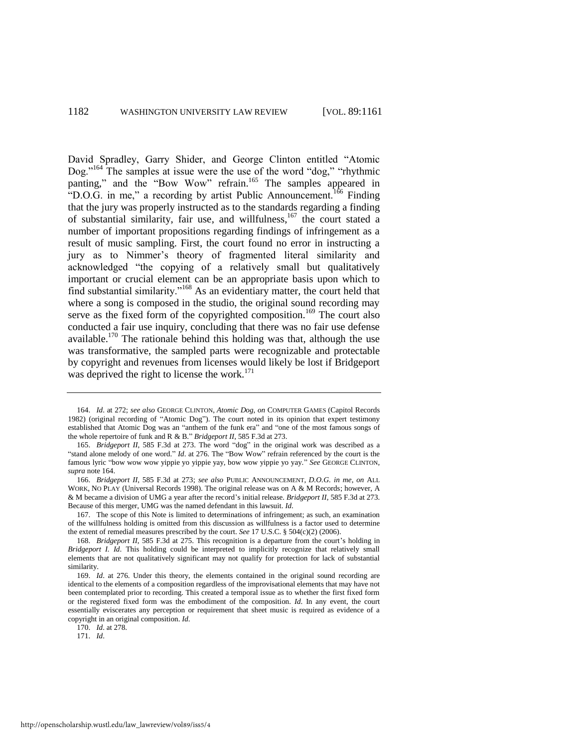David Spradley, Garry Shider, and George Clinton entitled "Atomic Dog."[164] The samples at issue were the use of the word "dog," "rhythmic panting," and the "Bow Wow" refrain.[165] The samples appeared in "D.O.G. in me," a recording by artist Public Announcement.[166] Finding that the jury was properly instructed as to the standards regarding a finding of substantial similarity, fair use, and willfulness,[167] the court stated a number of important propositions regarding findings of infringement as a result of music sampling. First, the court found no error in instructing a jury as to Nimmer's theory of fragmented literal similarity and acknowledged "the copying of a relatively small but qualitatively important or crucial element can be an appropriate basis upon which to find substantial similarity."[168] As an evidentiary matter, the court held that where a song is composed in the studio, the original sound recording may serve as the fixed form of the copyrighted composition.[169] The court also conducted a fair use inquiry, concluding that there was no fair use defense available.[170] The rationale behind this holding was that, although the use was transformative, the sampled parts were recognizable and protectable by copyright and revenues from licenses would likely be lost if Bridgeport was deprived the right to license the work.[171]

---

164. *Id.* at 272; *see also* GEORGE CLINTON, *Atomic Dog*, *on* COMPUTER GAMES (Capitol Records 1982) (original recording of "Atomic Dog"). The court noted in its opinion that expert testimony established that Atomic Dog was an "anthem of the funk era" and "one of the most famous songs of the whole repertoire of funk and R & B." *Bridgeport II*, 585 F.3d at 273.

165. *Bridgeport II*, 585 F.3d at 273. The word "dog" in the original work was described as a "stand alone melody of one word." *Id.* at 276. The "Bow Wow" refrain referenced by the court is the famous lyric "bow wow wow yippie yo yippie yay, bow wow yippie yo yay." *See* GEORGE CLINTON, *supra* note 164.

166. *Bridgeport II*, 585 F.3d at 273; *see also* PUBLIC ANNOUNCEMENT, *D.O.G. in me*, *on* ALL WORK, NO PLAY (Universal Records 1998). The original release was on A & M Records; however, A & M became a division of UMG a year after the record's initial release. *Bridgeport II*, 585 F.3d at 273. Because of this merger, UMG was the named defendant in this lawsuit. *Id.*

167. The scope of this Note is limited to determinations of infringement; as such, an examination of the willfulness holding is omitted from this discussion as willfulness is a factor used to determine the extent of remedial measures prescribed by the court. *See* 17 U.S.C. § 504(c)(2) (2006).

168. *Bridgeport II*, 585 F.3d at 275. This recognition is a departure from the court's holding in *Bridgeport I*. *Id.* This holding could be interpreted to implicitly recognize that relatively small elements that are not qualitatively significant may not qualify for protection for lack of substantial similarity.

169. *Id.* at 276. Under this theory, the elements contained in the original sound recording are identical to the elements of a composition regardless of the improvisational elements that may have not been contemplated prior to recording. This created a temporal issue as to whether the first fixed form or the registered fixed form was the embodiment of the composition. *Id.* In any event, the court essentially eviscerates any perception or requirement that sheet music is required as evidence of a copyright in an original composition. *Id.*

170. *Id.* at 278.

171. *Id.*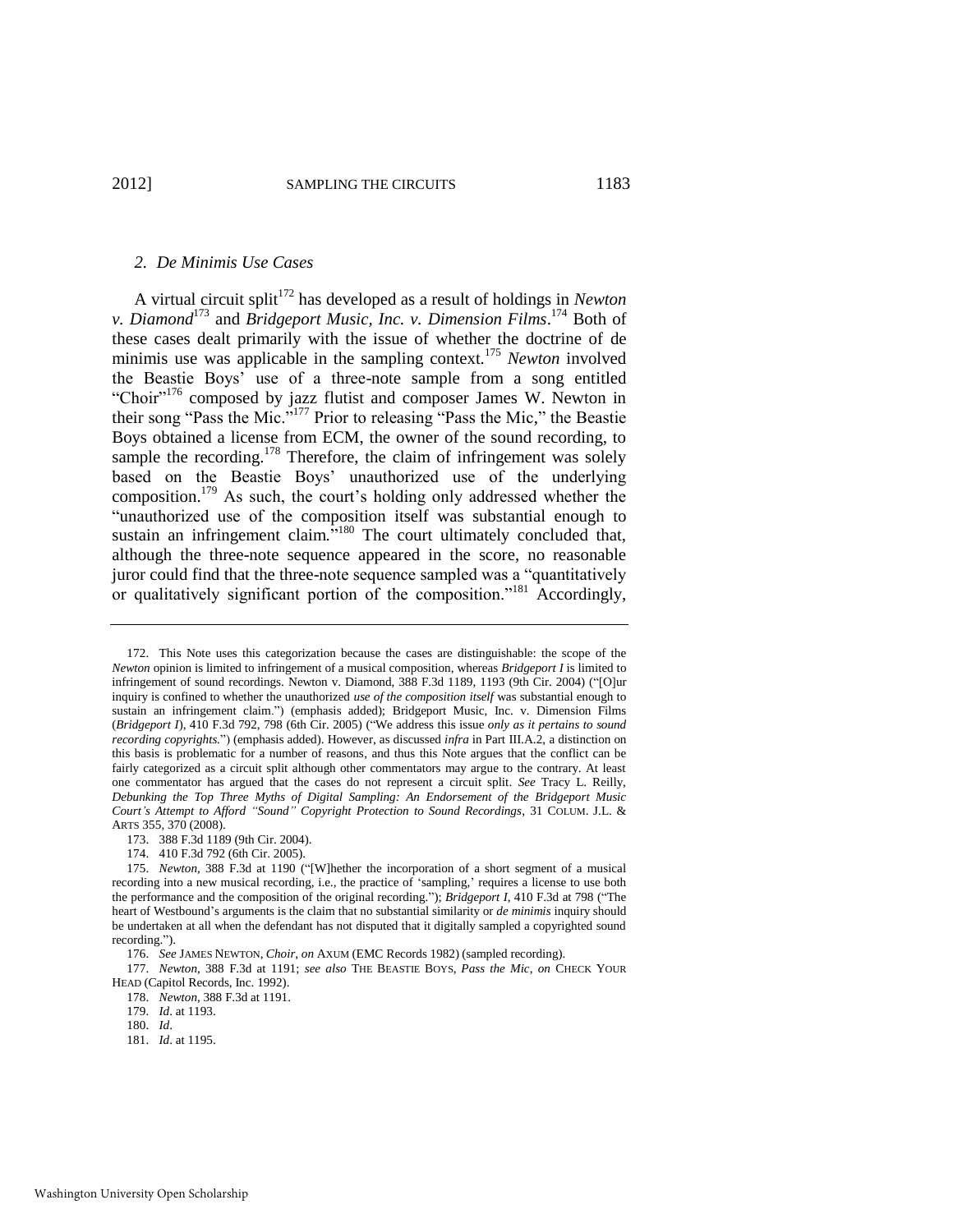### *2. De Minimis Use Cases*

A virtual circuit split[172] has developed as a result of holdings in *Newton v. Diamond*[173] and *Bridgeport Music, Inc. v. Dimension Films*.[174] Both of these cases dealt primarily with the issue of whether the doctrine of de minimis use was applicable in the sampling context.[175] *Newton* involved the Beastie Boys' use of a three-note sample from a song entitled "Choir"[176] composed by jazz flutist and composer James W. Newton in their song "Pass the Mic."[177] Prior to releasing "Pass the Mic," the Beastie Boys obtained a license from ECM, the owner of the sound recording, to sample the recording.[178] Therefore, the claim of infringement was solely based on the Beastie Boys' unauthorized use of the underlying composition.[179] As such, the court's holding only addressed whether the "unauthorized use of the composition itself was substantial enough to sustain an infringement claim."[180] The court ultimately concluded that, although the three-note sequence appeared in the score, no reasonable juror could find that the three-note sequence sampled was a "quantitatively or qualitatively significant portion of the composition."[181] Accordingly,

---

172. This Note uses this categorization because the cases are distinguishable: the scope of the *Newton* opinion is limited to infringement of a musical composition, whereas *Bridgeport I* is limited to infringement of sound recordings. Newton v. Diamond, 388 F.3d 1189, 1193 (9th Cir. 2004) ("[O]ur inquiry is confined to whether the unauthorized *use of the composition itself* was substantial enough to sustain an infringement claim.") (emphasis added); Bridgeport Music, Inc. v. Dimension Films (*Bridgeport I*), 410 F.3d 792, 798 (6th Cir. 2005) ("We address this issue *only as it pertains to sound recording copyrights*.") (emphasis added). However, as discussed *infra* in Part III.A.2, a distinction on this basis is problematic for a number of reasons, and thus this Note argues that the conflict can be fairly categorized as a circuit split although other commentators may argue to the contrary. At least one commentator has argued that the cases do not represent a circuit split. *See* Tracy L. Reilly, *Debunking the Top Three Myths of Digital Sampling: An Endorsement of the Bridgeport Music Court's Attempt to Afford "Sound" Copyright Protection to Sound Recordings*, 31 COLUM. J.L. & ARTS 355, 370 (2008).

173. 388 F.3d 1189 (9th Cir. 2004).

174. 410 F.3d 792 (6th Cir. 2005).

175. *Newton*, 388 F.3d at 1190 ("[W]hether the incorporation of a short segment of a musical recording into a new musical recording, i.e., the practice of 'sampling,' requires a license to use both the performance and the composition of the original recording."); *Bridgeport I*, 410 F.3d at 798 ("The heart of Westbound's arguments is the claim that no substantial similarity or *de minimis* inquiry should be undertaken at all when the defendant has not disputed that it digitally sampled a copyrighted sound recording.").

176. *See* JAMES NEWTON, *Choir*, *on* AXUM (EMC Records 1982) (sampled recording).

177. *Newton*, 388 F.3d at 1191; *see also* THE BEASTIE BOYS, *Pass the Mic*, *on* CHECK YOUR HEAD (Capitol Records, Inc. 1992).

178. *Newton*, 388 F.3d at 1191.

179. *Id*. at 1193.

180. *Id*.

181. *Id*. at 1195.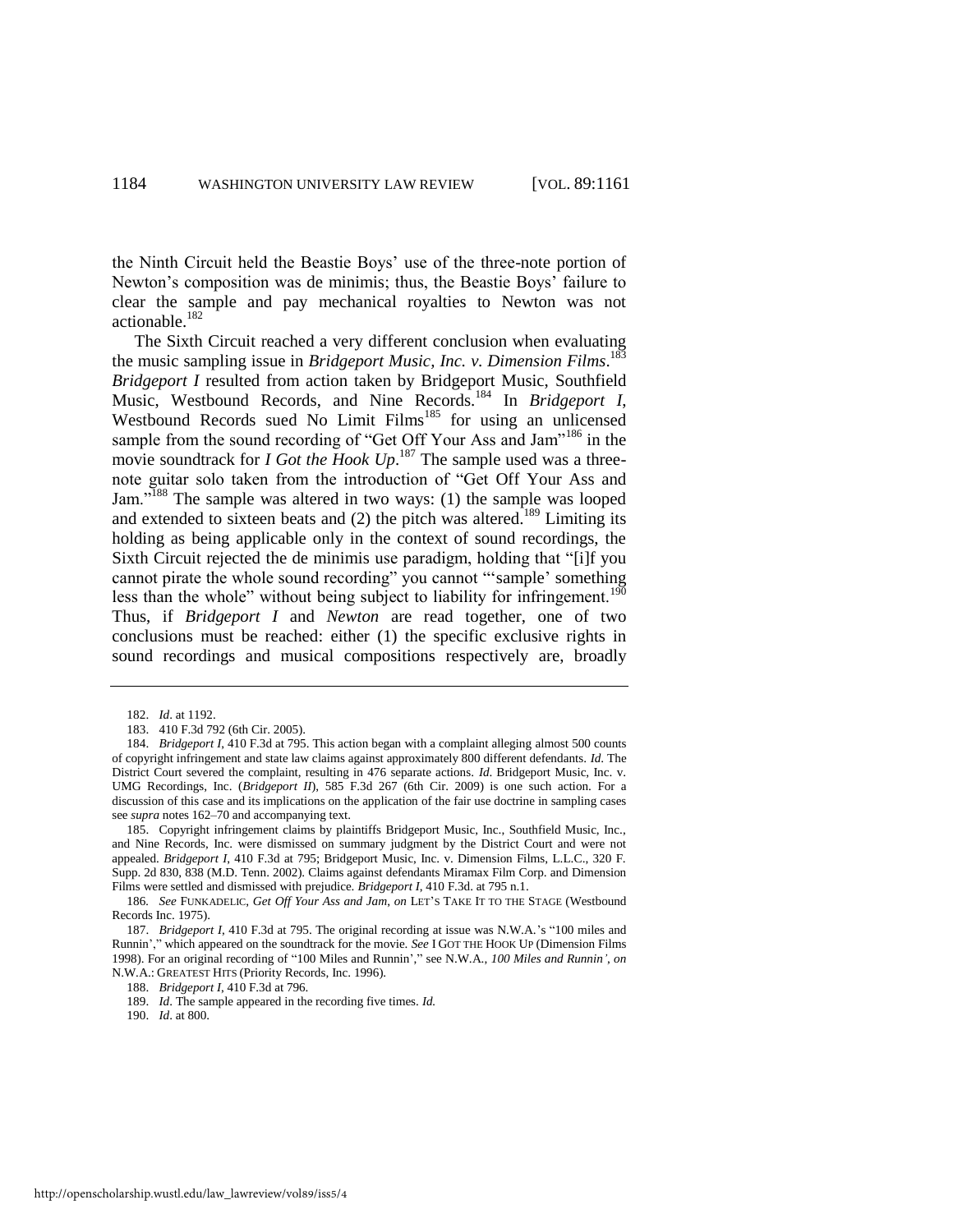the Ninth Circuit held the Beastie Boys' use of the three-note portion of Newton's composition was de minimis; thus, the Beastie Boys' failure to clear the sample and pay mechanical royalties to Newton was not actionable.[182]

The Sixth Circuit reached a very different conclusion when evaluating the music sampling issue in *Bridgeport Music, Inc. v. Dimension Films*.[183] *Bridgeport I* resulted from action taken by Bridgeport Music, Southfield Music, Westbound Records, and Nine Records.[184] In *Bridgeport I*, Westbound Records sued No Limit Films[185] for using an unlicensed sample from the sound recording of "Get Off Your Ass and Jam"[186] in the movie soundtrack for *I Got the Hook Up*.[187] The sample used was a three-note guitar solo taken from the introduction of "Get Off Your Ass and Jam."[188] The sample was altered in two ways: (1) the sample was looped and extended to sixteen beats and (2) the pitch was altered.[189] Limiting its holding as being applicable only in the context of sound recordings, the Sixth Circuit rejected the de minimis use paradigm, holding that "[i]f you cannot pirate the whole sound recording" you cannot "'sample' something less than the whole" without being subject to liability for infringement.[190] Thus, if *Bridgeport I* and *Newton* are read together, one of two conclusions must be reached: either (1) the specific exclusive rights in sound recordings and musical compositions respectively are, broadly

---

182. *Id*. at 1192.

183. 410 F.3d 792 (6th Cir. 2005).

184. *Bridgeport I*, 410 F.3d at 795. This action began with a complaint alleging almost 500 counts of copyright infringement and state law claims against approximately 800 different defendants. *Id*. The District Court severed the complaint, resulting in 476 separate actions. *Id*. Bridgeport Music, Inc. v. UMG Recordings, Inc. (*Bridgeport II*), 585 F.3d 267 (6th Cir. 2009) is one such action. For a discussion of this case and its implications on the application of the fair use doctrine in sampling cases see *supra* notes 162–70 and accompanying text.

185. Copyright infringement claims by plaintiffs Bridgeport Music, Inc., Southfield Music, Inc., and Nine Records, Inc. were dismissed on summary judgment by the District Court and were not appealed. *Bridgeport I*, 410 F.3d at 795; Bridgeport Music, Inc. v. Dimension Films, L.L.C., 320 F. Supp. 2d 830, 838 (M.D. Tenn. 2002). Claims against defendants Miramax Film Corp. and Dimension Films were settled and dismissed with prejudice. *Bridgeport I*, 410 F.3d. at 795 n.1.

186. *See* FUNKADELIC, *Get Off Your Ass and Jam*, *on* LET'S TAKE IT TO THE STAGE (Westbound Records Inc. 1975).

187. *Bridgeport I*, 410 F.3d at 795. The original recording at issue was N.W.A.'s "100 miles and Runnin'," which appeared on the soundtrack for the movie. *See* I GOT THE HOOK UP (Dimension Films 1998). For an original recording of "100 Miles and Runnin'," see N.W.A., *100 Miles and Runnin'*, *on* N.W.A.: GREATEST HITS (Priority Records, Inc. 1996).

188. *Bridgeport I*, 410 F.3d at 796.

189. *Id*. The sample appeared in the recording five times. *Id.*

190. *Id*. at 800.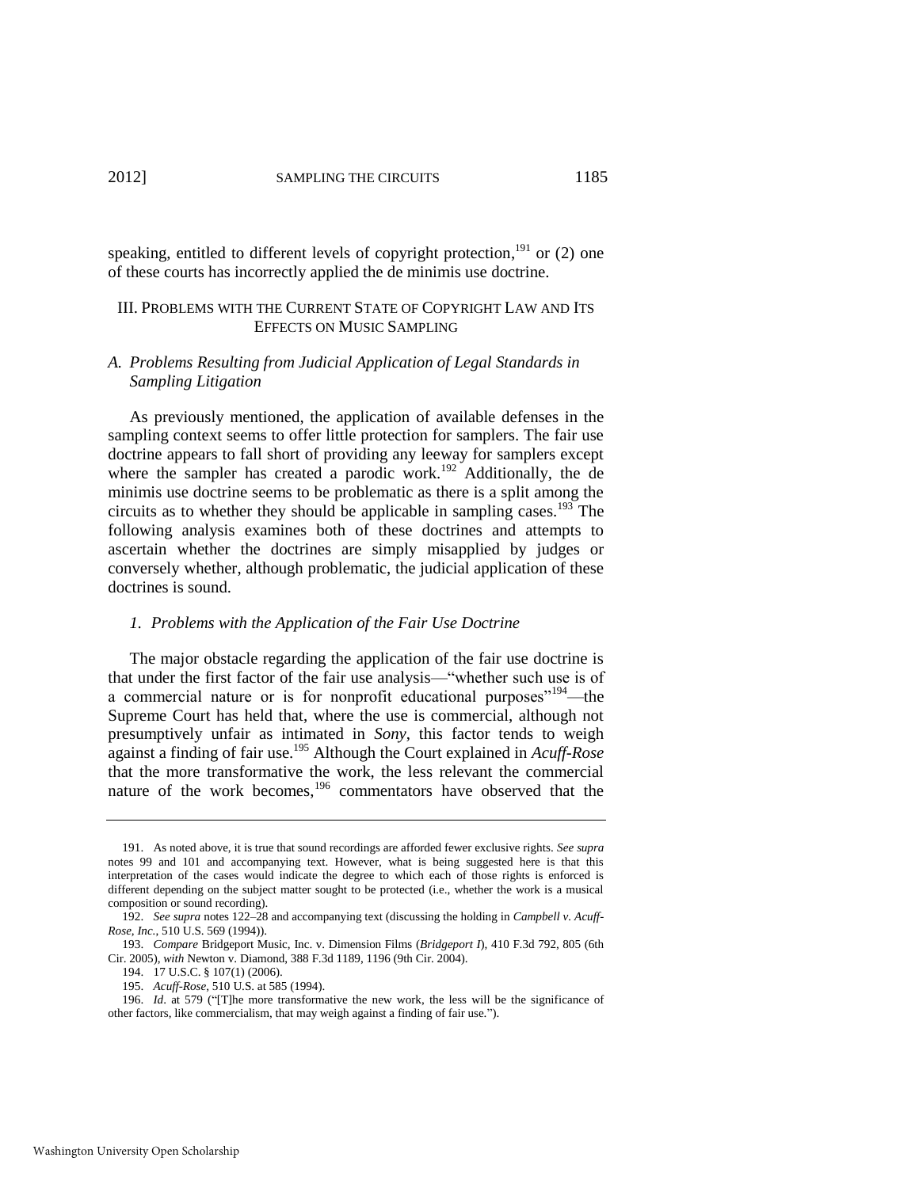speaking, entitled to different levels of copyright protection,[191] or (2) one of these courts has incorrectly applied the de minimis use doctrine.

## III. Problems with the Current State of Copyright Law and Its Effects on Music Sampling

### *A. Problems Resulting from Judicial Application of Legal Standards in Sampling Litigation*

As previously mentioned, the application of available defenses in the sampling context seems to offer little protection for samplers. The fair use doctrine appears to fall short of providing any leeway for samplers except where the sampler has created a parodic work.[192] Additionally, the de minimis use doctrine seems to be problematic as there is a split among the circuits as to whether they should be applicable in sampling cases.[193] The following analysis examines both of these doctrines and attempts to ascertain whether the doctrines are simply misapplied by judges or conversely whether, although problematic, the judicial application of these doctrines is sound.

#### *1. Problems with the Application of the Fair Use Doctrine*

The major obstacle regarding the application of the fair use doctrine is that under the first factor of the fair use analysis—"whether such use is of a commercial nature or is for nonprofit educational purposes"[194]—the Supreme Court has held that, where the use is commercial, although not presumptively unfair as intimated in *Sony*, this factor tends to weigh against a finding of fair use.[195] Although the Court explained in *Acuff-Rose* that the more transformative the work, the less relevant the commercial nature of the work becomes,[196] commentators have observed that the

---

191. As noted above, it is true that sound recordings are afforded fewer exclusive rights. *See supra* notes 99 and 101 and accompanying text. However, what is being suggested here is that this interpretation of the cases would indicate the degree to which each of those rights is enforced is different depending on the subject matter sought to be protected (i.e., whether the work is a musical composition or sound recording).

192. *See supra* notes 122–28 and accompanying text (discussing the holding in *Campbell v. Acuff-Rose, Inc.*, 510 U.S. 569 (1994)).

193. *Compare* Bridgeport Music, Inc. v. Dimension Films (*Bridgeport I*), 410 F.3d 792, 805 (6th Cir. 2005), *with* Newton v. Diamond, 388 F.3d 1189, 1196 (9th Cir. 2004).

194. 17 U.S.C. § 107(1) (2006).

195. *Acuff-Rose*, 510 U.S. at 585 (1994).

196. *Id*. at 579 ("[T]he more transformative the new work, the less will be the significance of other factors, like commercialism, that may weigh against a finding of fair use.").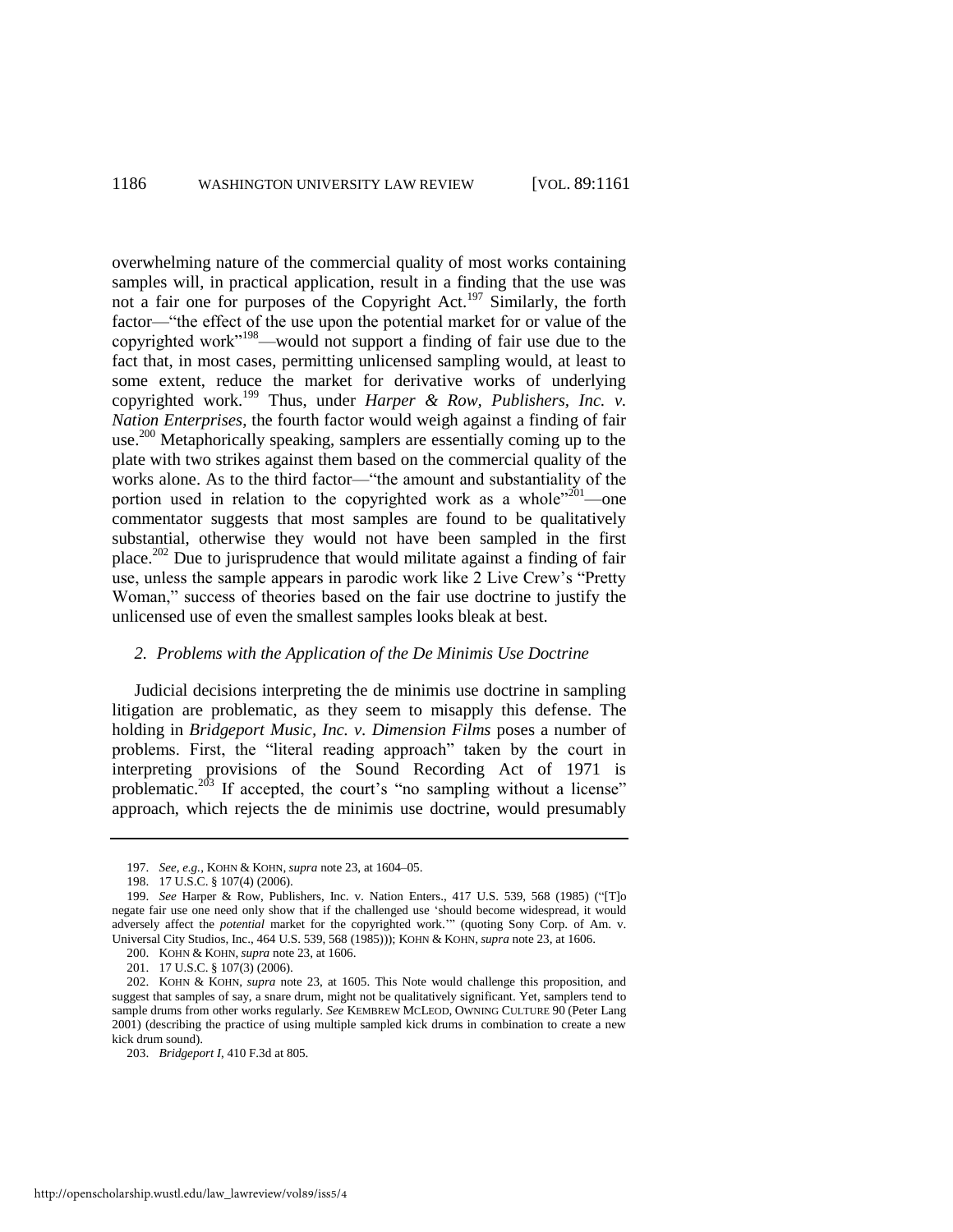overwhelming nature of the commercial quality of most works containing samples will, in practical application, result in a finding that the use was not a fair one for purposes of the Copyright Act.[197] Similarly, the forth factor—"the effect of the use upon the potential market for or value of the copyrighted work"[198]—would not support a finding of fair use due to the fact that, in most cases, permitting unlicensed sampling would, at least to some extent, reduce the market for derivative works of underlying copyrighted work.[199] Thus, under *Harper & Row, Publishers, Inc. v. Nation Enterprises*, the fourth factor would weigh against a finding of fair use.[200] Metaphorically speaking, samplers are essentially coming up to the plate with two strikes against them based on the commercial quality of the works alone. As to the third factor—"the amount and substantiality of the portion used in relation to the copyrighted work as a whole"[201]—one commentator suggests that most samples are found to be qualitatively substantial, otherwise they would not have been sampled in the first place.[202] Due to jurisprudence that would militate against a finding of fair use, unless the sample appears in parodic work like 2 Live Crew's "Pretty Woman," success of theories based on the fair use doctrine to justify the unlicensed use of even the smallest samples looks bleak at best.

### *2. Problems with the Application of the De Minimis Use Doctrine*

Judicial decisions interpreting the de minimis use doctrine in sampling litigation are problematic, as they seem to misapply this defense. The holding in *Bridgeport Music, Inc. v. Dimension Films* poses a number of problems. First, the "literal reading approach" taken by the court in interpreting provisions of the Sound Recording Act of 1971 is problematic.[203] If accepted, the court's "no sampling without a license" approach, which rejects the de minimis use doctrine, would presumably

---

197. *See, e.g.*, KOHN & KOHN, *supra* note 23, at 1604–05.

198. 17 U.S.C. § 107(4) (2006).

199. *See* Harper & Row, Publishers, Inc. v. Nation Enters., 417 U.S. 539, 568 (1985) ("[T]o negate fair use one need only show that if the challenged use 'should become widespread, it would adversely affect the *potential* market for the copyrighted work.'" (quoting Sony Corp. of Am. v. Universal City Studios, Inc., 464 U.S. 539, 568 (1985))); KOHN & KOHN, *supra* note 23, at 1606.

200. KOHN & KOHN, *supra* note 23, at 1606.

201. 17 U.S.C. § 107(3) (2006).

202. KOHN & KOHN, *supra* note 23, at 1605. This Note would challenge this proposition, and suggest that samples of say, a snare drum, might not be qualitatively significant. Yet, samplers tend to sample drums from other works regularly. *See* KEMBREW MCLEOD, OWNING CULTURE 90 (Peter Lang 2001) (describing the practice of using multiple sampled kick drums in combination to create a new kick drum sound).

203. *Bridgeport I*, 410 F.3d at 805.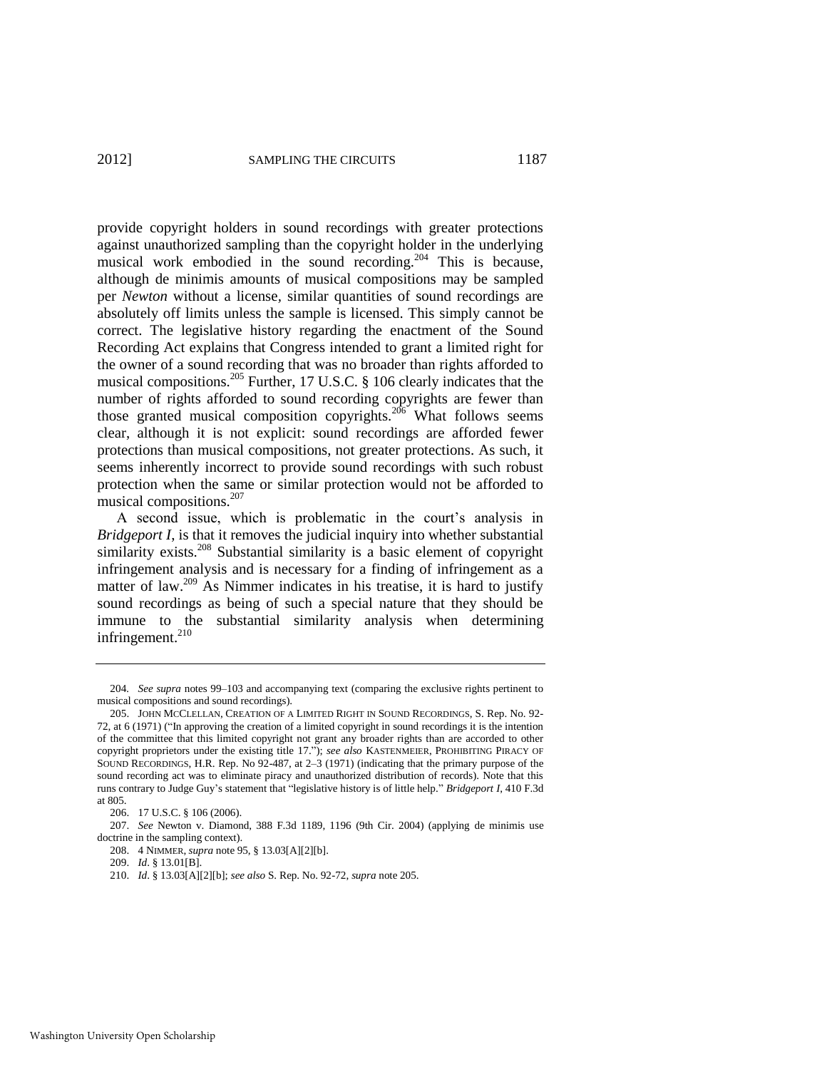provide copyright holders in sound recordings with greater protections against unauthorized sampling than the copyright holder in the underlying musical work embodied in the sound recording.[204] This is because, although de minimis amounts of musical compositions may be sampled per *Newton* without a license, similar quantities of sound recordings are absolutely off limits unless the sample is licensed. This simply cannot be correct. The legislative history regarding the enactment of the Sound Recording Act explains that Congress intended to grant a limited right for the owner of a sound recording that was no broader than rights afforded to musical compositions.[205] Further, 17 U.S.C. § 106 clearly indicates that the number of rights afforded to sound recording copyrights are fewer than those granted musical composition copyrights.[206] What follows seems clear, although it is not explicit: sound recordings are afforded fewer protections than musical compositions, not greater protections. As such, it seems inherently incorrect to provide sound recordings with such robust protection when the same or similar protection would not be afforded to musical compositions.[207]

A second issue, which is problematic in the court's analysis in *Bridgeport I*, is that it removes the judicial inquiry into whether substantial similarity exists.[208] Substantial similarity is a basic element of copyright infringement analysis and is necessary for a finding of infringement as a matter of law.[209] As Nimmer indicates in his treatise, it is hard to justify sound recordings as being of such a special nature that they should be immune to the substantial similarity analysis when determining infringement.[210]

---

204. *See supra* notes 99–103 and accompanying text (comparing the exclusive rights pertinent to musical compositions and sound recordings).

205. JOHN MCCLELLAN, CREATION OF A LIMITED RIGHT IN SOUND RECORDINGS, S. Rep. No. 92-72, at 6 (1971) ("In approving the creation of a limited copyright in sound recordings it is the intention of the committee that this limited copyright not grant any broader rights than are accorded to other copyright proprietors under the existing title 17."); *see also* KASTENMEIER, PROHIBITING PIRACY OF SOUND RECORDINGS, H.R. Rep. No 92-487, at 2–3 (1971) (indicating that the primary purpose of the sound recording act was to eliminate piracy and unauthorized distribution of records). Note that this runs contrary to Judge Guy's statement that "legislative history is of little help." *Bridgeport I*, 410 F.3d at 805.

206. 17 U.S.C. § 106 (2006).

207. *See* Newton v. Diamond, 388 F.3d 1189, 1196 (9th Cir. 2004) (applying de minimis use doctrine in the sampling context).

208. 4 NIMMER, *supra* note 95, § 13.03[A][2][b].

209. *Id*. § 13.01[B].

210. *Id*. § 13.03[A][2][b]; *see also* S. Rep. No. 92-72, *supra* note 205.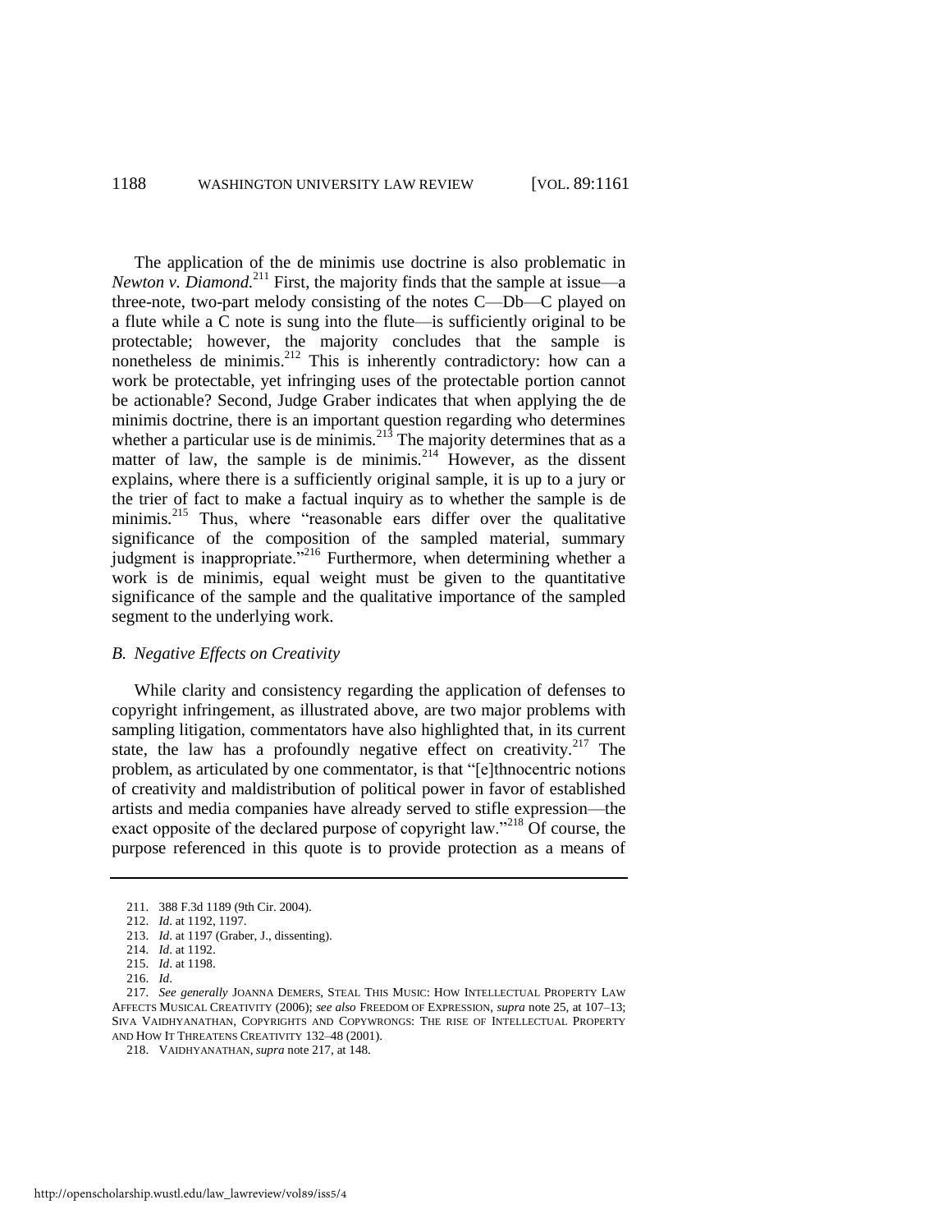The application of the de minimis use doctrine is also problematic in *Newton v. Diamond.*[211] First, the majority finds that the sample at issue—a three-note, two-part melody consisting of the notes C—Db—C played on a flute while a C note is sung into the flute—is sufficiently original to be protectable; however, the majority concludes that the sample is nonetheless de minimis.[212] This is inherently contradictory: how can a work be protectable, yet infringing uses of the protectable portion cannot be actionable? Second, Judge Graber indicates that when applying the de minimis doctrine, there is an important question regarding who determines whether a particular use is de minimis.[213] The majority determines that as a matter of law, the sample is de minimis.[214] However, as the dissent explains, where there is a sufficiently original sample, it is up to a jury or the trier of fact to make a factual inquiry as to whether the sample is de minimis.[215] Thus, where "reasonable ears differ over the qualitative significance of the composition of the sampled material, summary judgment is inappropriate."[216] Furthermore, when determining whether a work is de minimis, equal weight must be given to the quantitative significance of the sample and the qualitative importance of the sampled segment to the underlying work.

### *B. Negative Effects on Creativity*

While clarity and consistency regarding the application of defenses to copyright infringement, as illustrated above, are two major problems with sampling litigation, commentators have also highlighted that, in its current state, the law has a profoundly negative effect on creativity.[217] The problem, as articulated by one commentator, is that "[e]thnocentric notions of creativity and maldistribution of political power in favor of established artists and media companies have already served to stifle expression—the exact opposite of the declared purpose of copyright law."[218] Of course, the purpose referenced in this quote is to provide protection as a means of

---

211. 388 F.3d 1189 (9th Cir. 2004).

212. *Id*. at 1192, 1197.

213. *Id*. at 1197 (Graber, J., dissenting).

214. *Id*. at 1192.

215. *Id*. at 1198.

216. *Id*.

217. *See generally* JOANNA DEMERS, STEAL THIS MUSIC: HOW INTELLECTUAL PROPERTY LAW AFFECTS MUSICAL CREATIVITY (2006); *see also* FREEDOM OF EXPRESSION, *supra* note 25, at 107–13; SIVA VAIDHYANATHAN, COPYRIGHTS AND COPYWRONGS: THE RISE OF INTELLECTUAL PROPERTY AND HOW IT THREATENS CREATIVITY 132–48 (2001).

218. VAIDHYANATHAN, *supra* note 217, at 148.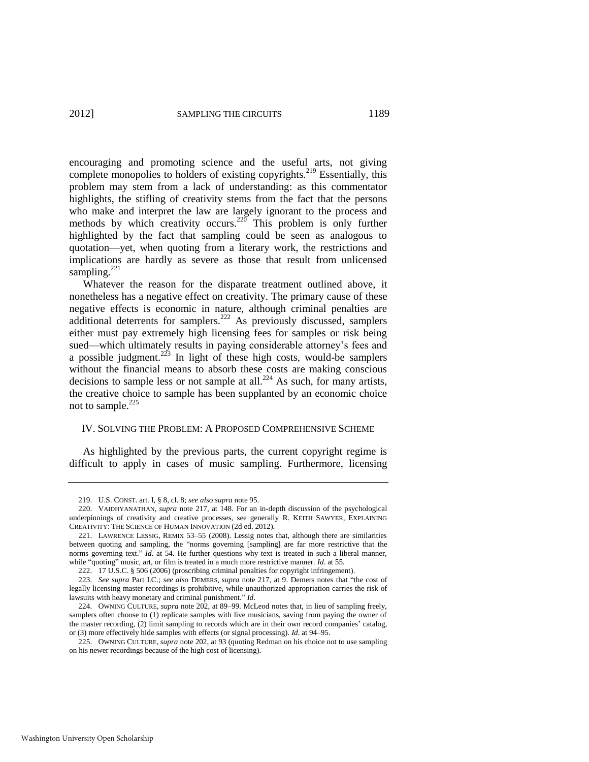encouraging and promoting science and the useful arts, not giving complete monopolies to holders of existing copyrights.[219] Essentially, this problem may stem from a lack of understanding: as this commentator highlights, the stifling of creativity stems from the fact that the persons who make and interpret the law are largely ignorant to the process and methods by which creativity occurs.[220] This problem is only further highlighted by the fact that sampling could be seen as analogous to quotation—yet, when quoting from a literary work, the restrictions and implications are hardly as severe as those that result from unlicensed sampling.[221]

Whatever the reason for the disparate treatment outlined above, it nonetheless has a negative effect on creativity. The primary cause of these negative effects is economic in nature, although criminal penalties are additional deterrents for samplers.[222] As previously discussed, samplers either must pay extremely high licensing fees for samples or risk being sued—which ultimately results in paying considerable attorney's fees and a possible judgment.[223] In light of these high costs, would-be samplers without the financial means to absorb these costs are making conscious decisions to sample less or not sample at all.[224] As such, for many artists, the creative choice to sample has been supplanted by an economic choice not to sample.[225]

## IV. Solving the Problem: A Proposed Comprehensive Scheme

As highlighted by the previous parts, the current copyright regime is difficult to apply in cases of music sampling. Furthermore, licensing

---

219. U.S. Const. art. I, § 8, cl. 8; *see also supra* note 95.

220. Vaidhyanathan, *supra* note 217, at 148. For an in-depth discussion of the psychological underpinnings of creativity and creative processes, see generally R. Keith Sawyer, Explaining Creativity: The Science of Human Innovation (2d ed. 2012).

221. Lawrence Lessig, Remix 53–55 (2008). Lessig notes that, although there are similarities between quoting and sampling, the "norms governing [sampling] are far more restrictive that the norms governing text." *Id*. at 54. He further questions why text is treated in such a liberal manner, while "quoting" music, art, or film is treated in a much more restrictive manner. *Id*. at 55.

222. 17 U.S.C. § 506 (2006) (proscribing criminal penalties for copyright infringement).

223. *See supra* Part I.C.; *see also* Demers, *supra* note 217, at 9. Demers notes that "the cost of legally licensing master recordings is prohibitive, while unauthorized appropriation carries the risk of lawsuits with heavy monetary and criminal punishment." *Id*.

224. Owning Culture, *supra* note 202, at 89–99. McLeod notes that, in lieu of sampling freely, samplers often choose to (1) replicate samples with live musicians, saving from paying the owner of the master recording, (2) limit sampling to records which are in their own record companies' catalog, or (3) more effectively hide samples with effects (or signal processing). *Id*. at 94–95.

225. Owning Culture, *supra* note 202, at 93 (quoting Redman on his choice not to use sampling on his newer recordings because of the high cost of licensing).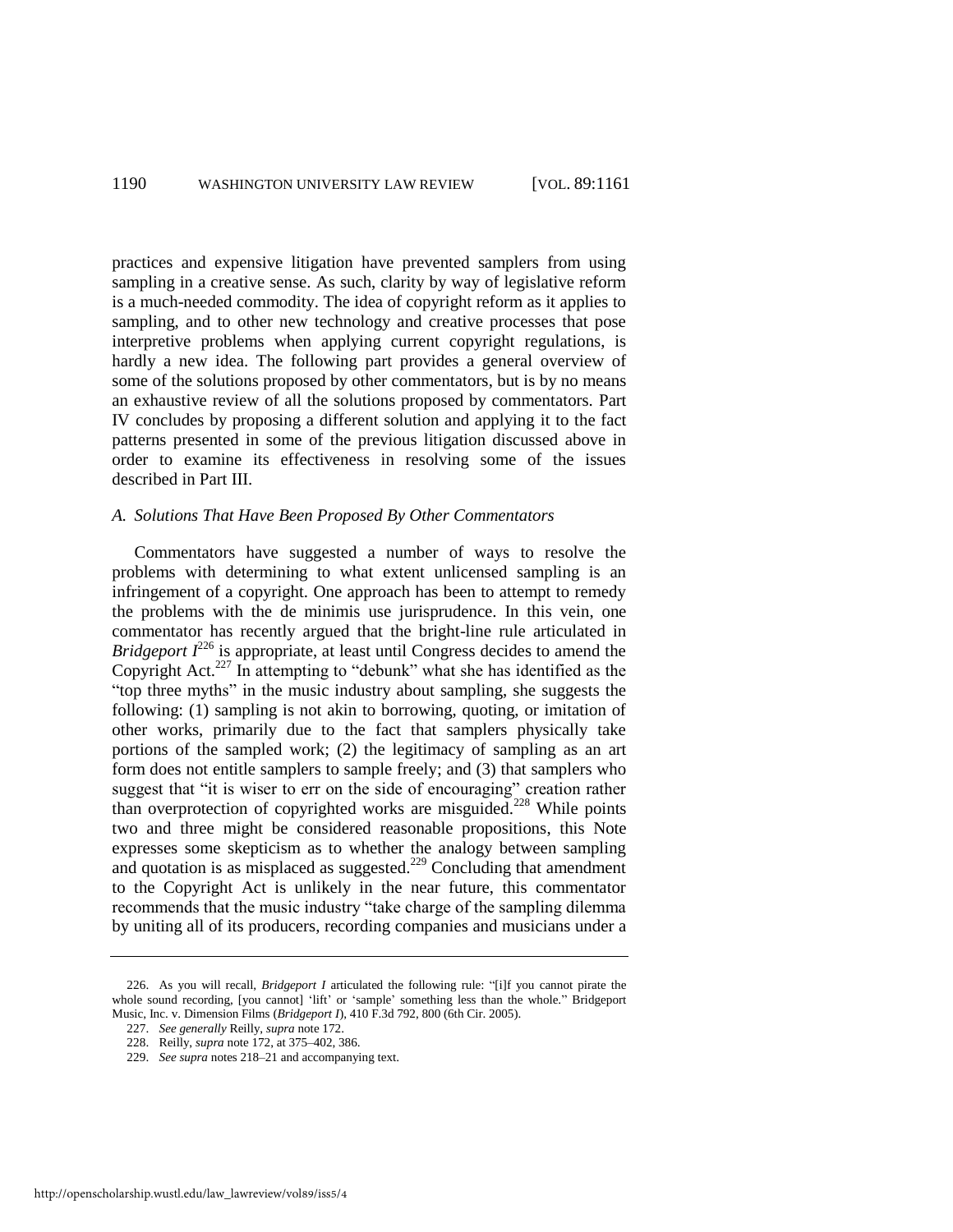practices and expensive litigation have prevented samplers from using sampling in a creative sense. As such, clarity by way of legislative reform is a much-needed commodity. The idea of copyright reform as it applies to sampling, and to other new technology and creative processes that pose interpretive problems when applying current copyright regulations, is hardly a new idea. The following part provides a general overview of some of the solutions proposed by other commentators, but is by no means an exhaustive review of all the solutions proposed by commentators. Part IV concludes by proposing a different solution and applying it to the fact patterns presented in some of the previous litigation discussed above in order to examine its effectiveness in resolving some of the issues described in Part III.

### *A. Solutions That Have Been Proposed By Other Commentators*

Commentators have suggested a number of ways to resolve the problems with determining to what extent unlicensed sampling is an infringement of a copyright. One approach has been to attempt to remedy the problems with the de minimis use jurisprudence. In this vein, one commentator has recently argued that the bright-line rule articulated in *Bridgeport I*[226] is appropriate, at least until Congress decides to amend the Copyright Act.[227] In attempting to "debunk" what she has identified as the "top three myths" in the music industry about sampling, she suggests the following: (1) sampling is not akin to borrowing, quoting, or imitation of other works, primarily due to the fact that samplers physically take portions of the sampled work; (2) the legitimacy of sampling as an art form does not entitle samplers to sample freely; and (3) that samplers who suggest that "it is wiser to err on the side of encouraging" creation rather than overprotection of copyrighted works are misguided.[228] While points two and three might be considered reasonable propositions, this Note expresses some skepticism as to whether the analogy between sampling and quotation is as misplaced as suggested.[229] Concluding that amendment to the Copyright Act is unlikely in the near future, this commentator recommends that the music industry "take charge of the sampling dilemma by uniting all of its producers, recording companies and musicians under a

---

226. As you will recall, *Bridgeport I* articulated the following rule: "[i]f you cannot pirate the whole sound recording, [you cannot] 'lift' or 'sample' something less than the whole." Bridgeport Music, Inc. v. Dimension Films (*Bridgeport I*), 410 F.3d 792, 800 (6th Cir. 2005).

227. *See generally* Reilly, *supra* note 172.

228. Reilly, *supra* note 172, at 375–402, 386.

229. *See supra* notes 218–21 and accompanying text.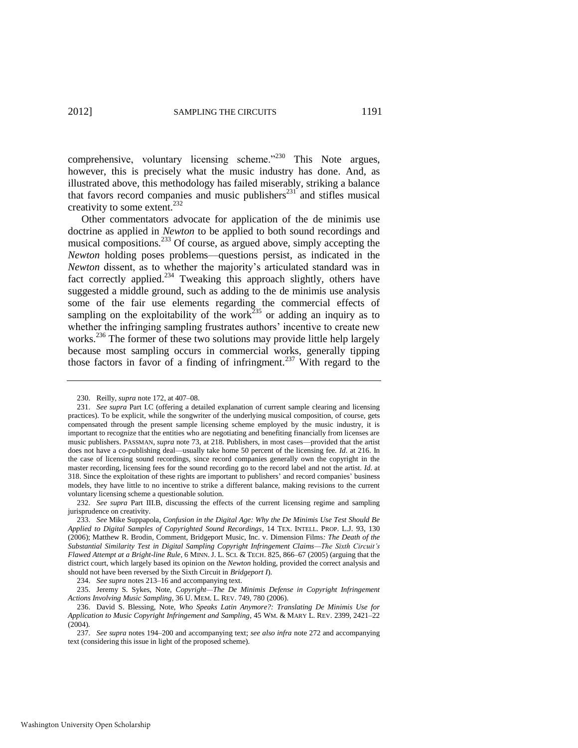comprehensive, voluntary licensing scheme."[230] This Note argues, however, this is precisely what the music industry has done. And, as illustrated above, this methodology has failed miserably, striking a balance that favors record companies and music publishers[231] and stifles musical creativity to some extent.[232]

Other commentators advocate for application of the de minimis use doctrine as applied in *Newton* to be applied to both sound recordings and musical compositions.[233] Of course, as argued above, simply accepting the *Newton* holding poses problems—questions persist, as indicated in the *Newton* dissent, as to whether the majority's articulated standard was in fact correctly applied.[234] Tweaking this approach slightly, others have suggested a middle ground, such as adding to the de minimis use analysis some of the fair use elements regarding the commercial effects of sampling on the exploitability of the work[235] or adding an inquiry as to whether the infringing sampling frustrates authors' incentive to create new works.[236] The former of these two solutions may provide little help largely because most sampling occurs in commercial works, generally tipping those factors in favor of a finding of infringment.[237] With regard to the

---

230. Reilly, *supra* note 172, at 407–08.

231. *See supra* Part I.C (offering a detailed explanation of current sample clearing and licensing practices). To be explicit, while the songwriter of the underlying musical composition, of course, gets compensated through the present sample licensing scheme employed by the music industry, it is important to recognize that the entities who are negotiating and benefiting financially from licenses are music publishers. PASSMAN, *supra* note 73, at 218. Publishers, in most cases—provided that the artist does not have a co-publishing deal—usually take home 50 percent of the licensing fee. *Id*. at 216. In the case of licensing sound recordings, since record companies generally own the copyright in the master recording, licensing fees for the sound recording go to the record label and not the artist. *Id.* at 318. Since the exploitation of these rights are important to publishers' and record companies' business models, they have little to no incentive to strike a different balance, making revisions to the current voluntary licensing scheme a questionable solution.

232. *See supra* Part III.B, discussing the effects of the current licensing regime and sampling jurisprudence on creativity.

233. *See* Mike Suppapola, *Confusion in the Digital Age: Why the De Minimis Use Test Should Be Applied to Digital Samples of Copyrighted Sound Recordings*, 14 TEX. INTELL. PROP. L.J. 93, 130 (2006); Matthew R. Brodin, Comment, *Bridgeport Music, Inc. v. Dimension Films: The Death of the Substantial Similarity Test in Digital Sampling Copyright Infringement Claims—The Sixth Circuit's Flawed Attempt at a Bright-line Rule*, 6 MINN. J. L. SCI. & TECH. 825, 866–67 (2005) (arguing that the district court, which largely based its opinion on the *Newton* holding, provided the correct analysis and should not have been reversed by the Sixth Circuit in *Bridgeport I*).

234. *See supra* notes 213–16 and accompanying text.

235. Jeremy S. Sykes, Note, *Copyright—The De Minimis Defense in Copyright Infringement Actions Involving Music Sampling*, 36 U. MEM. L. REV. 749, 780 (2006).

236. David S. Blessing, Note, *Who Speaks Latin Anymore?: Translating De Minimis Use for Application to Music Copyright Infringement and Sampling*, 45 WM. & MARY L. REV. 2399, 2421–22 (2004).

237. *See supra* notes 194–200 and accompanying text; *see also infra* note 272 and accompanying text (considering this issue in light of the proposed scheme).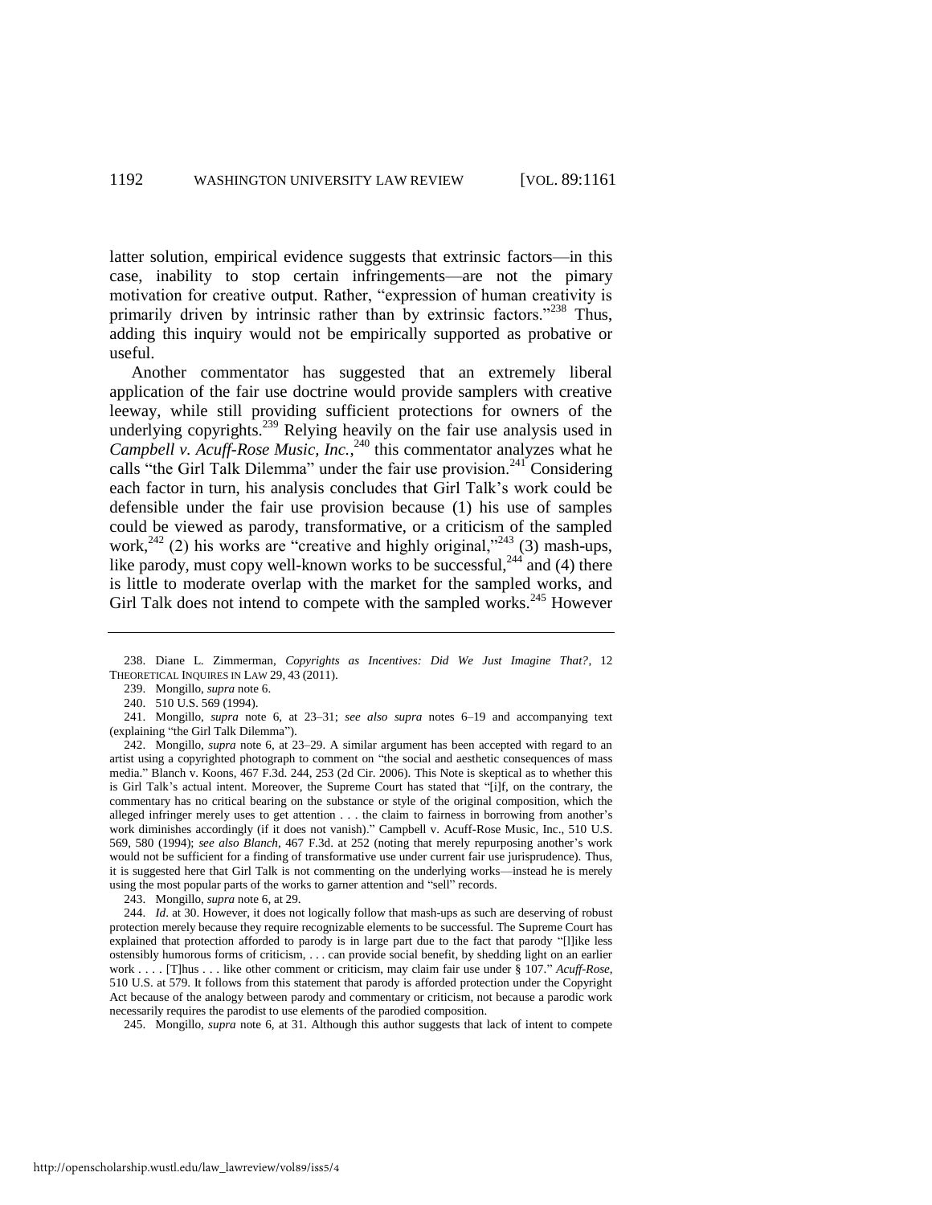latter solution, empirical evidence suggests that extrinsic factors—in this case, inability to stop certain infringements—are not the pimary motivation for creative output. Rather, "expression of human creativity is primarily driven by intrinsic rather than by extrinsic factors."[238] Thus, adding this inquiry would not be empirically supported as probative or useful.

Another commentator has suggested that an extremely liberal application of the fair use doctrine would provide samplers with creative leeway, while still providing sufficient protections for owners of the underlying copyrights.[239] Relying heavily on the fair use analysis used in *Campbell v. Acuff-Rose Music, Inc.*,[240] this commentator analyzes what he calls "the Girl Talk Dilemma" under the fair use provision.[241] Considering each factor in turn, his analysis concludes that Girl Talk's work could be defensible under the fair use provision because (1) his use of samples could be viewed as parody, transformative, or a criticism of the sampled work,[242] (2) his works are "creative and highly original,"[243] (3) mash-ups, like parody, must copy well-known works to be successful,[244] and (4) there is little to moderate overlap with the market for the sampled works, and Girl Talk does not intend to compete with the sampled works.[245] However

---

238. Diane L. Zimmerman, *Copyrights as Incentives: Did We Just Imagine That?*, 12 THEORETICAL INQUIRES IN LAW 29, 43 (2011).

239. Mongillo, *supra* note 6.

240. 510 U.S. 569 (1994).

241. Mongillo, *supra* note 6, at 23–31; *see also supra* notes 6–19 and accompanying text (explaining "the Girl Talk Dilemma").

242. Mongillo, *supra* note 6, at 23–29. A similar argument has been accepted with regard to an artist using a copyrighted photograph to comment on "the social and aesthetic consequences of mass media." Blanch v. Koons, 467 F.3d. 244, 253 (2d Cir. 2006). This Note is skeptical as to whether this is Girl Talk's actual intent. Moreover, the Supreme Court has stated that "[i]f, on the contrary, the commentary has no critical bearing on the substance or style of the original composition, which the alleged infringer merely uses to get attention . . . the claim to fairness in borrowing from another's work diminishes accordingly (if it does not vanish)." Campbell v. Acuff-Rose Music, Inc., 510 U.S. 569, 580 (1994); *see also Blanch*, 467 F.3d. at 252 (noting that merely repurposing another's work would not be sufficient for a finding of transformative use under current fair use jurisprudence). Thus, it is suggested here that Girl Talk is not commenting on the underlying works—instead he is merely using the most popular parts of the works to garner attention and "sell" records.

243. Mongillo, *supra* note 6, at 29.

244. *Id*. at 30. However, it does not logically follow that mash-ups as such are deserving of robust protection merely because they require recognizable elements to be successful. The Supreme Court has explained that protection afforded to parody is in large part due to the fact that parody "[l]ike less ostensibly humorous forms of criticism, . . . can provide social benefit, by shedding light on an earlier work . . . . [T]hus . . . like other comment or criticism, may claim fair use under § 107." *Acuff-Rose*, 510 U.S. at 579. It follows from this statement that parody is afforded protection under the Copyright Act because of the analogy between parody and commentary or criticism, not because a parodic work necessarily requires the parodist to use elements of the parodied composition.

245. Mongillo, *supra* note 6, at 31. Although this author suggests that lack of intent to compete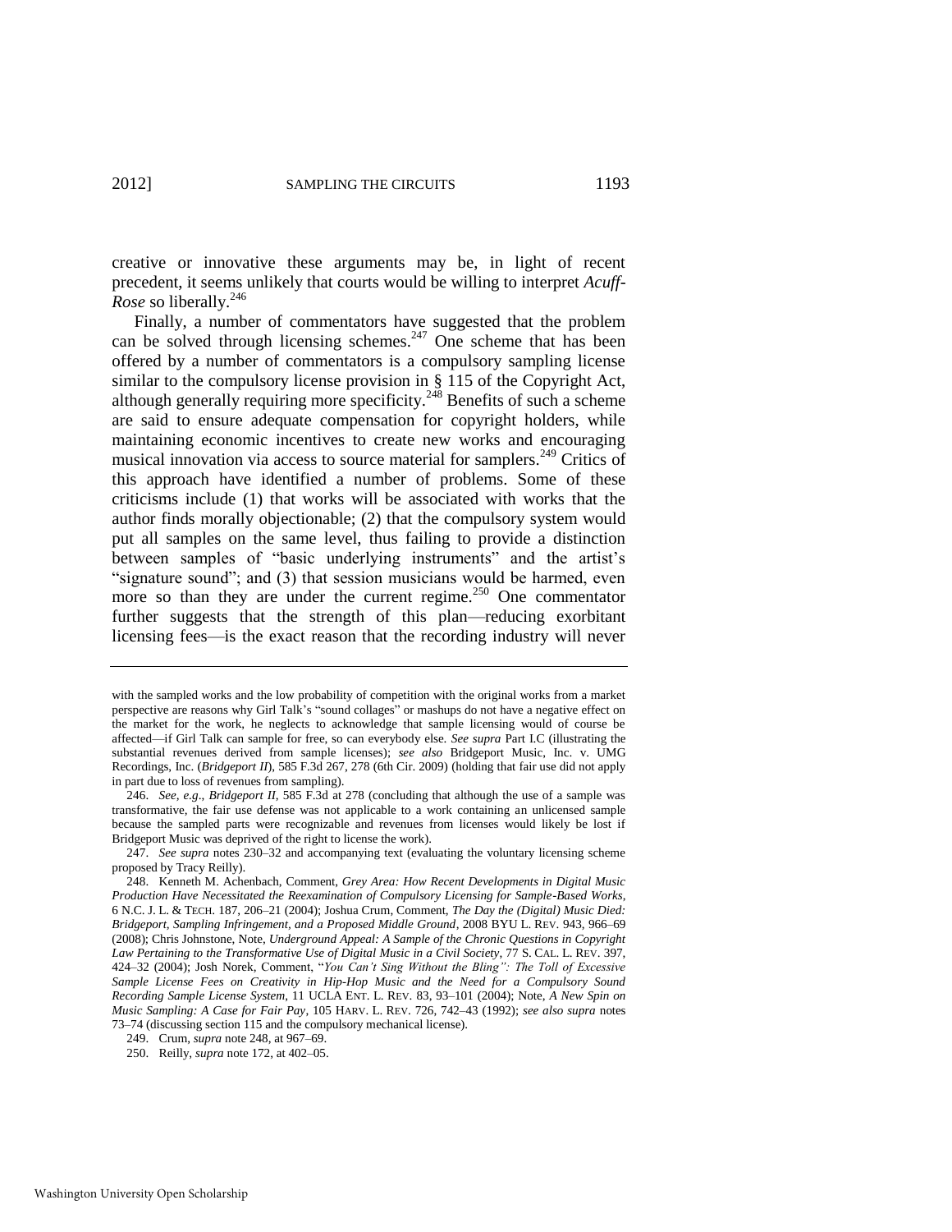creative or innovative these arguments may be, in light of recent precedent, it seems unlikely that courts would be willing to interpret *Acuff-Rose* so liberally.[246]

Finally, a number of commentators have suggested that the problem can be solved through licensing schemes.[247] One scheme that has been offered by a number of commentators is a compulsory sampling license similar to the compulsory license provision in § 115 of the Copyright Act, although generally requiring more specificity.[248] Benefits of such a scheme are said to ensure adequate compensation for copyright holders, while maintaining economic incentives to create new works and encouraging musical innovation via access to source material for samplers.[249] Critics of this approach have identified a number of problems. Some of these criticisms include (1) that works will be associated with works that the author finds morally objectionable; (2) that the compulsory system would put all samples on the same level, thus failing to provide a distinction between samples of "basic underlying instruments" and the artist's "signature sound"; and (3) that session musicians would be harmed, even more so than they are under the current regime.[250] One commentator further suggests that the strength of this plan—reducing exorbitant licensing fees—is the exact reason that the recording industry will never

---

with the sampled works and the low probability of competition with the original works from a market perspective are reasons why Girl Talk's "sound collages" or mashups do not have a negative effect on the market for the work, he neglects to acknowledge that sample licensing would of course be affected—if Girl Talk can sample for free, so can everybody else. *See supra* Part I.C (illustrating the substantial revenues derived from sample licenses); *see also* Bridgeport Music, Inc. v. UMG Recordings, Inc. (*Bridgeport II*), 585 F.3d 267, 278 (6th Cir. 2009) (holding that fair use did not apply in part due to loss of revenues from sampling).

246. *See, e.g.*, *Bridgeport II*, 585 F.3d at 278 (concluding that although the use of a sample was transformative, the fair use defense was not applicable to a work containing an unlicensed sample because the sampled parts were recognizable and revenues from licenses would likely be lost if Bridgeport Music was deprived of the right to license the work).

247. *See supra* notes 230–32 and accompanying text (evaluating the voluntary licensing scheme proposed by Tracy Reilly).

248. Kenneth M. Achenbach, Comment, *Grey Area: How Recent Developments in Digital Music Production Have Necessitated the Reexamination of Compulsory Licensing for Sample-Based Works*, 6 N.C. J. L. & TECH. 187, 206–21 (2004); Joshua Crum, Comment, *The Day the (Digital) Music Died: Bridgeport, Sampling Infringement, and a Proposed Middle Ground*, 2008 BYU L. REV. 943, 966–69 (2008); Chris Johnstone, Note, *Underground Appeal: A Sample of the Chronic Questions in Copyright Law Pertaining to the Transformative Use of Digital Music in a Civil Society*, 77 S. CAL. L. REV. 397, 424–32 (2004); Josh Norek, Comment, "*You Can't Sing Without the Bling": The Toll of Excessive Sample License Fees on Creativity in Hip-Hop Music and the Need for a Compulsory Sound Recording Sample License System*, 11 UCLA ENT. L. REV. 83, 93–101 (2004); Note, *A New Spin on Music Sampling: A Case for Fair Pay*, 105 HARV. L. REV. 726, 742–43 (1992); *see also supra* notes 73–74 (discussing section 115 and the compulsory mechanical license).

249. Crum, *supra* note 248, at 967–69.

250. Reilly, *supra* note 172, at 402–05.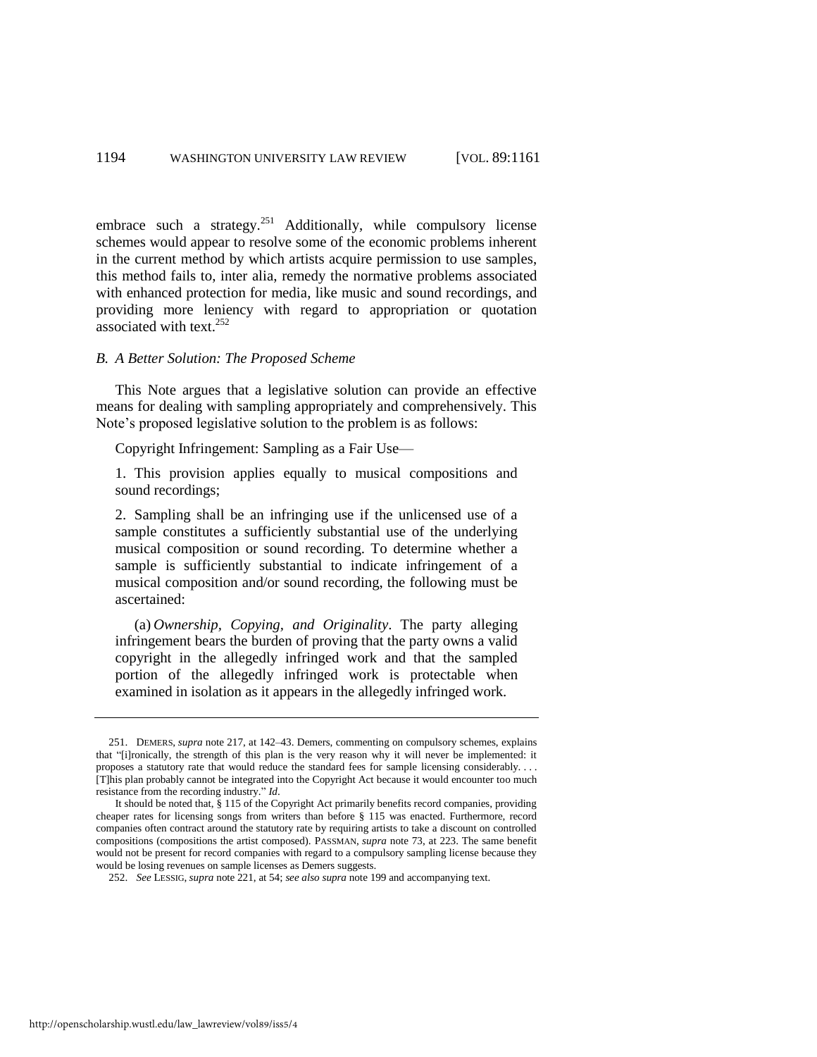embrace such a strategy.[251] Additionally, while compulsory license schemes would appear to resolve some of the economic problems inherent in the current method by which artists acquire permission to use samples, this method fails to, inter alia, remedy the normative problems associated with enhanced protection for media, like music and sound recordings, and providing more leniency with regard to appropriation or quotation associated with text.[252]

### *B. A Better Solution: The Proposed Scheme*

This Note argues that a legislative solution can provide an effective means for dealing with sampling appropriately and comprehensively. This Note's proposed legislative solution to the problem is as follows:

> Copyright Infringement: Sampling as a Fair Use—
>
> 1. This provision applies equally to musical compositions and sound recordings;
>
> 2. Sampling shall be an infringing use if the unlicensed use of a sample constitutes a sufficiently substantial use of the underlying musical composition or sound recording. To determine whether a sample is sufficiently substantial to indicate infringement of a musical composition and/or sound recording, the following must be ascertained:
>
> (a) *Ownership, Copying, and Originality*. The party alleging infringement bears the burden of proving that the party owns a valid copyright in the allegedly infringed work and that the sampled portion of the allegedly infringed work is protectable when examined in isolation as it appears in the allegedly infringed work.

---

251. DEMERS, *supra* note 217, at 142–43. Demers, commenting on compulsory schemes, explains that "[i]ronically, the strength of this plan is the very reason why it will never be implemented: it proposes a statutory rate that would reduce the standard fees for sample licensing considerably. . . . [T]his plan probably cannot be integrated into the Copyright Act because it would encounter too much resistance from the recording industry." *Id*.

It should be noted that, § 115 of the Copyright Act primarily benefits record companies, providing cheaper rates for licensing songs from writers than before § 115 was enacted. Furthermore, record companies often contract around the statutory rate by requiring artists to take a discount on controlled compositions (compositions the artist composed). PASSMAN, *supra* note 73, at 223. The same benefit would not be present for record companies with regard to a compulsory sampling license because they would be losing revenues on sample licenses as Demers suggests.

252. *See* LESSIG, *supra* note 221, at 54; *see also supra* note 199 and accompanying text.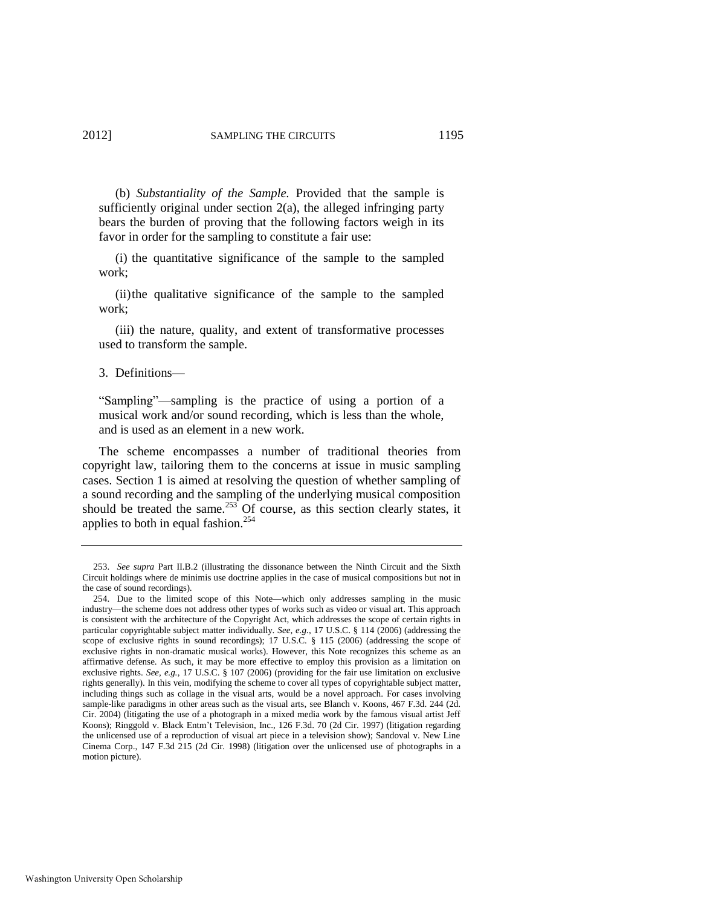(b) *Substantiality of the Sample.* Provided that the sample is sufficiently original under section 2(a), the alleged infringing party bears the burden of proving that the following factors weigh in its favor in order for the sampling to constitute a fair use:

(i) the quantitative significance of the sample to the sampled work;

(ii) the qualitative significance of the sample to the sampled work;

(iii) the nature, quality, and extent of transformative processes used to transform the sample.

3. Definitions—

"Sampling"—sampling is the practice of using a portion of a musical work and/or sound recording, which is less than the whole, and is used as an element in a new work.

The scheme encompasses a number of traditional theories from copyright law, tailoring them to the concerns at issue in music sampling cases. Section 1 is aimed at resolving the question of whether sampling of a sound recording and the sampling of the underlying musical composition should be treated the same.[253] Of course, as this section clearly states, it applies to both in equal fashion.[254]

---

253. *See supra* Part II.B.2 (illustrating the dissonance between the Ninth Circuit and the Sixth Circuit holdings where de minimis use doctrine applies in the case of musical compositions but not in the case of sound recordings).

254. Due to the limited scope of this Note—which only addresses sampling in the music industry—the scheme does not address other types of works such as video or visual art. This approach is consistent with the architecture of the Copyright Act, which addresses the scope of certain rights in particular copyrightable subject matter individually. *See, e.g.*, 17 U.S.C. § 114 (2006) (addressing the scope of exclusive rights in sound recordings); 17 U.S.C. § 115 (2006) (addressing the scope of exclusive rights in non-dramatic musical works). However, this Note recognizes this scheme as an affirmative defense. As such, it may be more effective to employ this provision as a limitation on exclusive rights. *See, e.g.*, 17 U.S.C. § 107 (2006) (providing for the fair use limitation on exclusive rights generally). In this vein, modifying the scheme to cover all types of copyrightable subject matter, including things such as collage in the visual arts, would be a novel approach. For cases involving sample-like paradigms in other areas such as the visual arts, see Blanch v. Koons, 467 F.3d. 244 (2d. Cir. 2004) (litigating the use of a photograph in a mixed media work by the famous visual artist Jeff Koons); Ringgold v. Black Entm't Television, Inc., 126 F.3d. 70 (2d Cir. 1997) (litigation regarding the unlicensed use of a reproduction of visual art piece in a television show); Sandoval v. New Line Cinema Corp., 147 F.3d 215 (2d Cir. 1998) (litigation over the unlicensed use of photographs in a motion picture).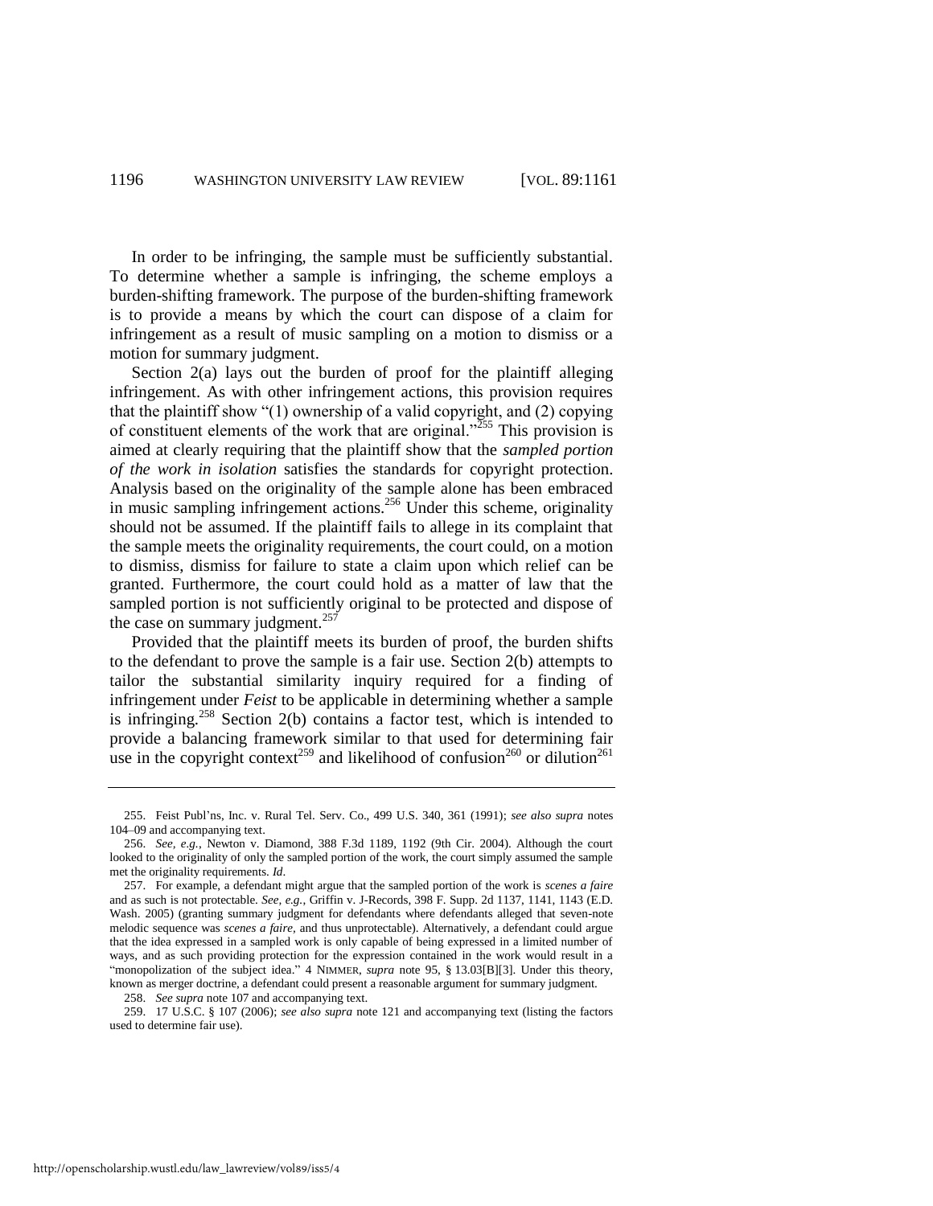In order to be infringing, the sample must be sufficiently substantial. To determine whether a sample is infringing, the scheme employs a burden-shifting framework. The purpose of the burden-shifting framework is to provide a means by which the court can dispose of a claim for infringement as a result of music sampling on a motion to dismiss or a motion for summary judgment.

Section 2(a) lays out the burden of proof for the plaintiff alleging infringement. As with other infringement actions, this provision requires that the plaintiff show "(1) ownership of a valid copyright, and (2) copying of constituent elements of the work that are original."[255] This provision is aimed at clearly requiring that the plaintiff show that the *sampled portion of the work in isolation* satisfies the standards for copyright protection. Analysis based on the originality of the sample alone has been embraced in music sampling infringement actions.[256] Under this scheme, originality should not be assumed. If the plaintiff fails to allege in its complaint that the sample meets the originality requirements, the court could, on a motion to dismiss, dismiss for failure to state a claim upon which relief can be granted. Furthermore, the court could hold as a matter of law that the sampled portion is not sufficiently original to be protected and dispose of the case on summary judgment.[257]

Provided that the plaintiff meets its burden of proof, the burden shifts to the defendant to prove the sample is a fair use. Section 2(b) attempts to tailor the substantial similarity inquiry required for a finding of infringement under *Feist* to be applicable in determining whether a sample is infringing.[258] Section 2(b) contains a factor test, which is intended to provide a balancing framework similar to that used for determining fair use in the copyright context[259] and likelihood of confusion[260] or dilution[261]

---

255. Feist Publ'ns, Inc. v. Rural Tel. Serv. Co., 499 U.S. 340, 361 (1991); *see also supra* notes 104–09 and accompanying text.

256. *See, e.g.*, Newton v. Diamond, 388 F.3d 1189, 1192 (9th Cir. 2004). Although the court looked to the originality of only the sampled portion of the work, the court simply assumed the sample met the originality requirements. *Id*.

257. For example, a defendant might argue that the sampled portion of the work is *scenes a faire* and as such is not protectable. *See, e.g.*, Griffin v. J-Records, 398 F. Supp. 2d 1137, 1141, 1143 (E.D. Wash. 2005) (granting summary judgment for defendants where defendants alleged that seven-note melodic sequence was *scenes a faire*, and thus unprotectable). Alternatively, a defendant could argue that the idea expressed in a sampled work is only capable of being expressed in a limited number of ways, and as such providing protection for the expression contained in the work would result in a "monopolization of the subject idea." 4 NIMMER, *supra* note 95, § 13.03[B][3]. Under this theory, known as merger doctrine, a defendant could present a reasonable argument for summary judgment.

258. *See supra* note 107 and accompanying text.

259. 17 U.S.C. § 107 (2006); *see also supra* note 121 and accompanying text (listing the factors used to determine fair use).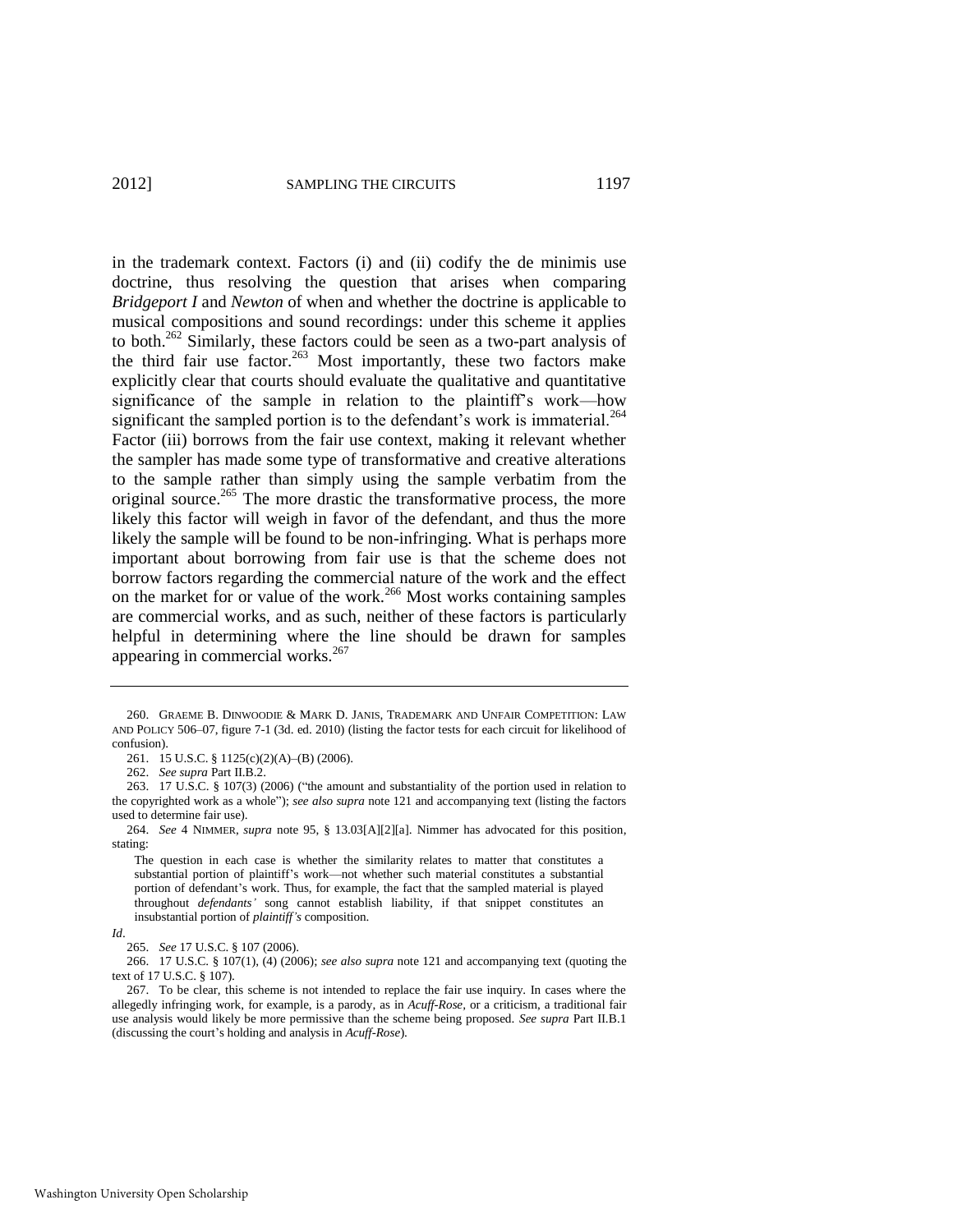in the trademark context. Factors (i) and (ii) codify the de minimis use doctrine, thus resolving the question that arises when comparing *Bridgeport I* and *Newton* of when and whether the doctrine is applicable to musical compositions and sound recordings: under this scheme it applies to both.[262] Similarly, these factors could be seen as a two-part analysis of the third fair use factor.[263] Most importantly, these two factors make explicitly clear that courts should evaluate the qualitative and quantitative significance of the sample in relation to the plaintiff's work—how significant the sampled portion is to the defendant's work is immaterial.[264] Factor (iii) borrows from the fair use context, making it relevant whether the sampler has made some type of transformative and creative alterations to the sample rather than simply using the sample verbatim from the original source.[265] The more drastic the transformative process, the more likely this factor will weigh in favor of the defendant, and thus the more likely the sample will be found to be non-infringing. What is perhaps more important about borrowing from fair use is that the scheme does not borrow factors regarding the commercial nature of the work and the effect on the market for or value of the work.[266] Most works containing samples are commercial works, and as such, neither of these factors is particularly helpful in determining where the line should be drawn for samples appearing in commercial works.[267]

---

260. GRAEME B. DINWOODIE & MARK D. JANIS, TRADEMARK AND UNFAIR COMPETITION: LAW AND POLICY 506–07, figure 7-1 (3d. ed. 2010) (listing the factor tests for each circuit for likelihood of confusion).

261. 15 U.S.C. § 1125(c)(2)(A)–(B) (2006).

262. *See supra* Part II.B.2.

263. 17 U.S.C. § 107(3) (2006) ("the amount and substantiality of the portion used in relation to the copyrighted work as a whole"); *see also supra* note 121 and accompanying text (listing the factors used to determine fair use).

264. *See* 4 NIMMER, *supra* note 95, § 13.03[A][2][a]. Nimmer has advocated for this position, stating:

> The question in each case is whether the similarity relates to matter that constitutes a substantial portion of plaintiff's work—not whether such material constitutes a substantial portion of defendant's work. Thus, for example, the fact that the sampled material is played throughout *defendants'* song cannot establish liability, if that snippet constitutes an insubstantial portion of *plaintiff's* composition.

*Id*.

265. *See* 17 U.S.C. § 107 (2006).

266. 17 U.S.C. § 107(1), (4) (2006); *see also supra* note 121 and accompanying text (quoting the text of 17 U.S.C. § 107).

267. To be clear, this scheme is not intended to replace the fair use inquiry. In cases where the allegedly infringing work, for example, is a parody, as in *Acuff-Rose*, or a criticism, a traditional fair use analysis would likely be more permissive than the scheme being proposed. *See supra* Part II.B.1 (discussing the court's holding and analysis in *Acuff-Rose*).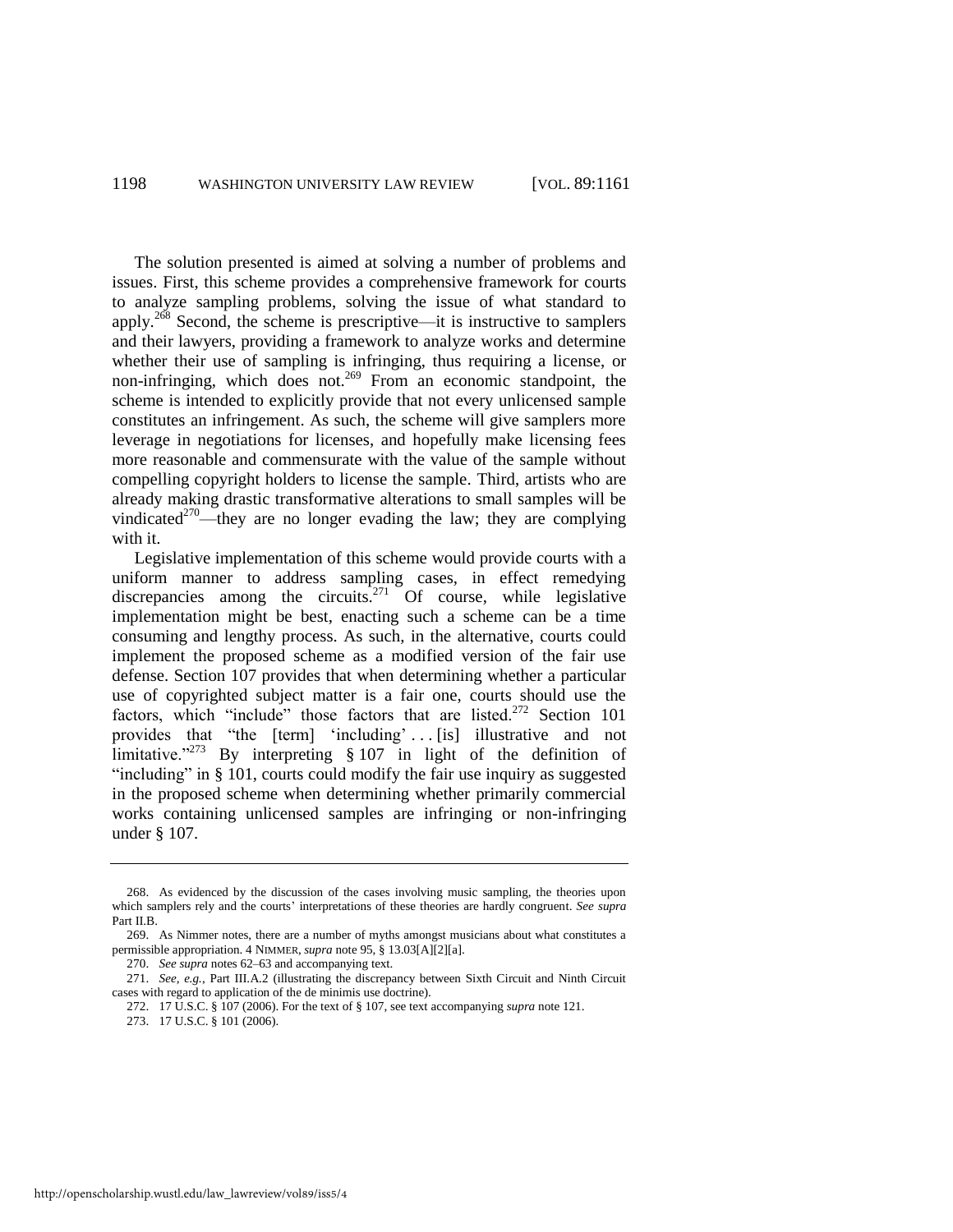The solution presented is aimed at solving a number of problems and issues. First, this scheme provides a comprehensive framework for courts to analyze sampling problems, solving the issue of what standard to apply.[268] Second, the scheme is prescriptive—it is instructive to samplers and their lawyers, providing a framework to analyze works and determine whether their use of sampling is infringing, thus requiring a license, or non-infringing, which does not.[269] From an economic standpoint, the scheme is intended to explicitly provide that not every unlicensed sample constitutes an infringement. As such, the scheme will give samplers more leverage in negotiations for licenses, and hopefully make licensing fees more reasonable and commensurate with the value of the sample without compelling copyright holders to license the sample. Third, artists who are already making drastic transformative alterations to small samples will be vindicated[270]—they are no longer evading the law; they are complying with it.

Legislative implementation of this scheme would provide courts with a uniform manner to address sampling cases, in effect remedying discrepancies among the circuits.[271] Of course, while legislative implementation might be best, enacting such a scheme can be a time consuming and lengthy process. As such, in the alternative, courts could implement the proposed scheme as a modified version of the fair use defense. Section 107 provides that when determining whether a particular use of copyrighted subject matter is a fair one, courts should use the factors, which "include" those factors that are listed.[272] Section 101 provides that "the [term] 'including' . . . [is] illustrative and not limitative."[273] By interpreting § 107 in light of the definition of "including" in § 101, courts could modify the fair use inquiry as suggested in the proposed scheme when determining whether primarily commercial works containing unlicensed samples are infringing or non-infringing under § 107.

---

268. As evidenced by the discussion of the cases involving music sampling, the theories upon which samplers rely and the courts' interpretations of these theories are hardly congruent. *See supra* Part II.B.

269. As Nimmer notes, there are a number of myths amongst musicians about what constitutes a permissible appropriation. 4 NIMMER, *supra* note 95, § 13.03[A][2][a].

270. *See supra* notes 62–63 and accompanying text.

271. *See, e.g.*, Part III.A.2 (illustrating the discrepancy between Sixth Circuit and Ninth Circuit cases with regard to application of the de minimis use doctrine).

272. 17 U.S.C. § 107 (2006). For the text of § 107, see text accompanying *supra* note 121.

273. 17 U.S.C. § 101 (2006).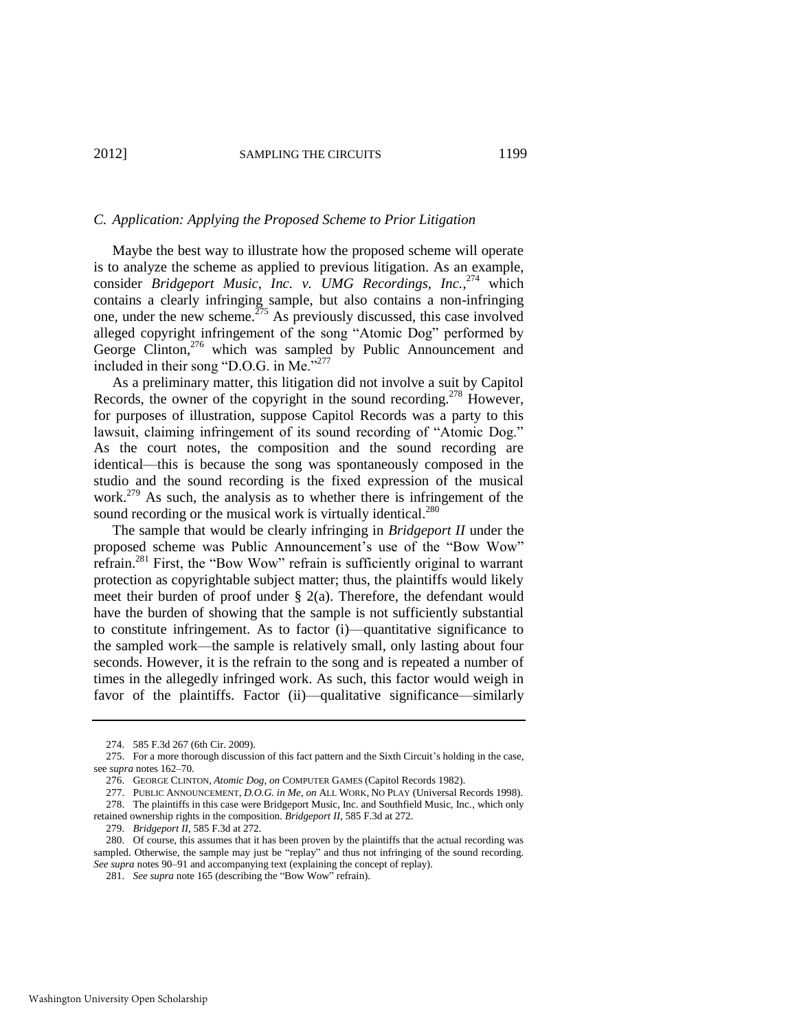### C. Application: Applying the Proposed Scheme to Prior Litigation

Maybe the best way to illustrate how the proposed scheme will operate is to analyze the scheme as applied to previous litigation. As an example, consider *Bridgeport Music, Inc. v. UMG Recordings, Inc.*,[274] which contains a clearly infringing sample, but also contains a non-infringing one, under the new scheme.[275] As previously discussed, this case involved alleged copyright infringement of the song "Atomic Dog" performed by George Clinton,[276] which was sampled by Public Announcement and included in their song "D.O.G. in Me."[277]

As a preliminary matter, this litigation did not involve a suit by Capitol Records, the owner of the copyright in the sound recording.[278] However, for purposes of illustration, suppose Capitol Records was a party to this lawsuit, claiming infringement of its sound recording of "Atomic Dog." As the court notes, the composition and the sound recording are identical—this is because the song was spontaneously composed in the studio and the sound recording is the fixed expression of the musical work.[279] As such, the analysis as to whether there is infringement of the sound recording or the musical work is virtually identical.[280]

The sample that would be clearly infringing in *Bridgeport II* under the proposed scheme was Public Announcement's use of the "Bow Wow" refrain.[281] First, the "Bow Wow" refrain is sufficiently original to warrant protection as copyrightable subject matter; thus, the plaintiffs would likely meet their burden of proof under § 2(a). Therefore, the defendant would have the burden of showing that the sample is not sufficiently substantial to constitute infringement. As to factor (i)—quantitative significance to the sampled work—the sample is relatively small, only lasting about four seconds. However, it is the refrain to the song and is repeated a number of times in the allegedly infringed work. As such, this factor would weigh in favor of the plaintiffs. Factor (ii)—qualitative significance—similarly

---

274. 585 F.3d 267 (6th Cir. 2009).

275. For a more thorough discussion of this fact pattern and the Sixth Circuit's holding in the case, see *supra* notes 162–70.

276. GEORGE CLINTON, *Atomic Dog*, *on* COMPUTER GAMES (Capitol Records 1982).

277. PUBLIC ANNOUNCEMENT, *D.O.G. in Me*, *on* ALL WORK, NO PLAY (Universal Records 1998).

278. The plaintiffs in this case were Bridgeport Music, Inc. and Southfield Music, Inc., which only retained ownership rights in the composition. *Bridgeport II*, 585 F.3d at 272.

279. *Bridgeport II*, 585 F.3d at 272.

280. Of course, this assumes that it has been proven by the plaintiffs that the actual recording was sampled. Otherwise, the sample may just be "replay" and thus not infringing of the sound recording. *See supra* notes 90–91 and accompanying text (explaining the concept of replay).

281. *See supra* note 165 (describing the "Bow Wow" refrain).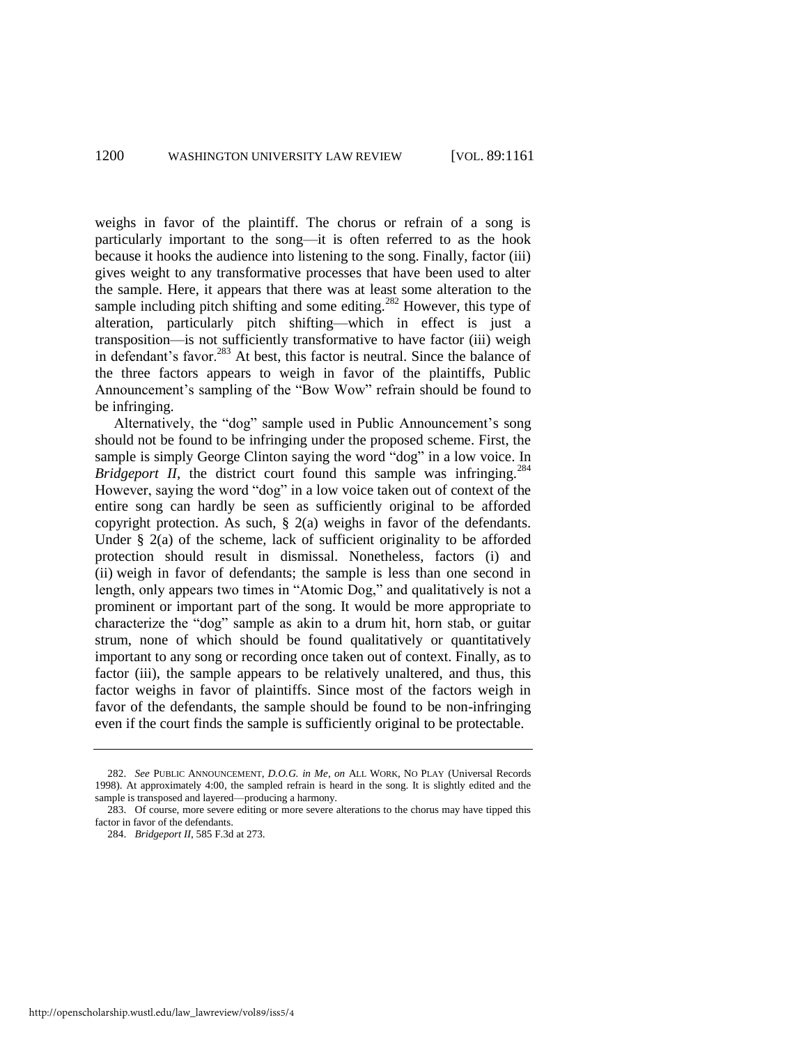weighs in favor of the plaintiff. The chorus or refrain of a song is particularly important to the song—it is often referred to as the hook because it hooks the audience into listening to the song. Finally, factor (iii) gives weight to any transformative processes that have been used to alter the sample. Here, it appears that there was at least some alteration to the sample including pitch shifting and some editing.[282] However, this type of alteration, particularly pitch shifting—which in effect is just a transposition—is not sufficiently transformative to have factor (iii) weigh in defendant's favor.[283] At best, this factor is neutral. Since the balance of the three factors appears to weigh in favor of the plaintiffs, Public Announcement's sampling of the "Bow Wow" refrain should be found to be infringing.

Alternatively, the "dog" sample used in Public Announcement's song should not be found to be infringing under the proposed scheme. First, the sample is simply George Clinton saying the word "dog" in a low voice. In *Bridgeport II*, the district court found this sample was infringing.[284] However, saying the word "dog" in a low voice taken out of context of the entire song can hardly be seen as sufficiently original to be afforded copyright protection. As such, § 2(a) weighs in favor of the defendants. Under § 2(a) of the scheme, lack of sufficient originality to be afforded protection should result in dismissal. Nonetheless, factors (i) and (ii) weigh in favor of defendants; the sample is less than one second in length, only appears two times in "Atomic Dog," and qualitatively is not a prominent or important part of the song. It would be more appropriate to characterize the "dog" sample as akin to a drum hit, horn stab, or guitar strum, none of which should be found qualitatively or quantitatively important to any song or recording once taken out of context. Finally, as to factor (iii), the sample appears to be relatively unaltered, and thus, this factor weighs in favor of plaintiffs. Since most of the factors weigh in favor of the defendants, the sample should be found to be non-infringing even if the court finds the sample is sufficiently original to be protectable.

---

282. *See* PUBLIC ANNOUNCEMENT, *D.O.G. in Me*, *on* ALL WORK, NO PLAY (Universal Records 1998). At approximately 4:00, the sampled refrain is heard in the song. It is slightly edited and the sample is transposed and layered—producing a harmony.

283. Of course, more severe editing or more severe alterations to the chorus may have tipped this factor in favor of the defendants.

284. *Bridgeport II*, 585 F.3d at 273.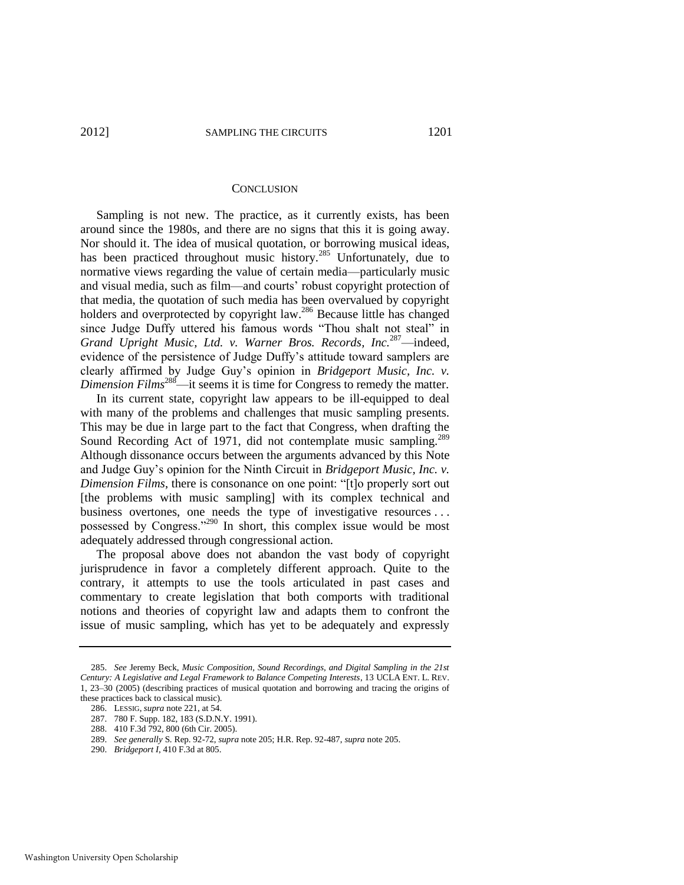## CONCLUSION

Sampling is not new. The practice, as it currently exists, has been around since the 1980s, and there are no signs that this it is going away. Nor should it. The idea of musical quotation, or borrowing musical ideas, has been practiced throughout music history.[285] Unfortunately, due to normative views regarding the value of certain media—particularly music and visual media, such as film—and courts' robust copyright protection of that media, the quotation of such media has been overvalued by copyright holders and overprotected by copyright law.[286] Because little has changed since Judge Duffy uttered his famous words "Thou shalt not steal" in *Grand Upright Music, Ltd. v. Warner Bros. Records, Inc.*[287]—indeed, evidence of the persistence of Judge Duffy's attitude toward samplers are clearly affirmed by Judge Guy's opinion in *Bridgeport Music, Inc. v. Dimension Films*[288]—it seems it is time for Congress to remedy the matter.

In its current state, copyright law appears to be ill-equipped to deal with many of the problems and challenges that music sampling presents. This may be due in large part to the fact that Congress, when drafting the Sound Recording Act of 1971, did not contemplate music sampling.[289] Although dissonance occurs between the arguments advanced by this Note and Judge Guy's opinion for the Ninth Circuit in *Bridgeport Music, Inc. v. Dimension Films*, there is consonance on one point: "[t]o properly sort out [the problems with music sampling] with its complex technical and business overtones, one needs the type of investigative resources . . . possessed by Congress."[290] In short, this complex issue would be most adequately addressed through congressional action.

The proposal above does not abandon the vast body of copyright jurisprudence in favor a completely different approach. Quite to the contrary, it attempts to use the tools articulated in past cases and commentary to create legislation that both comports with traditional notions and theories of copyright law and adapts them to confront the issue of music sampling, which has yet to be adequately and expressly

---

285. *See* Jeremy Beck, *Music Composition, Sound Recordings, and Digital Sampling in the 21st Century: A Legislative and Legal Framework to Balance Competing Interests*, 13 UCLA ENT. L. REV. 1, 23–30 (2005) (describing practices of musical quotation and borrowing and tracing the origins of these practices back to classical music).

286. LESSIG, *supra* note 221, at 54.

287. 780 F. Supp. 182, 183 (S.D.N.Y. 1991).

288. 410 F.3d 792, 800 (6th Cir. 2005).

289. *See generally* S. Rep. 92-72, *supra* note 205; H.R. Rep. 92-487, *supra* note 205.

290. *Bridgeport I*, 410 F.3d at 805.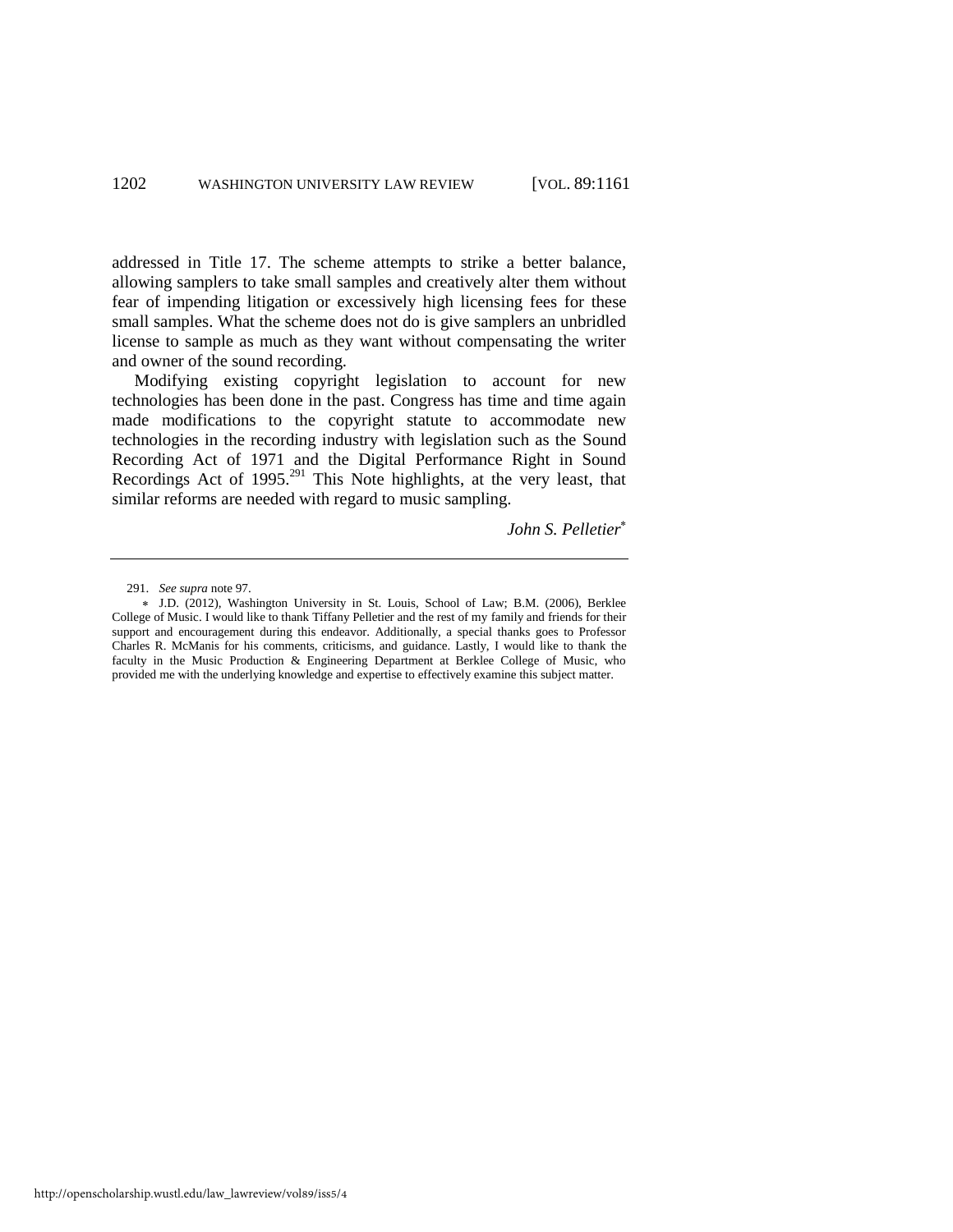addressed in Title 17. The scheme attempts to strike a better balance, allowing samplers to take small samples and creatively alter them without fear of impending litigation or excessively high licensing fees for these small samples. What the scheme does not do is give samplers an unbridled license to sample as much as they want without compensating the writer and owner of the sound recording.

Modifying existing copyright legislation to account for new technologies has been done in the past. Congress has time and time again made modifications to the copyright statute to accommodate new technologies in the recording industry with legislation such as the Sound Recording Act of 1971 and the Digital Performance Right in Sound Recordings Act of 1995.[291] This Note highlights, at the very least, that similar reforms are needed with regard to music sampling.

*John S. Pelletier*[*]

---

291. *See supra* note 97.

\* J.D. (2012), Washington University in St. Louis, School of Law; B.M. (2006), Berklee College of Music. I would like to thank Tiffany Pelletier and the rest of my family and friends for their support and encouragement during this endeavor. Additionally, a special thanks goes to Professor Charles R. McManis for his comments, criticisms, and guidance. Lastly, I would like to thank the faculty in the Music Production & Engineering Department at Berklee College of Music, who provided me with the underlying knowledge and expertise to effectively examine this subject matter.